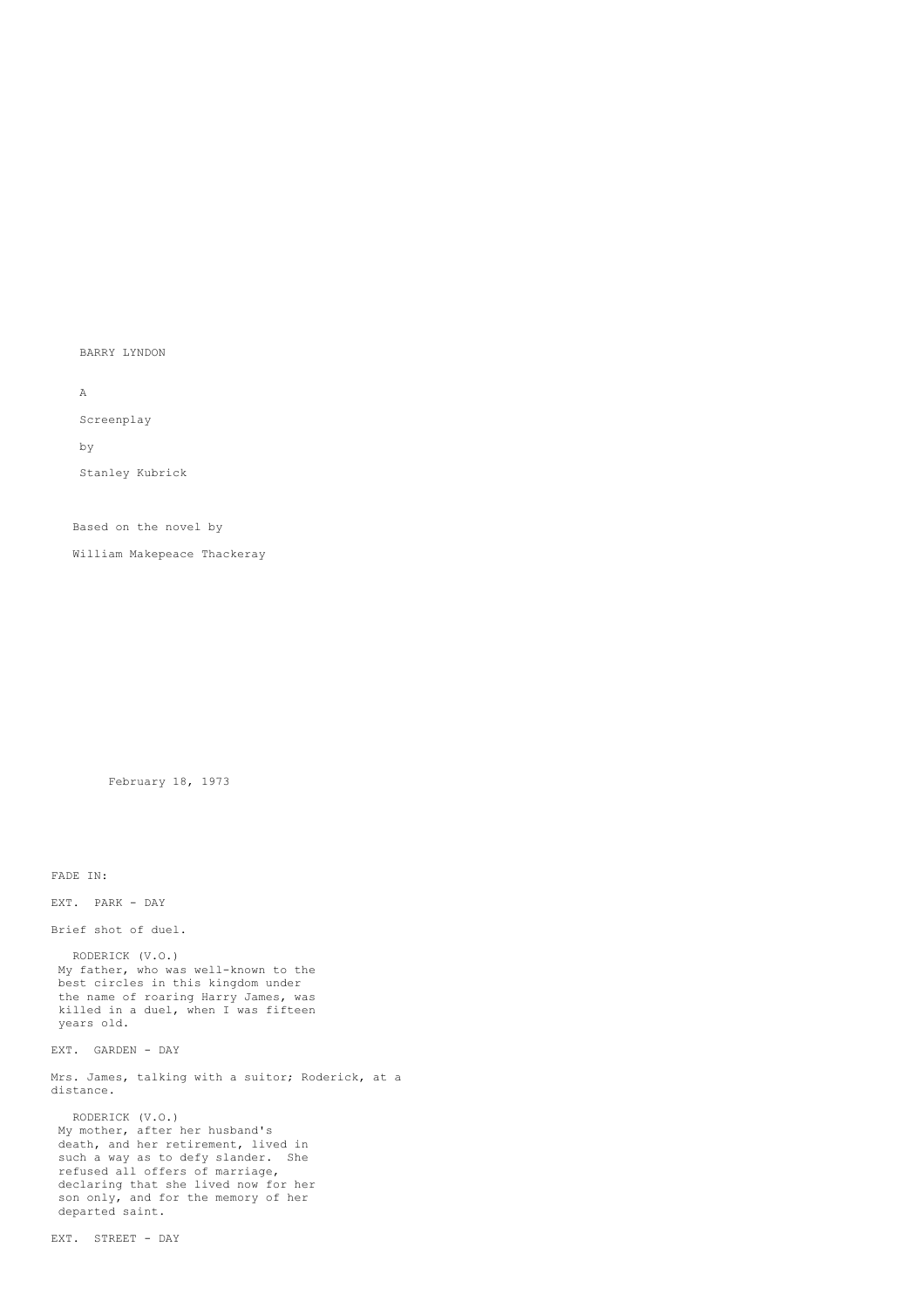BARRY LYNDON

A

Screenplay

by

Stanley Kubrick

Based on the novel by

William Makepeace Thackeray

February 18, 1973

FADE IN:

EXT. PARK - DAY

Brief shot of duel.

RODERICK (V.O.)
My father, who was well-known to the best circles in this kingdom under the name of roaring Harry James, was killed in a duel, when I was fifteen years old.

EXT. GARDEN - DAY

Mrs. James, talking with a suitor; Roderick, at a distance.

RODERICK (V.O.)
My mother, after her husband's death, and her retirement, lived in such a way as to defy slander. She refused all offers of marriage, declaring that she lived now for her son only, and for the memory of her departed saint.

EXT. STREET - DAY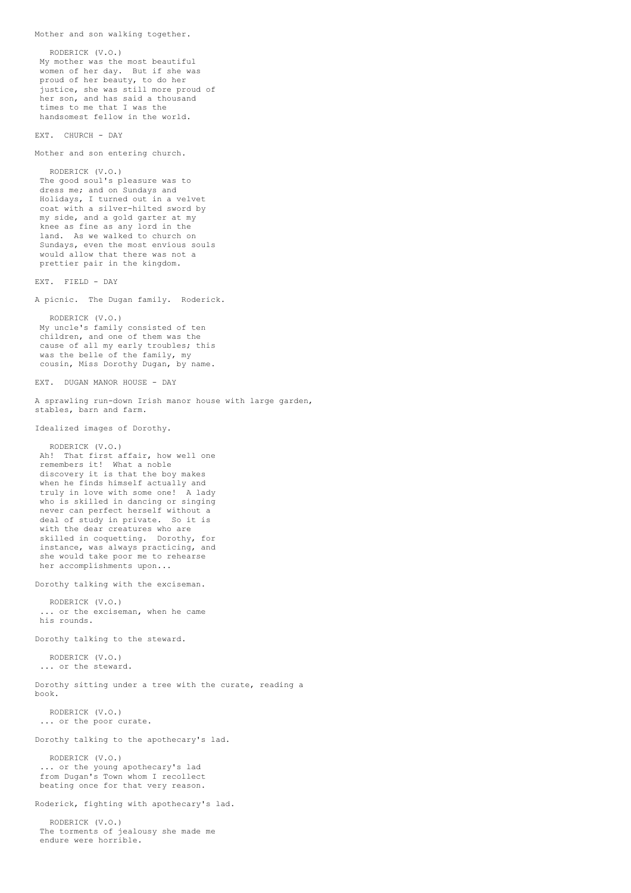Mother and son walking together.

RODERICK (V.O.)
My mother was the most beautiful women of her day. But if she was proud of her beauty, to do her justice, she was still more proud of her son, and has said a thousand times to me that I was the handsomest fellow in the world.

EXT. CHURCH - DAY

Mother and son entering church.

RODERICK (V.O.)
The good soul's pleasure was to dress me; and on Sundays and Holidays, I turned out in a velvet coat with a silver-hilted sword by my side, and a gold garter at my knee as fine as any lord in the land. As we walked to church on Sundays, even the most envious souls would allow that there was not a prettier pair in the kingdom.

EXT. FIELD - DAY

A picnic. The Dugan family. Roderick.

RODERICK (V.O.)
My uncle's family consisted of ten children, and one of them was the cause of all my early troubles; this was the belle of the family, my cousin, Miss Dorothy Dugan, by name.

EXT. DUGAN MANOR HOUSE - DAY

A sprawling run-down Irish manor house with large garden, stables, barn and farm.

Idealized images of Dorothy.

RODERICK (V.O.)
Ah! That first affair, how well one remembers it! What a noble discovery it is that the boy makes when he finds himself actually and truly in love with some one! A lady who is skilled in dancing or singing never can perfect herself without a deal of study in private. So it is with the dear creatures who are skilled in coquetting. Dorothy, for instance, was always practicing, and she would take poor me to rehearse her accomplishments upon...

Dorothy talking with the exciseman.

RODERICK (V.O.)
... or the exciseman, when he came his rounds.

Dorothy talking to the steward.

RODERICK (V.O.)
... or the steward.

Dorothy sitting under a tree with the curate, reading a book.

RODERICK (V.O.)
... or the poor curate.

Dorothy talking to the apothecary's lad.

RODERICK (V.O.)
... or the young apothecary's lad from Dugan's Town whom I recollect beating once for that very reason.

Roderick, fighting with apothecary's lad.

RODERICK (V.O.)
The torments of jealousy she made me endure were horrible.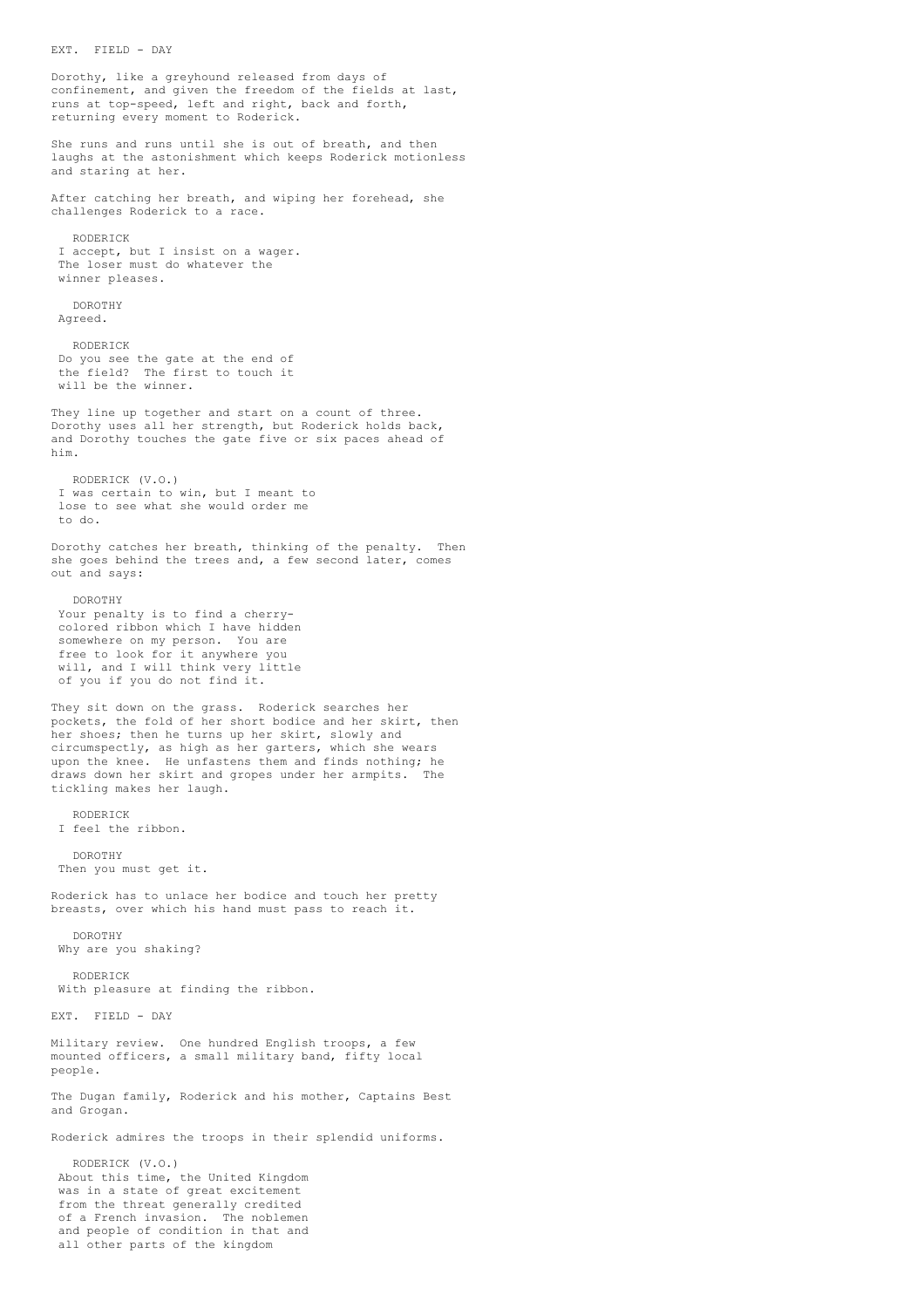EXT. FIELD - DAY

Dorothy, like a greyhound released from days of confinement, and given the freedom of the fields at last, runs at top-speed, left and right, back and forth, returning every moment to Roderick.

She runs and runs until she is out of breath, and then laughs at the astonishment which keeps Roderick motionless and staring at her.

After catching her breath, and wiping her forehead, she challenges Roderick to a race.

RODERICK
I accept, but I insist on a wager. The loser must do whatever the winner pleases.

DOROTHY
Agreed.

RODERICK
Do you see the gate at the end of the field? The first to touch it will be the winner.

They line up together and start on a count of three. Dorothy uses all her strength, but Roderick holds back, and Dorothy touches the gate five or six paces ahead of him.

RODERICK (V.O.)
I was certain to win, but I meant to lose to see what she would order me to do.

Dorothy catches her breath, thinking of the penalty. Then she goes behind the trees and, a few second later, comes out and says:

DOROTHY
Your penalty is to find a cherry-colored ribbon which I have hidden somewhere on my person. You are free to look for it anywhere you will, and I will think very little of you if you do not find it.

They sit down on the grass. Roderick searches her pockets, the fold of her short bodice and her skirt, then her shoes; then he turns up her skirt, slowly and circumspectly, as high as her garters, which she wears upon the knee. He unfastens them and finds nothing; he draws down her skirt and gropes under her armpits. The tickling makes her laugh.

RODERICK
I feel the ribbon.

DOROTHY
Then you must get it.

Roderick has to unlace her bodice and touch her pretty breasts, over which his hand must pass to reach it.

DOROTHY
Why are you shaking?

RODERICK
With pleasure at finding the ribbon.

EXT. FIELD - DAY

Military review. One hundred English troops, a few mounted officers, a small military band, fifty local people.

The Dugan family, Roderick and his mother, Captains Best and Grogan.

Roderick admires the troops in their splendid uniforms.

RODERICK (V.O.)
About this time, the United Kingdom was in a state of great excitement from the threat generally credited of a French invasion. The noblemen and people of condition in that and all other parts of the kingdom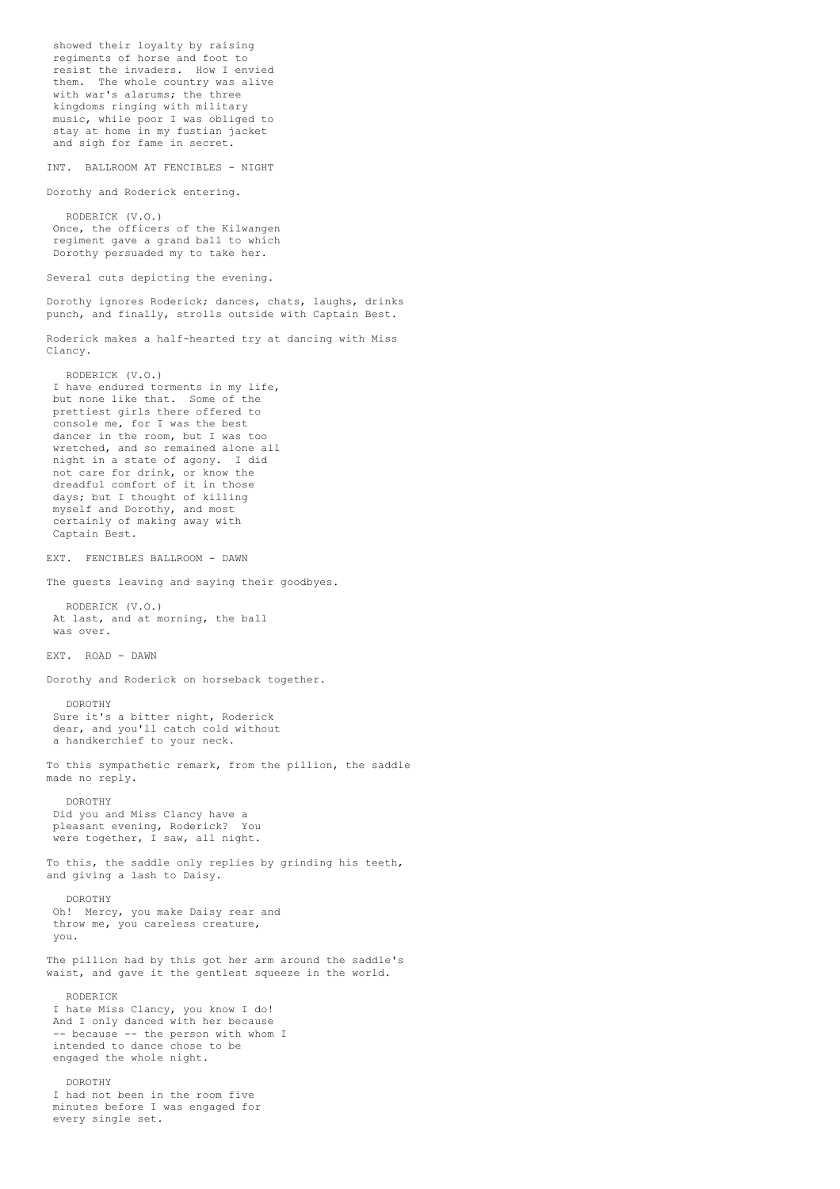showed their loyalty by raising regiments of horse and foot to resist the invaders. How I envied them. The whole country was alive with war's alarums; the three kingdoms ringing with military music, while poor I was obliged to stay at home in my fustian jacket and sigh for fame in secret.

INT. BALLROOM AT FENCIBLES - NIGHT

Dorothy and Roderick entering.

RODERICK (V.O.)
Once, the officers of the Kilwangen regiment gave a grand ball to which Dorothy persuaded my to take her.

Several cuts depicting the evening.

Dorothy ignores Roderick; dances, chats, laughs, drinks punch, and finally, strolls outside with Captain Best.

Roderick makes a half-hearted try at dancing with Miss Clancy.

RODERICK (V.O.)
I have endured torments in my life, but none like that. Some of the prettiest girls there offered to console me, for I was the best dancer in the room, but I was too wretched, and so remained alone all night in a state of agony. I did not care for drink, or know the dreadful comfort of it in those days; but I thought of killing myself and Dorothy, and most certainly of making away with Captain Best.

EXT. FENCIBLES BALLROOM - DAWN

The guests leaving and saying their goodbyes.

RODERICK (V.O.)
At last, and at morning, the ball was over.

EXT. ROAD - DAWN

Dorothy and Roderick on horseback together.

DOROTHY
Sure it's a bitter night, Roderick dear, and you'll catch cold without a handkerchief to your neck.

To this sympathetic remark, from the pillion, the saddle made no reply.

DOROTHY
Did you and Miss Clancy have a pleasant evening, Roderick? You were together, I saw, all night.

To this, the saddle only replies by grinding his teeth, and giving a lash to Daisy.

DOROTHY
Oh! Mercy, you make Daisy rear and throw me, you careless creature, you.

The pillion had by this got her arm around the saddle's waist, and gave it the gentlest squeeze in the world.

RODERICK
I hate Miss Clancy, you know I do! And I only danced with her because -- because -- the person with whom I intended to dance chose to be engaged the whole night.

DOROTHY
I had not been in the room five minutes before I was engaged for every single set.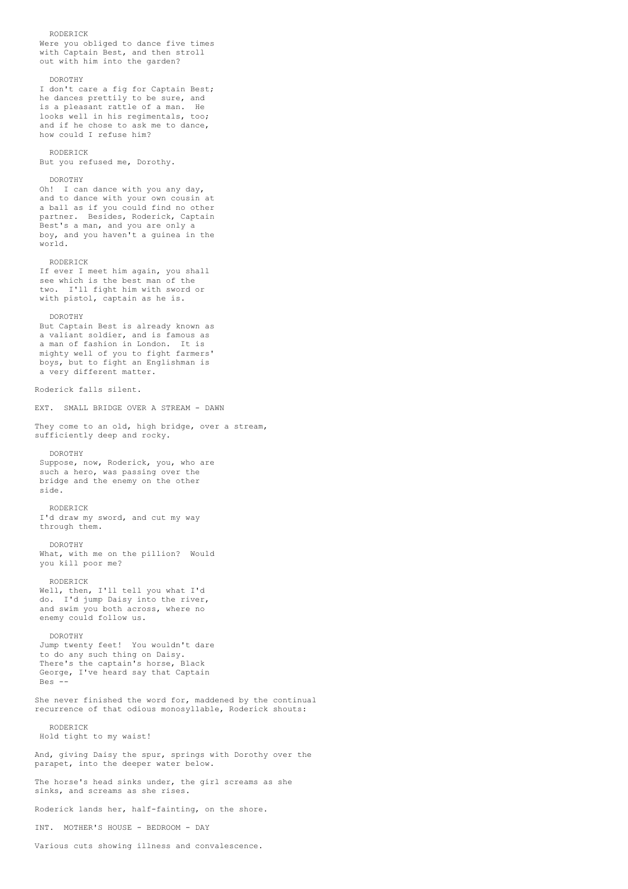RODERICK
Were you obliged to dance five times with Captain Best, and then stroll out with him into the garden?

DOROTHY
I don't care a fig for Captain Best; he dances prettily to be sure, and is a pleasant rattle of a man. He looks well in his regimentals, too; and if he chose to ask me to dance, how could I refuse him?

RODERICK
But you refused me, Dorothy.

DOROTHY
Oh! I can dance with you any day, and to dance with your own cousin at a ball as if you could find no other partner. Besides, Roderick, Captain Best's a man, and you are only a boy, and you haven't a guinea in the world.

RODERICK
If ever I meet him again, you shall see which is the best man of the two. I'll fight him with sword or with pistol, captain as he is.

DOROTHY
But Captain Best is already known as a valiant soldier, and is famous as a man of fashion in London. It is mighty well of you to fight farmers' boys, but to fight an Englishman is a very different matter.

Roderick falls silent.

EXT. SMALL BRIDGE OVER A STREAM - DAWN

They come to an old, high bridge, over a stream, sufficiently deep and rocky.

DOROTHY
Suppose, now, Roderick, you, who are such a hero, was passing over the bridge and the enemy on the other side.

RODERICK
I'd draw my sword, and cut my way through them.

DOROTHY
What, with me on the pillion? Would you kill poor me?

RODERICK
Well, then, I'll tell you what I'd do. I'd jump Daisy into the river, and swim you both across, where no enemy could follow us.

DOROTHY
Jump twenty feet! You wouldn't dare to do any such thing on Daisy. There's the captain's horse, Black George, I've heard say that Captain Bes --

She never finished the word for, maddened by the continual recurrence of that odious monosyllable, Roderick shouts:

RODERICK
Hold tight to my waist!

And, giving Daisy the spur, springs with Dorothy over the parapet, into the deeper water below.

The horse's head sinks under, the girl screams as she sinks, and screams as she rises.

Roderick lands her, half-fainting, on the shore.

INT. MOTHER'S HOUSE - BEDROOM - DAY

Various cuts showing illness and convalescence.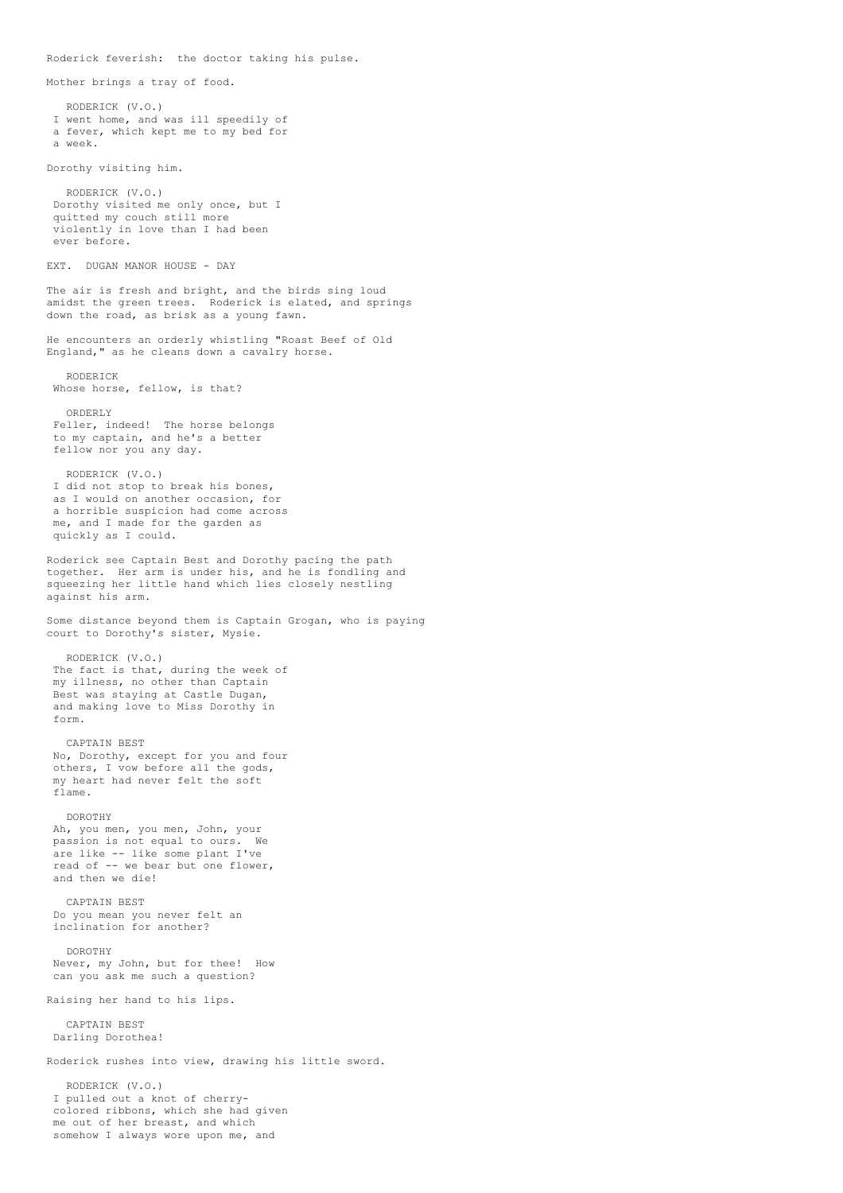Roderick feverish: the doctor taking his pulse.

Mother brings a tray of food.

RODERICK (V.O.)
I went home, and was ill speedily of a fever, which kept me to my bed for a week.

Dorothy visiting him.

RODERICK (V.O.)
Dorothy visited me only once, but I quitted my couch still more violently in love than I had been ever before.

EXT. DUGAN MANOR HOUSE - DAY

The air is fresh and bright, and the birds sing loud amidst the green trees. Roderick is elated, and springs down the road, as brisk as a young fawn.

He encounters an orderly whistling "Roast Beef of Old England," as he cleans down a cavalry horse.

RODERICK
Whose horse, fellow, is that?

ORDERLY
Feller, indeed! The horse belongs to my captain, and he's a better fellow nor you any day.

RODERICK (V.O.)
I did not stop to break his bones, as I would on another occasion, for a horrible suspicion had come across me, and I made for the garden as quickly as I could.

Roderick see Captain Best and Dorothy pacing the path together. Her arm is under his, and he is fondling and squeezing her little hand which lies closely nestling against his arm.

Some distance beyond them is Captain Grogan, who is paying court to Dorothy's sister, Mysie.

RODERICK (V.O.)
The fact is that, during the week of my illness, no other than Captain Best was staying at Castle Dugan, and making love to Miss Dorothy in form.

CAPTAIN BEST
No, Dorothy, except for you and four others, I vow before all the gods, my heart had never felt the soft flame.

DOROTHY
Ah, you men, you men, John, your passion is not equal to ours. We are like -- like some plant I've read of -- we bear but one flower, and then we die!

CAPTAIN BEST
Do you mean you never felt an inclination for another?

DOROTHY
Never, my John, but for thee! How can you ask me such a question?

Raising her hand to his lips.

CAPTAIN BEST
Darling Dorothea!

Roderick rushes into view, drawing his little sword.

RODERICK (V.O.)
I pulled out a knot of cherry-colored ribbons, which she had given me out of her breast, and which somehow I always wore upon me, and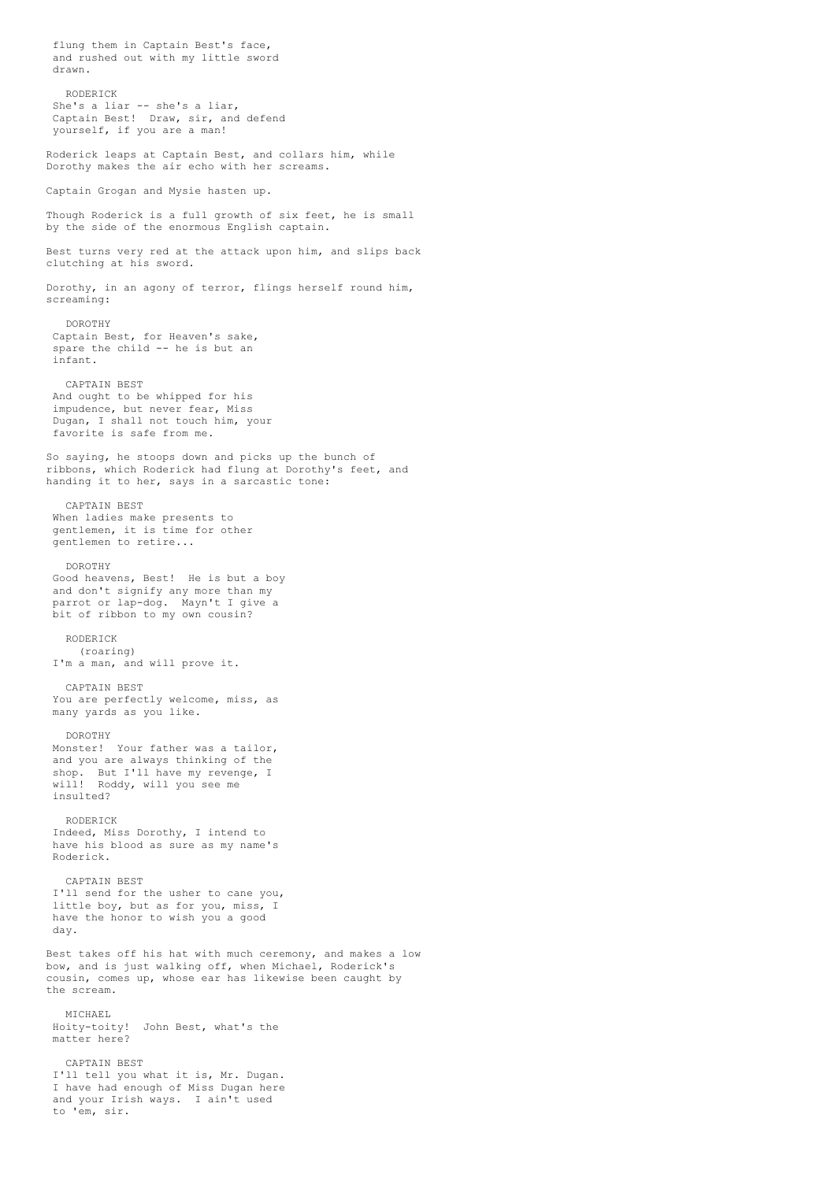flung them in Captain Best's face, and rushed out with my little sword drawn.

RODERICK
She's a liar -- she's a liar, Captain Best! Draw, sir, and defend yourself, if you are a man!

Roderick leaps at Captain Best, and collars him, while Dorothy makes the air echo with her screams.

Captain Grogan and Mysie hasten up.

Though Roderick is a full growth of six feet, he is small by the side of the enormous English captain.

Best turns very red at the attack upon him, and slips back clutching at his sword.

Dorothy, in an agony of terror, flings herself round him, screaming:

DOROTHY
Captain Best, for Heaven's sake, spare the child -- he is but an infant.

CAPTAIN BEST
And ought to be whipped for his impudence, but never fear, Miss Dugan, I shall not touch him, your favorite is safe from me.

So saying, he stoops down and picks up the bunch of ribbons, which Roderick had flung at Dorothy's feet, and handing it to her, says in a sarcastic tone:

CAPTAIN BEST
When ladies make presents to gentlemen, it is time for other gentlemen to retire...

DOROTHY
Good heavens, Best! He is but a boy and don't signify any more than my parrot or lap-dog. Mayn't I give a bit of ribbon to my own cousin?

RODERICK
(roaring)
I'm a man, and will prove it.

CAPTAIN BEST
You are perfectly welcome, miss, as many yards as you like.

DOROTHY
Monster! Your father was a tailor, and you are always thinking of the shop. But I'll have my revenge, I will! Roddy, will you see me insulted?

RODERICK
Indeed, Miss Dorothy, I intend to have his blood as sure as my name's Roderick.

CAPTAIN BEST
I'll send for the usher to cane you, little boy, but as for you, miss, I have the honor to wish you a good day.

Best takes off his hat with much ceremony, and makes a low bow, and is just walking off, when Michael, Roderick's cousin, comes up, whose ear has likewise been caught by the scream.

MICHAEL
Hoity-toity! John Best, what's the matter here?

CAPTAIN BEST
I'll tell you what it is, Mr. Dugan. I have had enough of Miss Dugan here and your Irish ways. I ain't used to 'em, sir.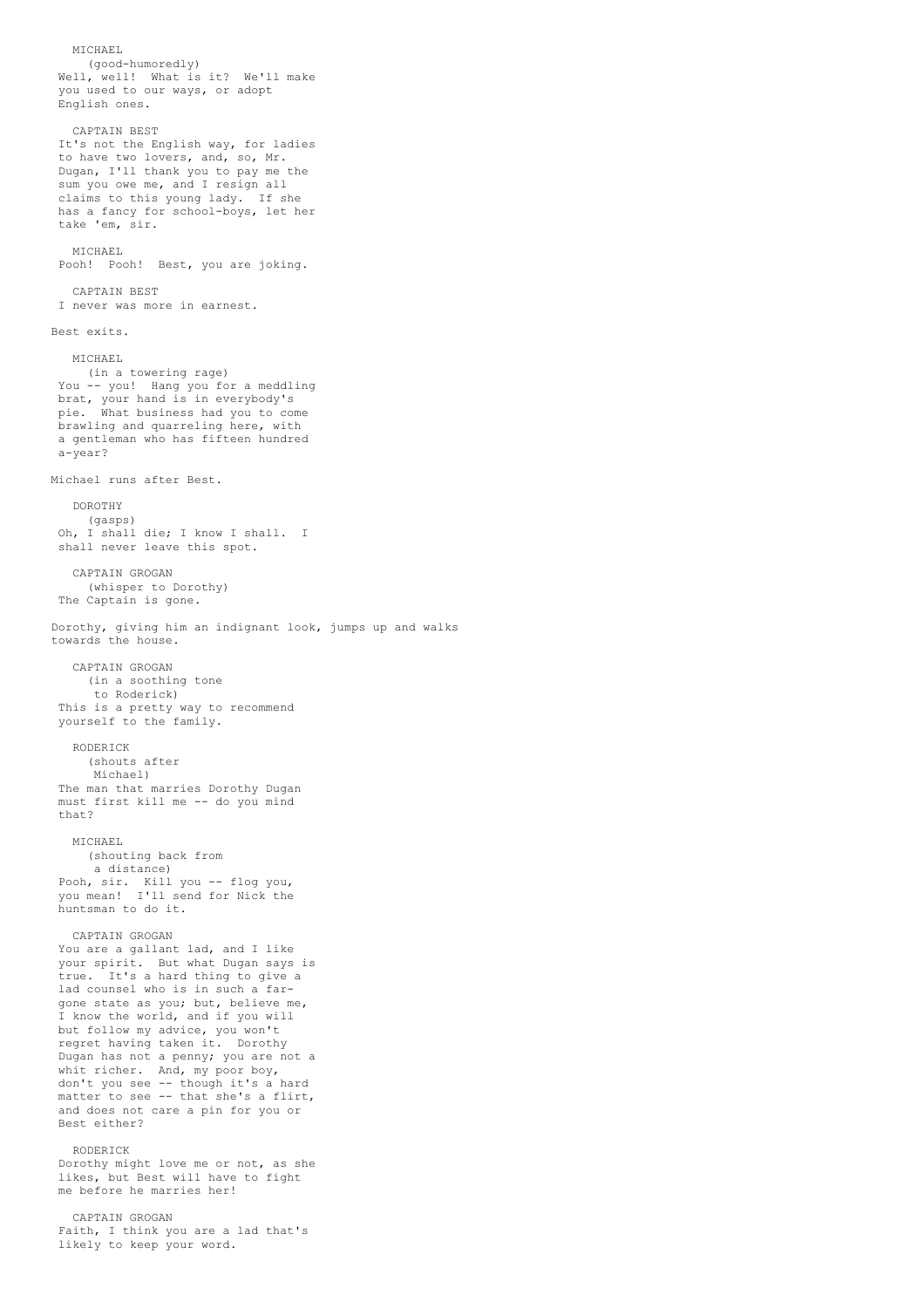MICHAEL
(good-humoredly)
Well, well! What is it? We'll make you used to our ways, or adopt English ones.

CAPTAIN BEST
It's not the English way, for ladies to have two lovers, and, so, Mr. Dugan, I'll thank you to pay me the sum you owe me, and I resign all claims to this young lady. If she has a fancy for school-boys, let her take 'em, sir.

MICHAEL
Pooh! Pooh! Best, you are joking.

CAPTAIN BEST
I never was more in earnest.

Best exits.

MICHAEL
(in a towering rage)
You -- you! Hang you for a meddling brat, your hand is in everybody's pie. What business had you to come brawling and quarreling here, with a gentleman who has fifteen hundred a-year?

Michael runs after Best.

DOROTHY
(gasps)
Oh, I shall die; I know I shall. I shall never leave this spot.

CAPTAIN GROGAN
(whisper to Dorothy)
The Captain is gone.

Dorothy, giving him an indignant look, jumps up and walks towards the house.

CAPTAIN GROGAN
(in a soothing tone to Roderick)
This is a pretty way to recommend yourself to the family.

RODERICK
(shouts after Michael)
The man that marries Dorothy Dugan must first kill me -- do you mind that?

MICHAEL
(shouting back from a distance)
Pooh, sir. Kill you -- flog you, you mean! I'll send for Nick the huntsman to do it.

CAPTAIN GROGAN
You are a gallant lad, and I like your spirit. But what Dugan says is true. It's a hard thing to give a lad counsel who is in such a far-gone state as you; but, believe me, I know the world, and if you will but follow my advice, you won't regret having taken it. Dorothy Dugan has not a penny; you are not a whit richer. And, my poor boy, don't you see -- though it's a hard matter to see -- that she's a flirt, and does not care a pin for you or Best either?

RODERICK
Dorothy might love me or not, as she likes, but Best will have to fight me before he marries her!

CAPTAIN GROGAN
Faith, I think you are a lad that's likely to keep your word.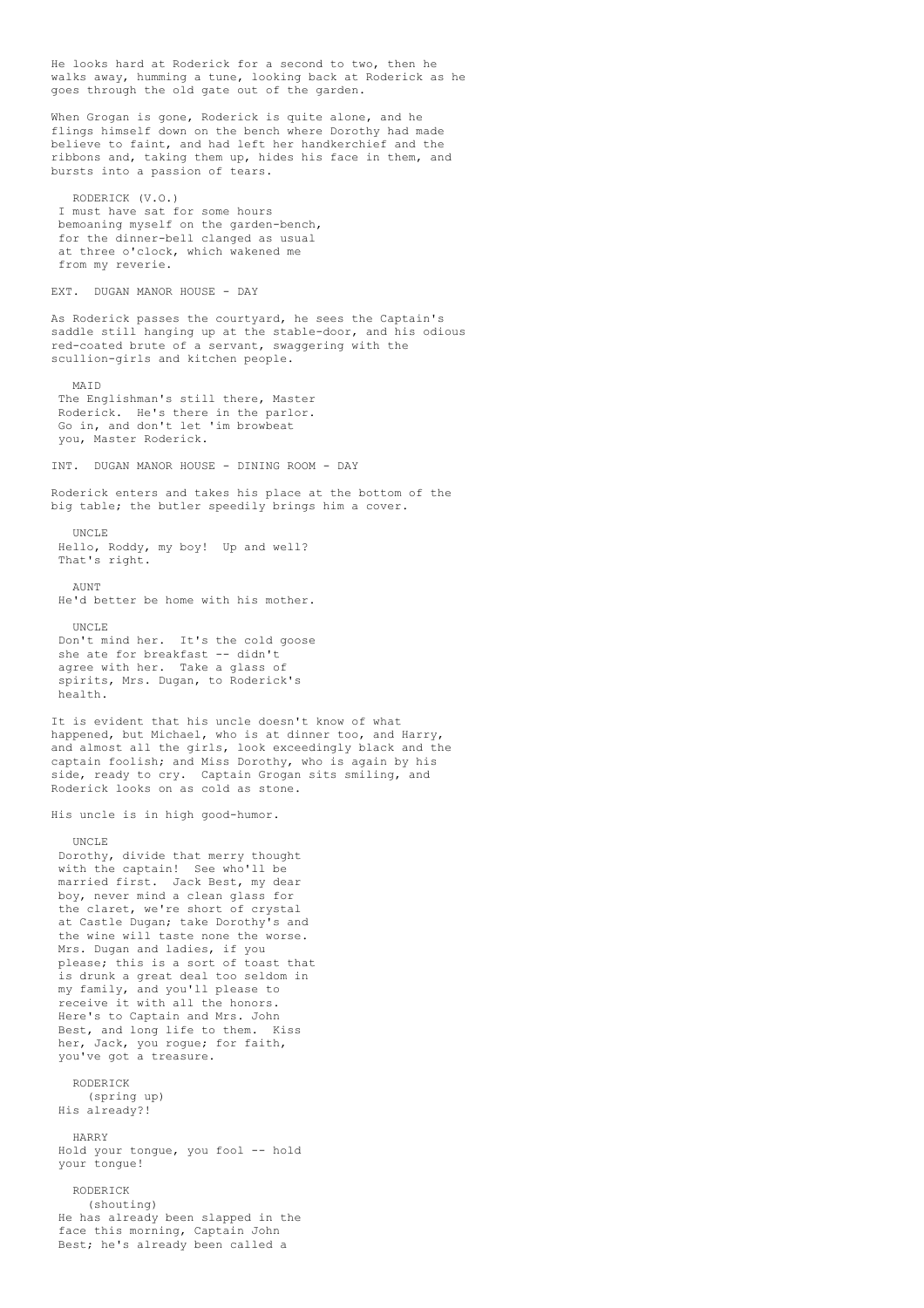He looks hard at Roderick for a second to two, then he walks away, humming a tune, looking back at Roderick as he goes through the old gate out of the garden.

When Grogan is gone, Roderick is quite alone, and he flings himself down on the bench where Dorothy had made believe to faint, and had left her handkerchief and the ribbons and, taking them up, hides his face in them, and bursts into a passion of tears.

RODERICK (V.O.)
I must have sat for some hours bemoaning myself on the garden-bench, for the dinner-bell clanged as usual at three o'clock, which wakened me from my reverie.

EXT. DUGAN MANOR HOUSE - DAY

As Roderick passes the courtyard, he sees the Captain's saddle still hanging up at the stable-door, and his odious red-coated brute of a servant, swaggering with the scullion-girls and kitchen people.

MAID
The Englishman's still there, Master Roderick. He's there in the parlor. Go in, and don't let 'im browbeat you, Master Roderick.

INT. DUGAN MANOR HOUSE - DINING ROOM - DAY

Roderick enters and takes his place at the bottom of the big table; the butler speedily brings him a cover.

UNCLE
Hello, Roddy, my boy! Up and well? That's right.

AUNT
He'd better be home with his mother.

UNCLE
Don't mind her. It's the cold goose she ate for breakfast -- didn't agree with her. Take a glass of spirits, Mrs. Dugan, to Roderick's health.

It is evident that his uncle doesn't know of what happened, but Michael, who is at dinner too, and Harry, and almost all the girls, look exceedingly black and the captain foolish; and Miss Dorothy, who is again by his side, ready to cry. Captain Grogan sits smiling, and Roderick looks on as cold as stone.

His uncle is in high good-humor.

UNCLE
Dorothy, divide that merry thought with the captain! See who'll be married first. Jack Best, my dear boy, never mind a clean glass for the claret, we're short of crystal at Castle Dugan; take Dorothy's and the wine will taste none the worse. Mrs. Dugan and ladies, if you please; this is a sort of toast that is drunk a great deal too seldom in my family, and you'll please to receive it with all the honors. Here's to Captain and Mrs. John Best, and long life to them. Kiss her, Jack, you rogue; for faith, you've got a treasure.

RODERICK
(spring up)
His already?!

HARRY
Hold your tongue, you fool -- hold your tongue!

RODERICK
(shouting)
He has already been slapped in the face this morning, Captain John Best; he's already been called a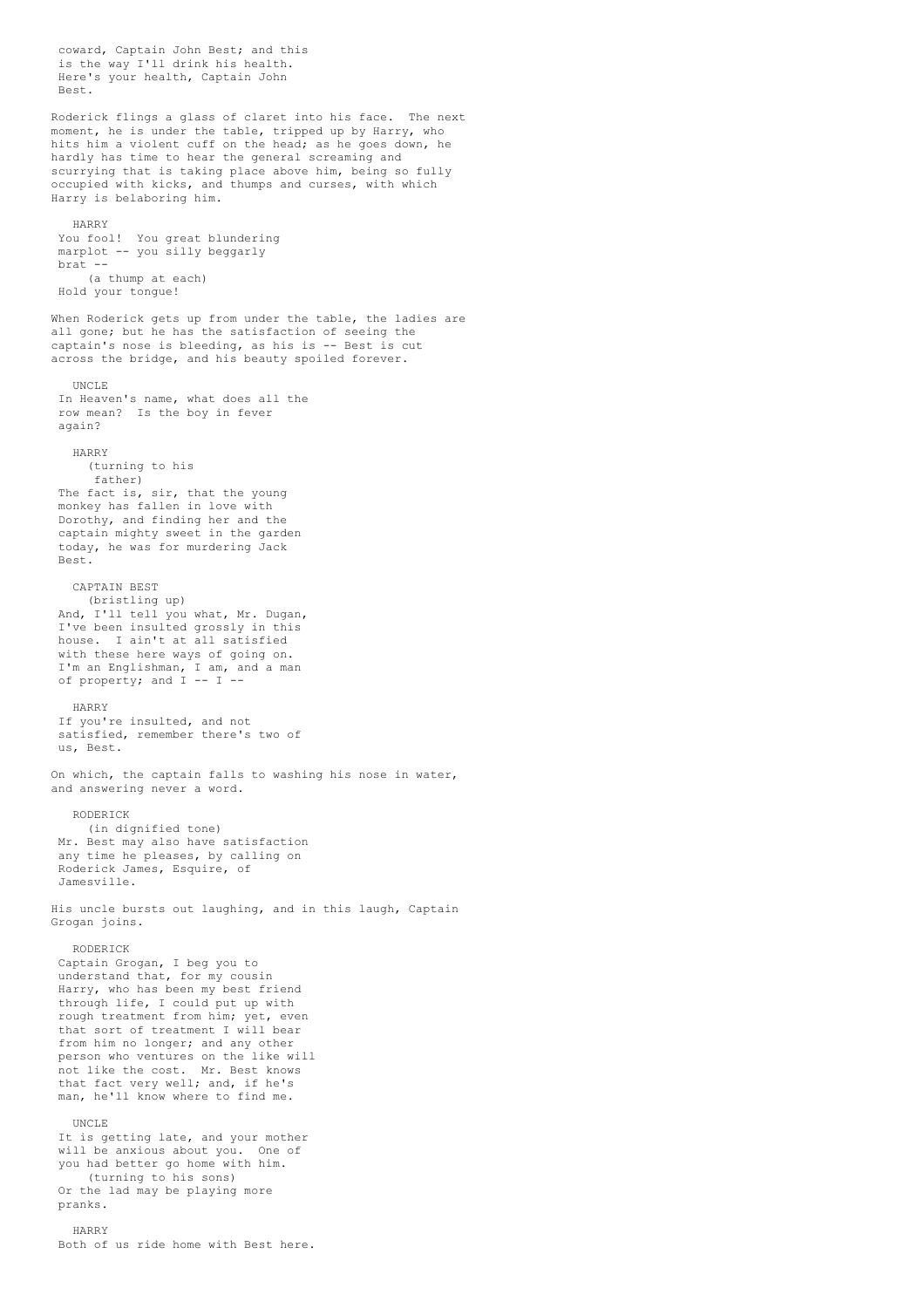coward, Captain John Best; and this is the way I'll drink his health. Here's your health, Captain John Best.

Roderick flings a glass of claret into his face. The next moment, he is under the table, tripped up by Harry, who hits him a violent cuff on the head; as he goes down, he hardly has time to hear the general screaming and scurrying that is taking place above him, being so fully occupied with kicks, and thumps and curses, with which Harry is belaboring him.

HARRY
You fool! You great blundering marplot -- you silly beggarly brat --
(a thump at each)
Hold your tongue!

When Roderick gets up from under the table, the ladies are all gone; but he has the satisfaction of seeing the captain's nose is bleeding, as his is -- Best is cut across the bridge, and his beauty spoiled forever.

UNCLE
In Heaven's name, what does all the row mean? Is the boy in fever again?

HARRY
(turning to his father)
The fact is, sir, that the young monkey has fallen in love with Dorothy, and finding her and the captain mighty sweet in the garden today, he was for murdering Jack Best.

CAPTAIN BEST
(bristling up)
And, I'll tell you what, Mr. Dugan, I've been insulted grossly in this house. I ain't at all satisfied with these here ways of going on. I'm an Englishman, I am, and a man of property; and I -- I --

HARRY
If you're insulted, and not satisfied, remember there's two of us, Best.

On which, the captain falls to washing his nose in water, and answering never a word.

RODERICK
(in dignified tone)
Mr. Best may also have satisfaction any time he pleases, by calling on Roderick James, Esquire, of Jamesville.

His uncle bursts out laughing, and in this laugh, Captain Grogan joins.

RODERICK
Captain Grogan, I beg you to understand that, for my cousin Harry, who has been my best friend through life, I could put up with rough treatment from him; yet, even that sort of treatment I will bear from him no longer; and any other person who ventures on the like will not like the cost. Mr. Best knows that fact very well; and, if he's man, he'll know where to find me.

UNCLE
It is getting late, and your mother will be anxious about you. One of you had better go home with him.
(turning to his sons)
Or the lad may be playing more pranks.

HARRY
Both of us ride home with Best here.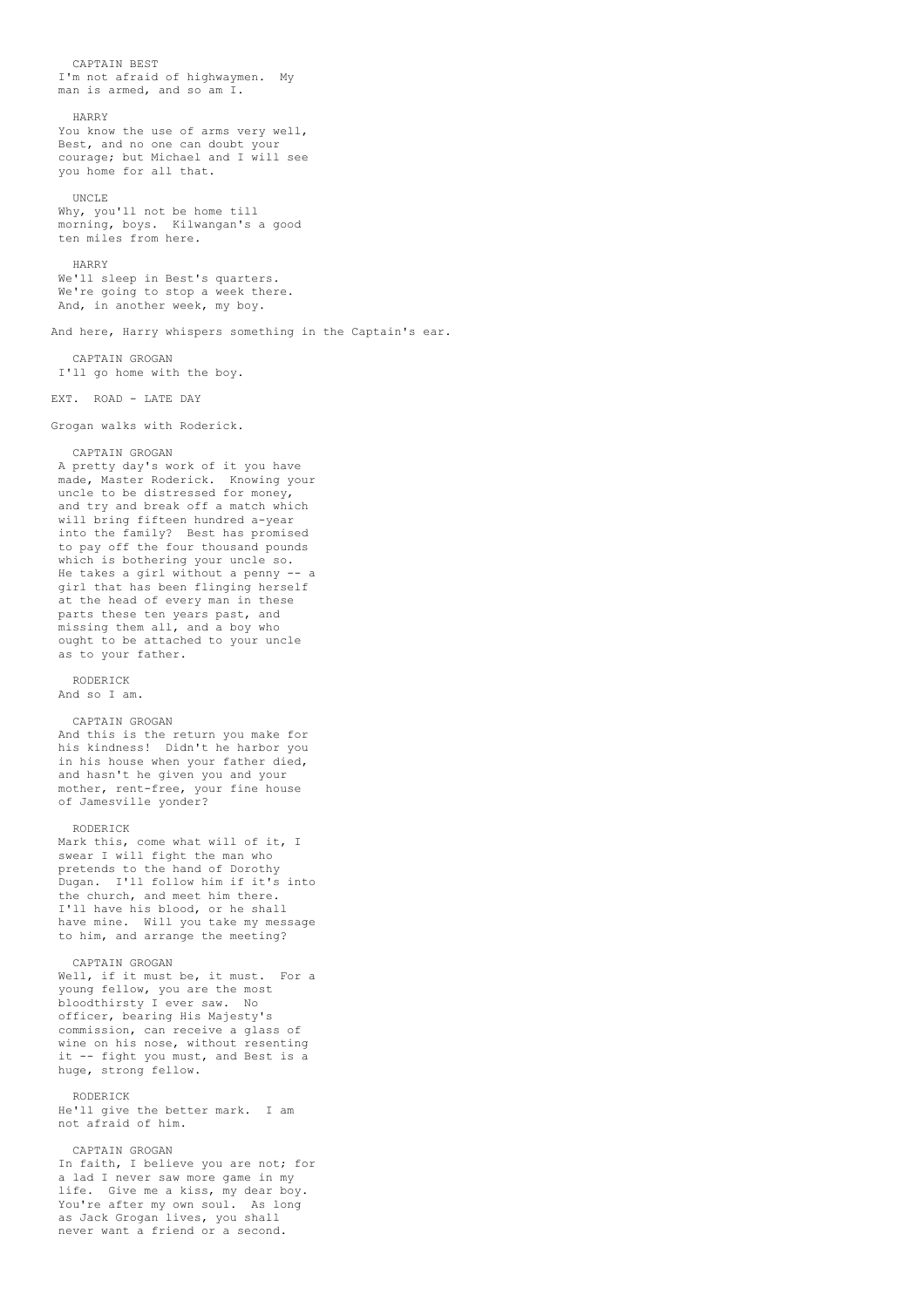CAPTAIN BEST
I'm not afraid of highwaymen. My man is armed, and so am I.

HARRY
You know the use of arms very well, Best, and no one can doubt your courage; but Michael and I will see you home for all that.

UNCLE
Why, you'll not be home till morning, boys. Kilwangan's a good ten miles from here.

HARRY
We'll sleep in Best's quarters. We're going to stop a week there. And, in another week, my boy.

And here, Harry whispers something in the Captain's ear.

CAPTAIN GROGAN
I'll go home with the boy.

EXT. ROAD - LATE DAY

Grogan walks with Roderick.

CAPTAIN GROGAN
A pretty day's work of it you have made, Master Roderick. Knowing your uncle to be distressed for money, and try and break off a match which will bring fifteen hundred a-year into the family? Best has promised to pay off the four thousand pounds which is bothering your uncle so. He takes a girl without a penny -- a girl that has been flinging herself at the head of every man in these parts these ten years past, and missing them all, and a boy who ought to be attached to your uncle as to your father.

RODERICK
And so I am.

CAPTAIN GROGAN
And this is the return you make for his kindness! Didn't he harbor you in his house when your father died, and hasn't he given you and your mother, rent-free, your fine house of Jamesville yonder?

RODERICK
Mark this, come what will of it, I swear I will fight the man who pretends to the hand of Dorothy Dugan. I'll follow him if it's into the church, and meet him there. I'll have his blood, or he shall have mine. Will you take my message to him, and arrange the meeting?

CAPTAIN GROGAN
Well, if it must be, it must. For a young fellow, you are the most bloodthirsty I ever saw. No officer, bearing His Majesty's commission, can receive a glass of wine on his nose, without resenting it -- fight you must, and Best is a huge, strong fellow.

RODERICK
He'll give the better mark. I am not afraid of him.

CAPTAIN GROGAN
In faith, I believe you are not; for a lad I never saw more game in my life. Give me a kiss, my dear boy. You're after my own soul. As long as Jack Grogan lives, you shall never want a friend or a second.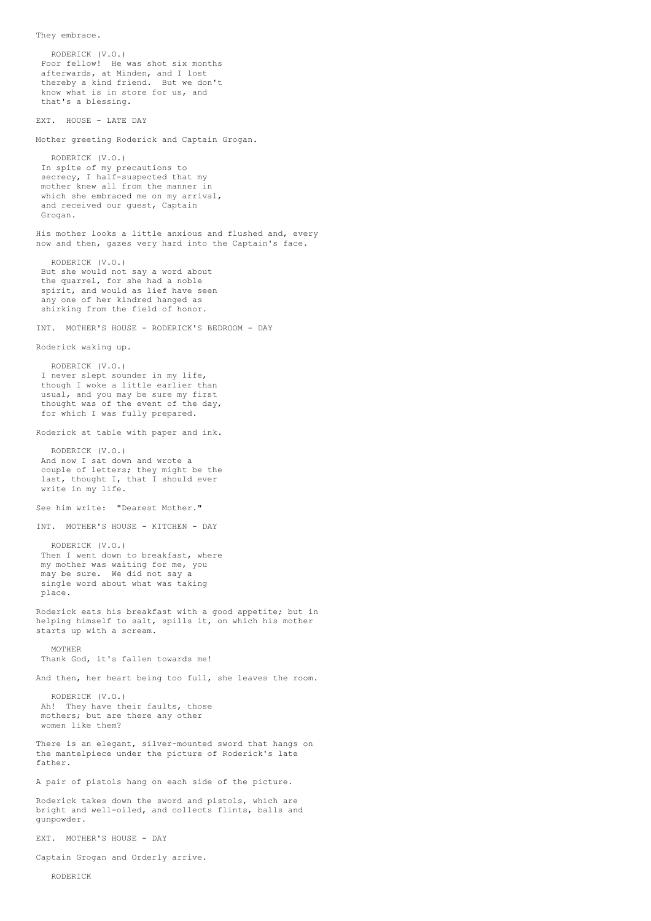They embrace.

RODERICK (V.O.)
Poor fellow! He was shot six months afterwards, at Minden, and I lost thereby a kind friend. But we don't know what is in store for us, and that's a blessing.

EXT. HOUSE - LATE DAY

Mother greeting Roderick and Captain Grogan.

RODERICK (V.O.)
In spite of my precautions to secrecy, I half-suspected that my mother knew all from the manner in which she embraced me on my arrival, and received our guest, Captain Grogan.

His mother looks a little anxious and flushed and, every now and then, gazes very hard into the Captain's face.

RODERICK (V.O.)
But she would not say a word about the quarrel, for she had a noble spirit, and would as lief have seen any one of her kindred hanged as shirking from the field of honor.

INT. MOTHER'S HOUSE - RODERICK'S BEDROOM - DAY

Roderick waking up.

RODERICK (V.O.)
I never slept sounder in my life, though I woke a little earlier than usual, and you may be sure my first thought was of the event of the day, for which I was fully prepared.

Roderick at table with paper and ink.

RODERICK (V.O.)
And now I sat down and wrote a couple of letters; they might be the last, thought I, that I should ever write in my life.

See him write: "Dearest Mother."

INT. MOTHER'S HOUSE - KITCHEN - DAY

RODERICK (V.O.)
Then I went down to breakfast, where my mother was waiting for me, you may be sure. We did not say a single word about what was taking place.

Roderick eats his breakfast with a good appetite; but in helping himself to salt, spills it, on which his mother starts up with a scream.

MOTHER
Thank God, it's fallen towards me!

And then, her heart being too full, she leaves the room.

RODERICK (V.O.)
Ah! They have their faults, those mothers; but are there any other women like them?

There is an elegant, silver-mounted sword that hangs on the mantelpiece under the picture of Roderick's late father.

A pair of pistols hang on each side of the picture.

Roderick takes down the sword and pistols, which are bright and well-oiled, and collects flints, balls and gunpowder.

EXT. MOTHER'S HOUSE - DAY

Captain Grogan and Orderly arrive.

RODERICK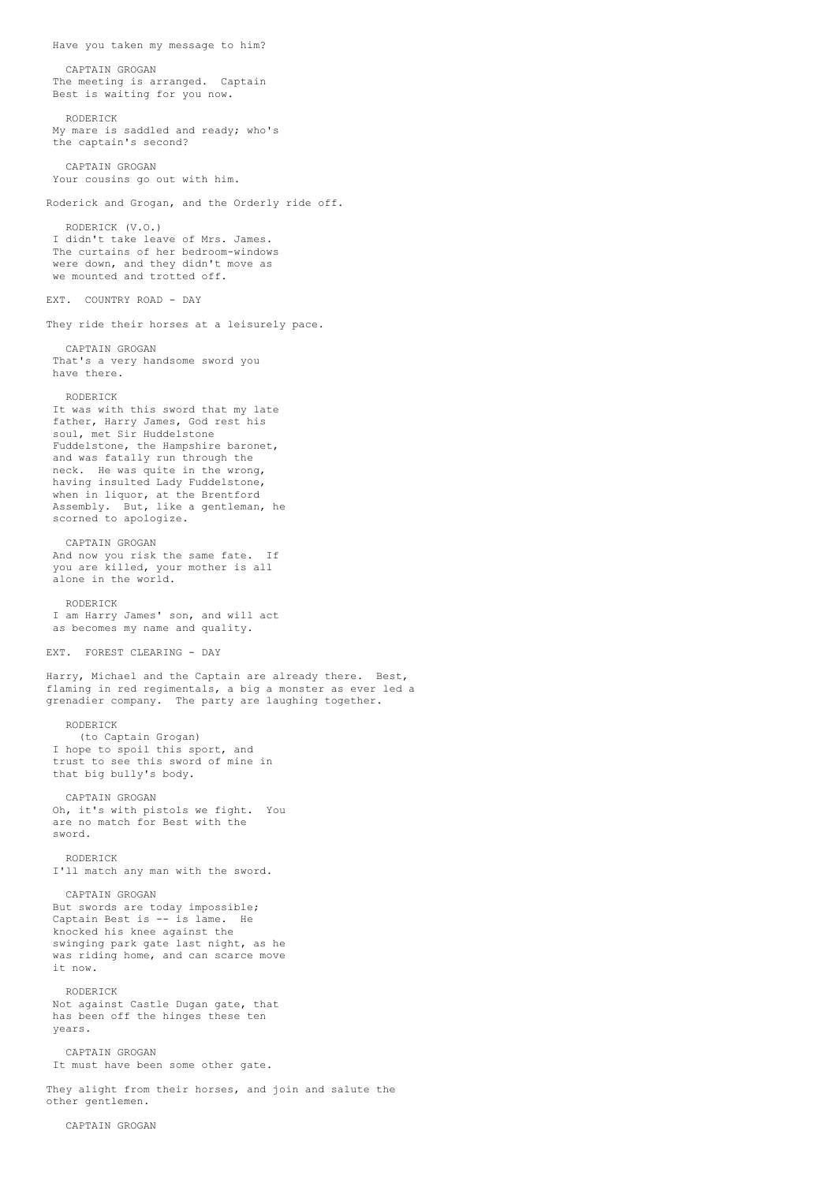Have you taken my message to him?

CAPTAIN GROGAN
The meeting is arranged. Captain Best is waiting for you now.

RODERICK
My mare is saddled and ready; who's the captain's second?

CAPTAIN GROGAN
Your cousins go out with him.

Roderick and Grogan, and the Orderly ride off.

RODERICK (V.O.)
I didn't take leave of Mrs. James. The curtains of her bedroom-windows were down, and they didn't move as we mounted and trotted off.

EXT. COUNTRY ROAD - DAY

They ride their horses at a leisurely pace.

CAPTAIN GROGAN
That's a very handsome sword you have there.

RODERICK
It was with this sword that my late father, Harry James, God rest his soul, met Sir Huddelstone Fuddelstone, the Hampshire baronet, and was fatally run through the neck. He was quite in the wrong, having insulted Lady Fuddelstone, when in liquor, at the Brentford Assembly. But, like a gentleman, he scorned to apologize.

CAPTAIN GROGAN
And now you risk the same fate. If you are killed, your mother is all alone in the world.

RODERICK
I am Harry James' son, and will act as becomes my name and quality.

EXT. FOREST CLEARING - DAY

Harry, Michael and the Captain are already there. Best, flaming in red regimentals, a big a monster as ever led a grenadier company. The party are laughing together.

RODERICK
(to Captain Grogan)
I hope to spoil this sport, and trust to see this sword of mine in that big bully's body.

CAPTAIN GROGAN
Oh, it's with pistols we fight. You are no match for Best with the sword.

RODERICK
I'll match any man with the sword.

CAPTAIN GROGAN
But swords are today impossible; Captain Best is -- is lame. He knocked his knee against the swinging park gate last night, as he was riding home, and can scarce move it now.

RODERICK
Not against Castle Dugan gate, that has been off the hinges these ten years.

CAPTAIN GROGAN
It must have been some other gate.

They alight from their horses, and join and salute the other gentlemen.

CAPTAIN GROGAN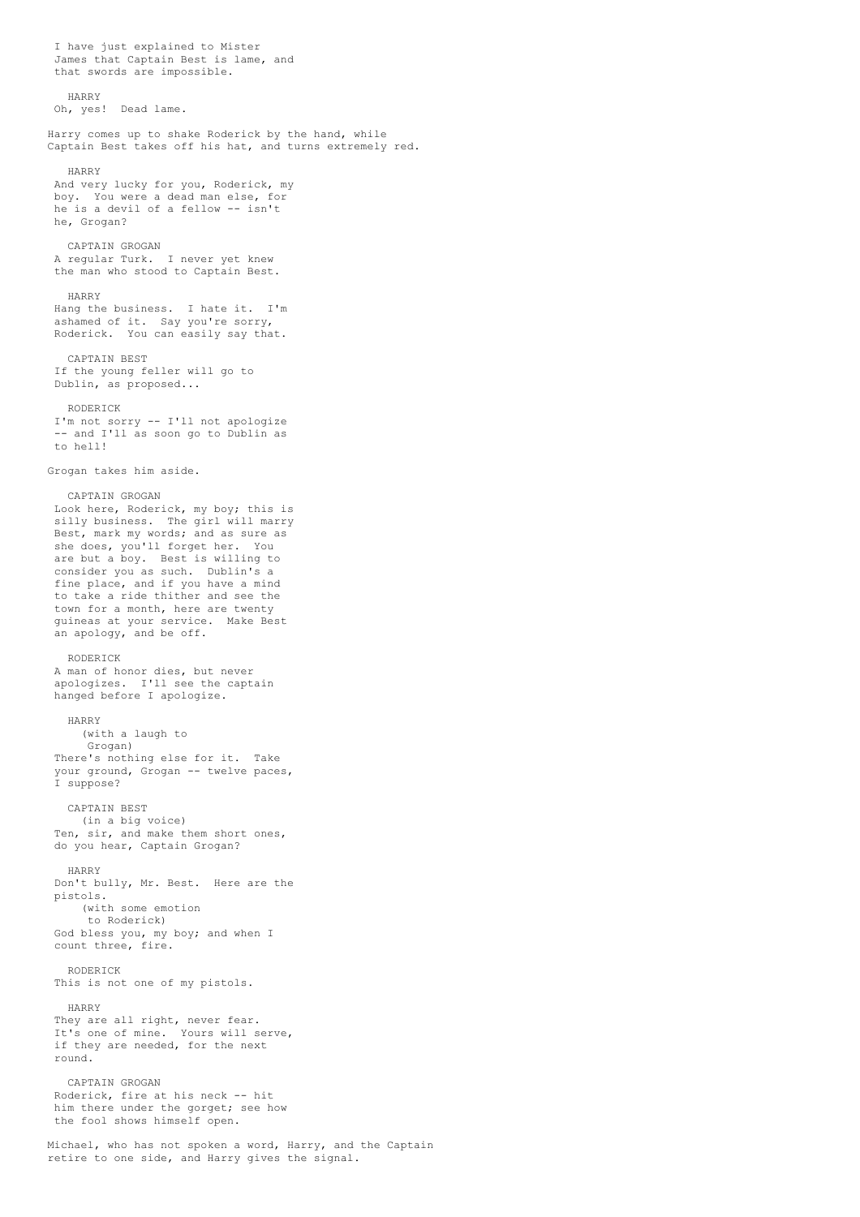I have just explained to Mister James that Captain Best is lame, and that swords are impossible.

HARRY
Oh, yes! Dead lame.

Harry comes up to shake Roderick by the hand, while Captain Best takes off his hat, and turns extremely red.

HARRY
And very lucky for you, Roderick, my boy. You were a dead man else, for he is a devil of a fellow -- isn't he, Grogan?

CAPTAIN GROGAN
A regular Turk. I never yet knew the man who stood to Captain Best.

HARRY
Hang the business. I hate it. I'm ashamed of it. Say you're sorry, Roderick. You can easily say that.

CAPTAIN BEST
If the young feller will go to Dublin, as proposed...

RODERICK
I'm not sorry -- I'll not apologize -- and I'll as soon go to Dublin as to hell!

Grogan takes him aside.

CAPTAIN GROGAN
Look here, Roderick, my boy; this is silly business. The girl will marry Best, mark my words; and as sure as she does, you'll forget her. You are but a boy. Best is willing to consider you as such. Dublin's a fine place, and if you have a mind to take a ride thither and see the town for a month, here are twenty guineas at your service. Make Best an apology, and be off.

RODERICK
A man of honor dies, but never apologizes. I'll see the captain hanged before I apologize.

HARRY
(with a laugh to Grogan)
There's nothing else for it. Take your ground, Grogan -- twelve paces, I suppose?

CAPTAIN BEST
(in a big voice)
Ten, sir, and make them short ones, do you hear, Captain Grogan?

HARRY
Don't bully, Mr. Best. Here are the pistols.
(with some emotion to Roderick)
God bless you, my boy; and when I count three, fire.

RODERICK
This is not one of my pistols.

HARRY
They are all right, never fear. It's one of mine. Yours will serve, if they are needed, for the next round.

CAPTAIN GROGAN
Roderick, fire at his neck -- hit him there under the gorget; see how the fool shows himself open.

Michael, who has not spoken a word, Harry, and the Captain retire to one side, and Harry gives the signal.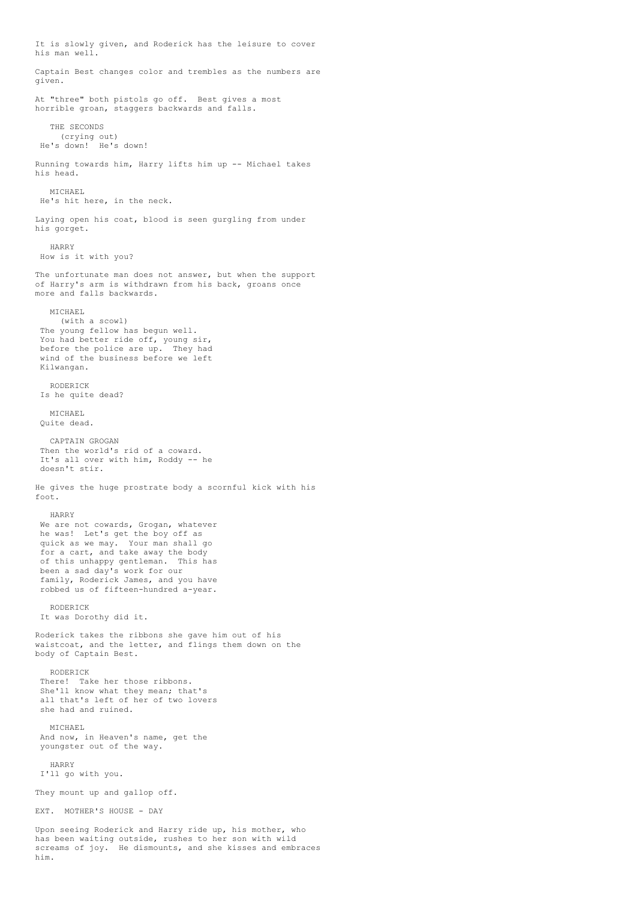It is slowly given, and Roderick has the leisure to cover his man well.

Captain Best changes color and trembles as the numbers are given.

At "three" both pistols go off. Best gives a most horrible groan, staggers backwards and falls.

THE SECONDS
(crying out)
He's down! He's down!

Running towards him, Harry lifts him up -- Michael takes his head.

MICHAEL
He's hit here, in the neck.

Laying open his coat, blood is seen gurgling from under his gorget.

HARRY
How is it with you?

The unfortunate man does not answer, but when the support of Harry's arm is withdrawn from his back, groans once more and falls backwards.

MICHAEL
(with a scowl)
The young fellow has begun well. You had better ride off, young sir, before the police are up. They had wind of the business before we left Kilwangan.

RODERICK
Is he quite dead?

MICHAEL
Quite dead.

CAPTAIN GROGAN
Then the world's rid of a coward. It's all over with him, Roddy -- he doesn't stir.

He gives the huge prostrate body a scornful kick with his foot.

HARRY
We are not cowards, Grogan, whatever he was! Let's get the boy off as quick as we may. Your man shall go for a cart, and take away the body of this unhappy gentleman. This has been a sad day's work for our family, Roderick James, and you have robbed us of fifteen-hundred a-year.

RODERICK
It was Dorothy did it.

Roderick takes the ribbons she gave him out of his waistcoat, and the letter, and flings them down on the body of Captain Best.

RODERICK
There! Take her those ribbons. She'll know what they mean; that's all that's left of her of two lovers she had and ruined.

MICHAEL
And now, in Heaven's name, get the youngster out of the way.

HARRY
I'll go with you.

They mount up and gallop off.

EXT. MOTHER'S HOUSE - DAY

Upon seeing Roderick and Harry ride up, his mother, who has been waiting outside, rushes to her son with wild screams of joy. He dismounts, and she kisses and embraces him.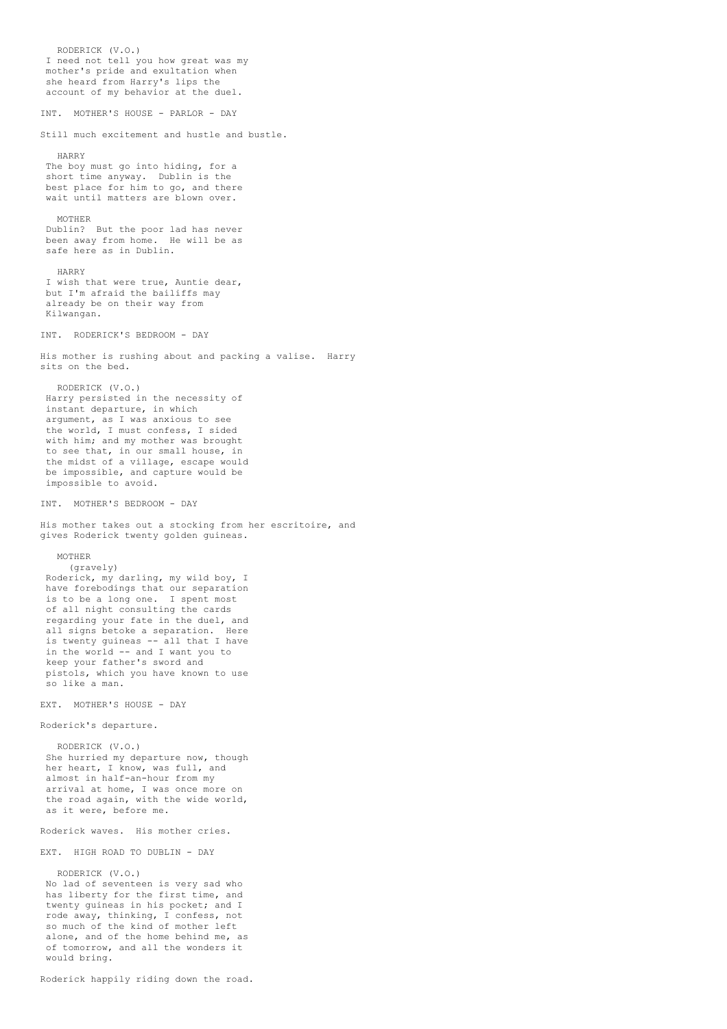RODERICK (V.O.)
I need not tell you how great was my mother's pride and exultation when she heard from Harry's lips the account of my behavior at the duel.

INT.  MOTHER'S HOUSE - PARLOR - DAY

Still much excitement and hustle and bustle.

HARRY
The boy must go into hiding, for a short time anyway.  Dublin is the best place for him to go, and there wait until matters are blown over.

MOTHER
Dublin?  But the poor lad has never been away from home.  He will be as safe here as in Dublin.

HARRY
I wish that were true, Auntie dear, but I'm afraid the bailiffs may already be on their way from Kilwangan.

INT.  RODERICK'S BEDROOM - DAY

His mother is rushing about and packing a valise.  Harry sits on the bed.

RODERICK (V.O.)
Harry persisted in the necessity of instant departure, in which argument, as I was anxious to see the world, I must confess, I sided with him; and my mother was brought to see that, in our small house, in the midst of a village, escape would be impossible, and capture would be impossible to avoid.

INT.  MOTHER'S BEDROOM - DAY

His mother takes out a stocking from her escritoire, and gives Roderick twenty golden guineas.

MOTHER
(gravely)
Roderick, my darling, my wild boy, I have forebodings that our separation is to be a long one.  I spent most of all night consulting the cards regarding your fate in the duel, and all signs betoke a separation.  Here is twenty guineas -- all that I have in the world -- and I want you to keep your father's sword and pistols, which you have known to use so like a man.

EXT.  MOTHER'S HOUSE - DAY

Roderick's departure.

RODERICK (V.O.)
She hurried my departure now, though her heart, I know, was full, and almost in half-an-hour from my arrival at home, I was once more on the road again, with the wide world, as it were, before me.

Roderick waves.  His mother cries.

EXT.  HIGH ROAD TO DUBLIN - DAY

RODERICK (V.O.)
No lad of seventeen is very sad who has liberty for the first time, and twenty guineas in his pocket; and I rode away, thinking, I confess, not so much of the kind of mother left alone, and of the home behind me, as of tomorrow, and all the wonders it would bring.

Roderick happily riding down the road.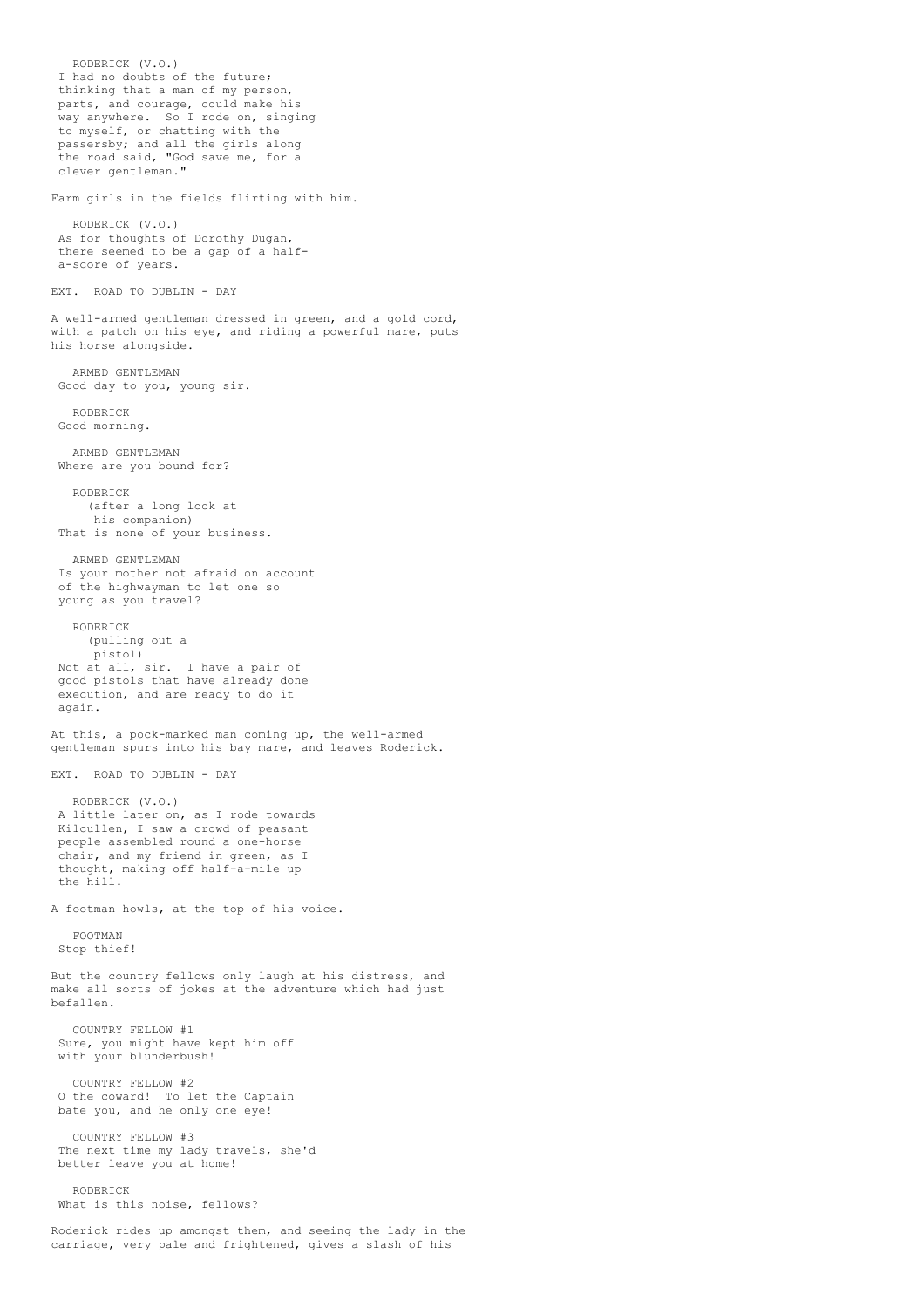RODERICK (V.O.)
I had no doubts of the future; thinking that a man of my person, parts, and courage, could make his way anywhere. So I rode on, singing to myself, or chatting with the passersby; and all the girls along the road said, "God save me, for a clever gentleman."

Farm girls in the fields flirting with him.

RODERICK (V.O.)
As for thoughts of Dorothy Dugan, there seemed to be a gap of a half-a-score of years.

EXT. ROAD TO DUBLIN - DAY

A well-armed gentleman dressed in green, and a gold cord, with a patch on his eye, and riding a powerful mare, puts his horse alongside.

ARMED GENTLEMAN
Good day to you, young sir.

RODERICK
Good morning.

ARMED GENTLEMAN
Where are you bound for?

RODERICK
(after a long look at his companion)
That is none of your business.

ARMED GENTLEMAN
Is your mother not afraid on account of the highwayman to let one so young as you travel?

RODERICK
(pulling out a pistol)
Not at all, sir. I have a pair of good pistols that have already done execution, and are ready to do it again.

At this, a pock-marked man coming up, the well-armed gentleman spurs into his bay mare, and leaves Roderick.

EXT. ROAD TO DUBLIN - DAY

RODERICK (V.O.)
A little later on, as I rode towards Kilcullen, I saw a crowd of peasant people assembled round a one-horse chair, and my friend in green, as I thought, making off half-a-mile up the hill.

A footman howls, at the top of his voice.

FOOTMAN
Stop thief!

But the country fellows only laugh at his distress, and make all sorts of jokes at the adventure which had just befallen.

COUNTRY FELLOW #1
Sure, you might have kept him off with your blunderbush!

COUNTRY FELLOW #2
O the coward! To let the Captain bate you, and he only one eye!

COUNTRY FELLOW #3
The next time my lady travels, she'd better leave you at home!

RODERICK
What is this noise, fellows?

Roderick rides up amongst them, and seeing the lady in the carriage, very pale and frightened, gives a slash of his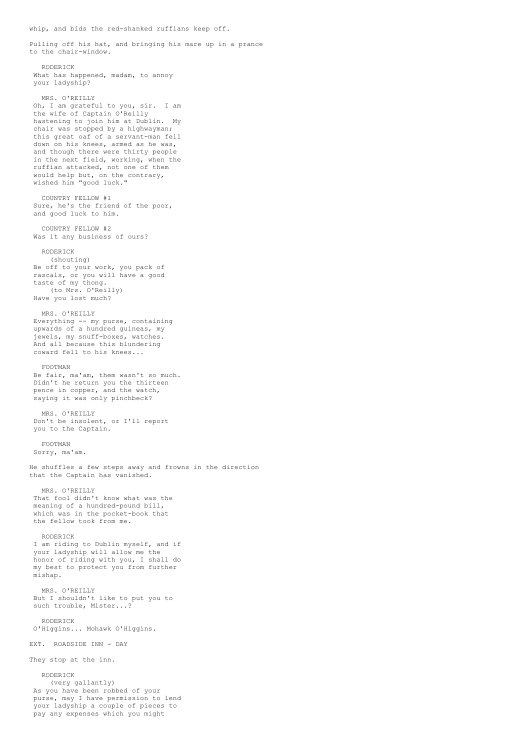whip, and bids the red-shanked ruffians keep off.

Pulling off his hat, and bringing his mare up in a prance to the chair-window.

RODERICK
What has happened, madam, to annoy your ladyship?

MRS. O'REILLY
Oh, I am grateful to you, sir. I am the wife of Captain O'Reilly hastening to join him at Dublin. My chair was stopped by a highwayman; this great oaf of a servant-man fell down on his knees, armed as he was, and though there were thirty people in the next field, working, when the ruffian attacked, not one of them would help but, on the contrary, wished him "good luck."

COUNTRY FELLOW #1
Sure, he's the friend of the poor, and good luck to him.

COUNTRY FELLOW #2
Was it any business of ours?

RODERICK
(shouting)
Be off to your work, you pack of rascals, or you will have a good taste of my thong.
(to Mrs. O'Reilly)
Have you lost much?

MRS. O'REILLY
Everything -- my purse, containing upwards of a hundred guineas, my jewels, my snuff-boxes, watches. And all because this blundering coward fell to his knees...

FOOTMAN
Be fair, ma'am, them wasn't so much. Didn't he return you the thirteen pence in copper, and the watch, saying it was only pinchbeck?

MRS. O'REILLY
Don't be insolent, or I'll report you to the Captain.

FOOTMAN
Sorry, ma'am.

He shuffles a few steps away and frowns in the direction that the Captain has vanished.

MRS. O'REILLY
That fool didn't know what was the meaning of a hundred-pound bill, which was in the pocket-book that the fellow took from me.

RODERICK
I am riding to Dublin myself, and if your ladyship will allow me the honor of riding with you, I shall do my best to protect you from further mishap.

MRS. O'REILLY
But I shouldn't like to put you to such trouble, Mister...?

RODERICK
O'Higgins... Mohawk O'Higgins.

EXT. ROADSIDE INN - DAY

They stop at the inn.

RODERICK
(very gallantly)
As you have been robbed of your purse, may I have permission to lend your ladyship a couple of pieces to pay any expenses which you might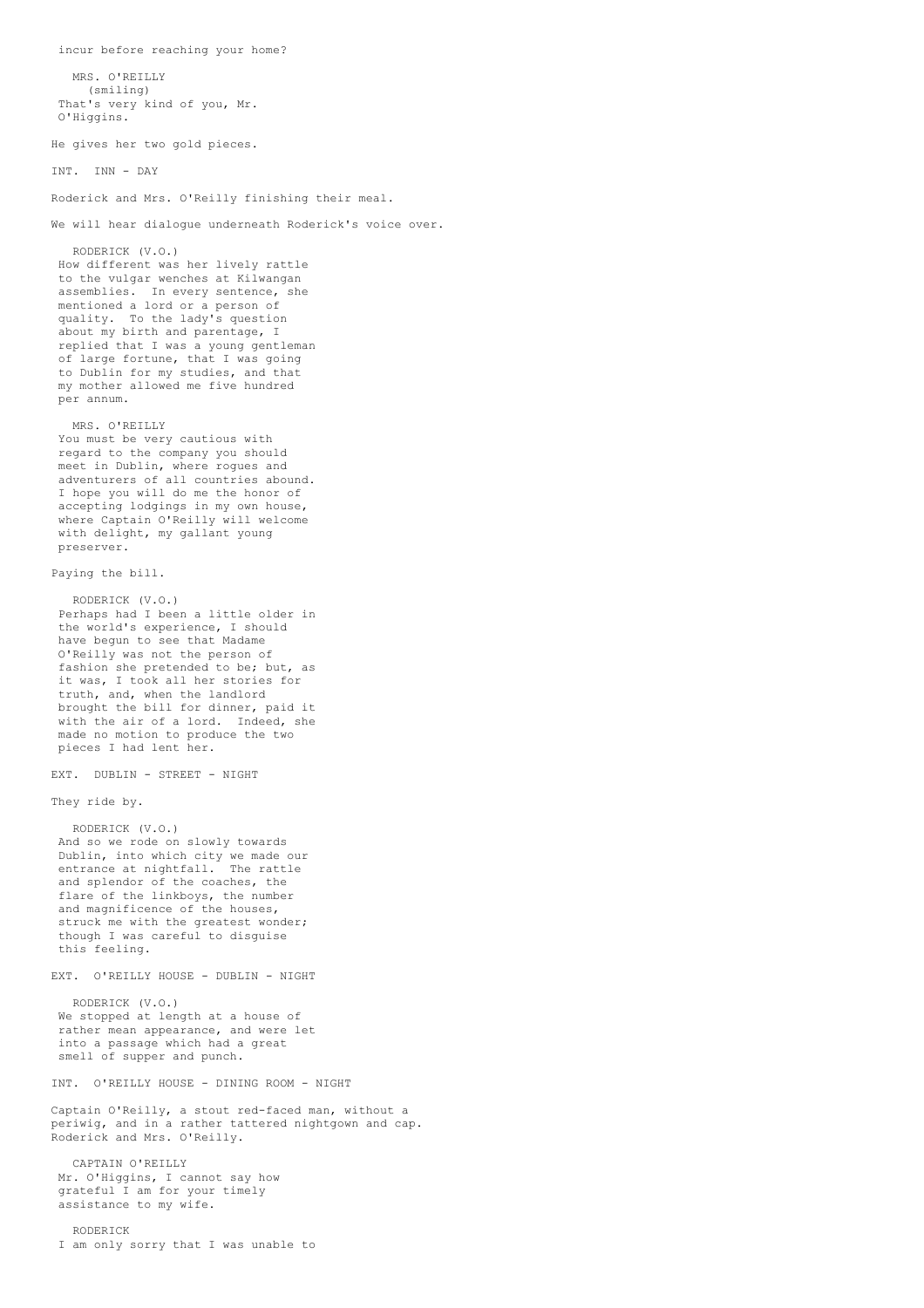incur before reaching your home?

MRS. O'REILLY
(smiling)
That's very kind of you, Mr. O'Higgins.

He gives her two gold pieces.

INT. INN - DAY

Roderick and Mrs. O'Reilly finishing their meal.

We will hear dialogue underneath Roderick's voice over.

RODERICK (V.O.)
How different was her lively rattle to the vulgar wenches at Kilwangan assemblies. In every sentence, she mentioned a lord or a person of quality. To the lady's question about my birth and parentage, I replied that I was a young gentleman of large fortune, that I was going to Dublin for my studies, and that my mother allowed me five hundred per annum.

MRS. O'REILLY
You must be very cautious with regard to the company you should meet in Dublin, where rogues and adventurers of all countries abound. I hope you will do me the honor of accepting lodgings in my own house, where Captain O'Reilly will welcome with delight, my gallant young preserver.

Paying the bill.

RODERICK (V.O.)
Perhaps had I been a little older in the world's experience, I should have begun to see that Madame O'Reilly was not the person of fashion she pretended to be; but, as it was, I took all her stories for truth, and, when the landlord brought the bill for dinner, paid it with the air of a lord. Indeed, she made no motion to produce the two pieces I had lent her.

EXT. DUBLIN - STREET - NIGHT

They ride by.

RODERICK (V.O.)
And so we rode on slowly towards Dublin, into which city we made our entrance at nightfall. The rattle and splendor of the coaches, the flare of the linkboys, the number and magnificence of the houses, struck me with the greatest wonder; though I was careful to disguise this feeling.

EXT. O'REILLY HOUSE - DUBLIN - NIGHT

RODERICK (V.O.)
We stopped at length at a house of rather mean appearance, and were let into a passage which had a great smell of supper and punch.

INT. O'REILLY HOUSE - DINING ROOM - NIGHT

Captain O'Reilly, a stout red-faced man, without a periwig, and in a rather tattered nightgown and cap. Roderick and Mrs. O'Reilly.

CAPTAIN O'REILLY
Mr. O'Higgins, I cannot say how grateful I am for your timely assistance to my wife.

RODERICK
I am only sorry that I was unable to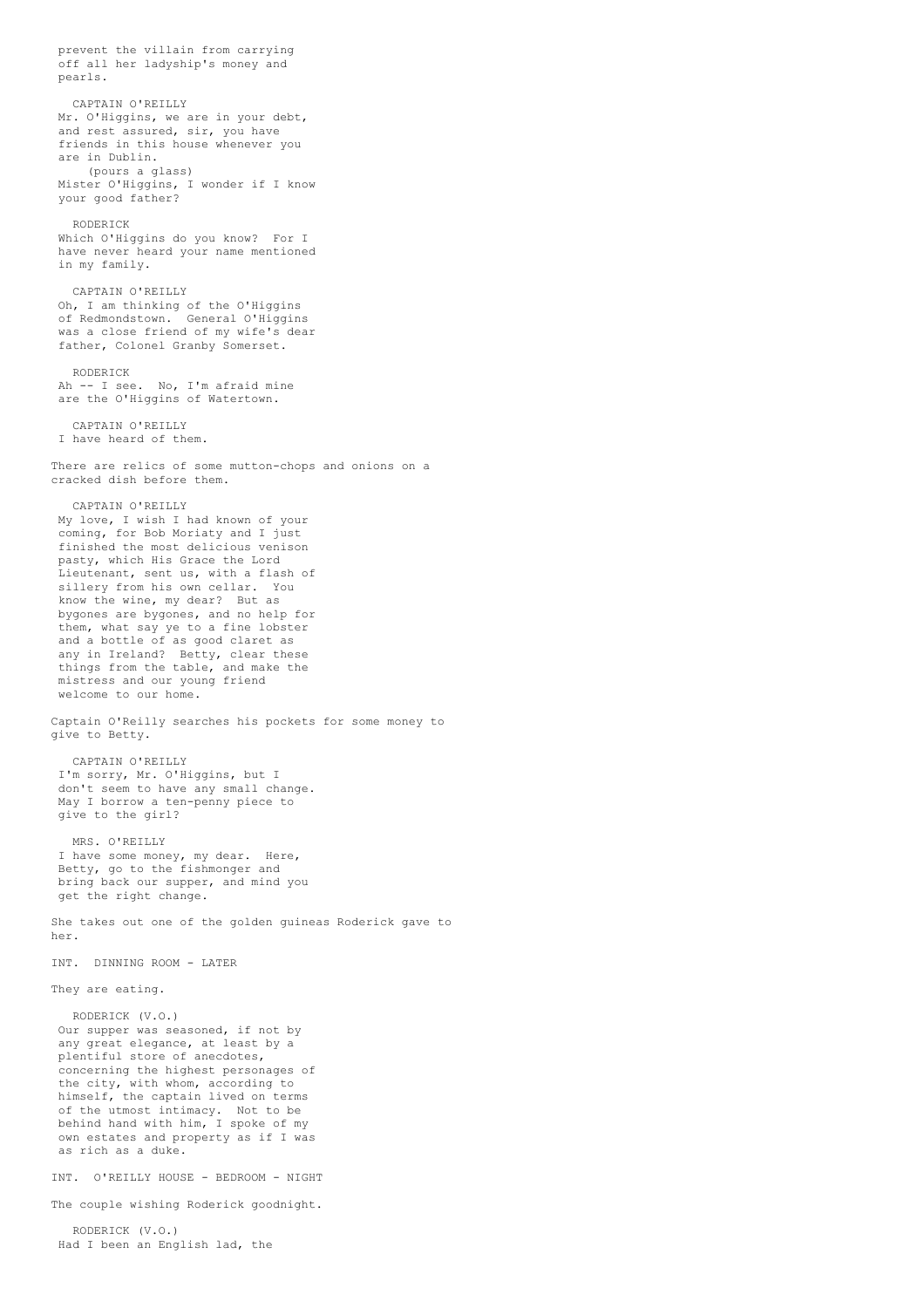prevent the villain from carrying off all her ladyship's money and pearls.

CAPTAIN O'REILLY
Mr. O'Higgins, we are in your debt, and rest assured, sir, you have friends in this house whenever you are in Dublin.
(pours a glass)
Mister O'Higgins, I wonder if I know your good father?

RODERICK
Which O'Higgins do you know? For I have never heard your name mentioned in my family.

CAPTAIN O'REILLY
Oh, I am thinking of the O'Higgins of Redmondstown. General O'Higgins was a close friend of my wife's dear father, Colonel Granby Somerset.

RODERICK
Ah -- I see. No, I'm afraid mine are the O'Higgins of Watertown.

CAPTAIN O'REILLY
I have heard of them.

There are relics of some mutton-chops and onions on a cracked dish before them.

CAPTAIN O'REILLY
My love, I wish I had known of your coming, for Bob Moriaty and I just finished the most delicious venison pasty, which His Grace the Lord Lieutenant, sent us, with a flash of sillery from his own cellar. You know the wine, my dear? But as bygones are bygones, and no help for them, what say ye to a fine lobster and a bottle of as good claret as any in Ireland? Betty, clear these things from the table, and make the mistress and our young friend welcome to our home.

Captain O'Reilly searches his pockets for some money to give to Betty.

CAPTAIN O'REILLY
I'm sorry, Mr. O'Higgins, but I don't seem to have any small change. May I borrow a ten-penny piece to give to the girl?

MRS. O'REILLY
I have some money, my dear. Here, Betty, go to the fishmonger and bring back our supper, and mind you get the right change.

She takes out one of the golden guineas Roderick gave to her.

INT. DINNING ROOM - LATER

They are eating.

RODERICK (V.O.)
Our supper was seasoned, if not by any great elegance, at least by a plentiful store of anecdotes, concerning the highest personages of the city, with whom, according to himself, the captain lived on terms of the utmost intimacy. Not to be behind hand with him, I spoke of my own estates and property as if I was as rich as a duke.

INT. O'REILLY HOUSE - BEDROOM - NIGHT

The couple wishing Roderick goodnight.

RODERICK (V.O.)
Had I been an English lad, the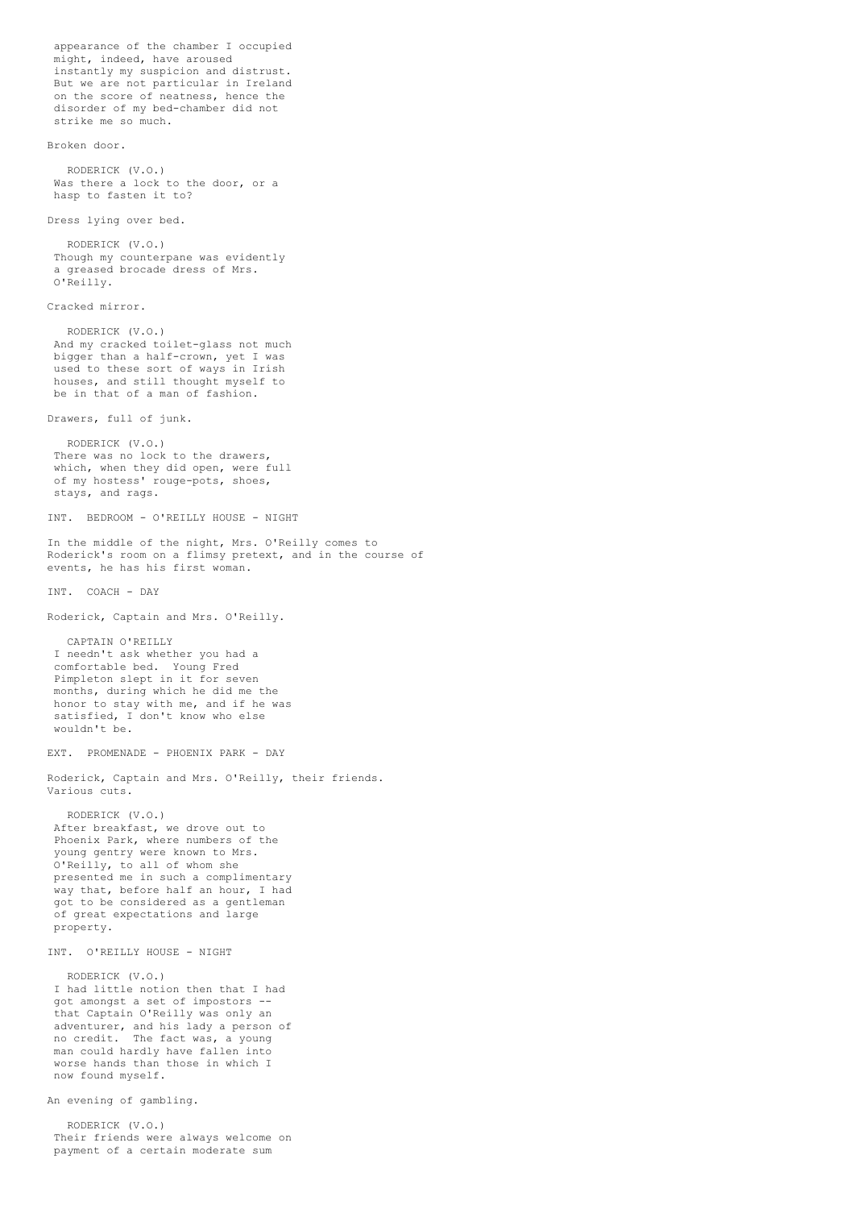appearance of the chamber I occupied
might, indeed, have aroused
instantly my suspicion and distrust.
But we are not particular in Ireland
on the score of neatness, hence the
disorder of my bed-chamber did not
strike me so much.

Broken door.

RODERICK (V.O.)
Was there a lock to the door, or a
hasp to fasten it to?

Dress lying over bed.

RODERICK (V.O.)
Though my counterpane was evidently
a greased brocade dress of Mrs.
O'Reilly.

Cracked mirror.

RODERICK (V.O.)
And my cracked toilet-glass not much
bigger than a half-crown, yet I was
used to these sort of ways in Irish
houses, and still thought myself to
be in that of a man of fashion.

Drawers, full of junk.

RODERICK (V.O.)
There was no lock to the drawers,
which, when they did open, were full
of my hostess' rouge-pots, shoes,
stays, and rags.

INT. BEDROOM - O'REILLY HOUSE - NIGHT

In the middle of the night, Mrs. O'Reilly comes to
Roderick's room on a flimsy pretext, and in the course of
events, he has his first woman.

INT. COACH - DAY

Roderick, Captain and Mrs. O'Reilly.

CAPTAIN O'REILLY
I needn't ask whether you had a
comfortable bed. Young Fred
Pimpleton slept in it for seven
months, during which he did me the
honor to stay with me, and if he was
satisfied, I don't know who else
wouldn't be.

EXT. PROMENADE - PHOENIX PARK - DAY

Roderick, Captain and Mrs. O'Reilly, their friends.
Various cuts.

RODERICK (V.O.)
After breakfast, we drove out to
Phoenix Park, where numbers of the
young gentry were known to Mrs.
O'Reilly, to all of whom she
presented me in such a complimentary
way that, before half an hour, I had
got to be considered as a gentleman
of great expectations and large
property.

INT. O'REILLY HOUSE - NIGHT

RODERICK (V.O.)
I had little notion then that I had
got amongst a set of impostors --
that Captain O'Reilly was only an
adventurer, and his lady a person of
no credit. The fact was, a young
man could hardly have fallen into
worse hands than those in which I
now found myself.

An evening of gambling.

RODERICK (V.O.)
Their friends were always welcome on
payment of a certain moderate sum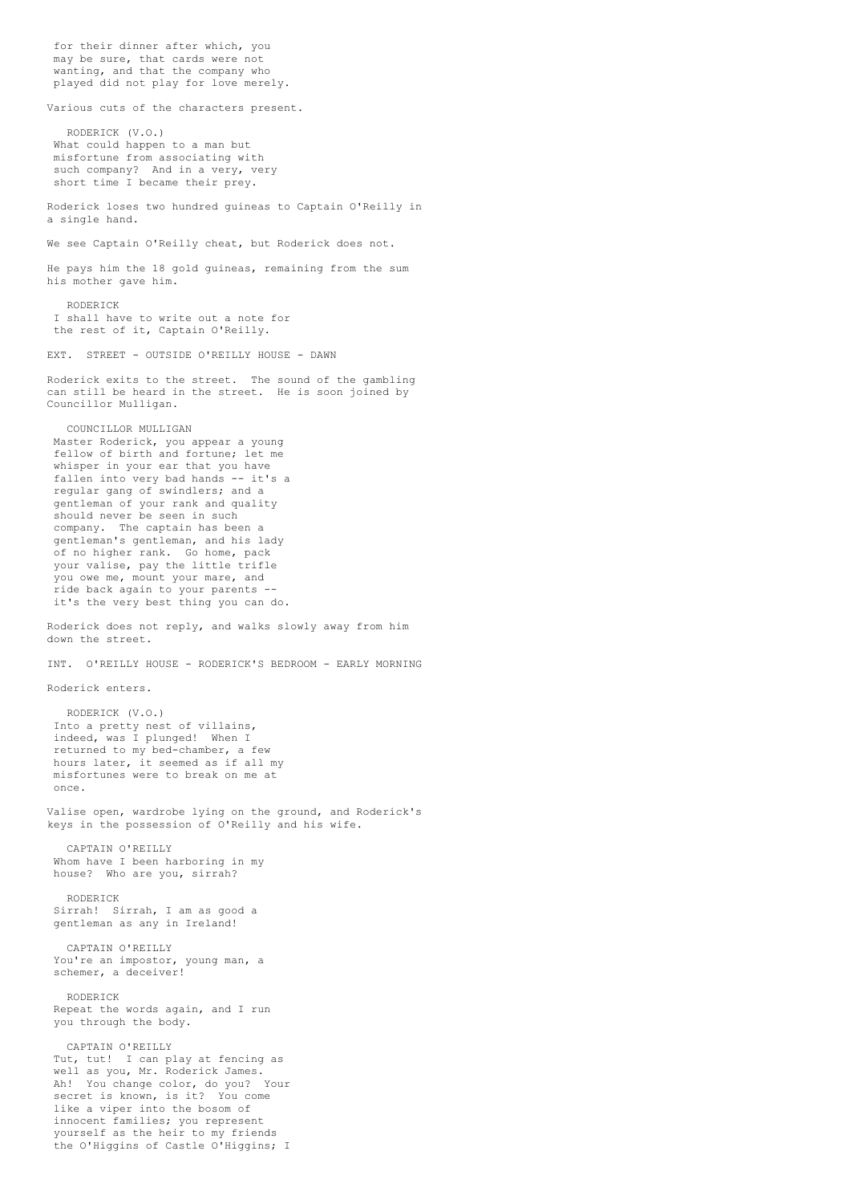for their dinner after which, you may be sure, that cards were not wanting, and that the company who played did not play for love merely.

Various cuts of the characters present.

RODERICK (V.O.)
What could happen to a man but misfortune from associating with such company? And in a very, very short time I became their prey.

Roderick loses two hundred guineas to Captain O'Reilly in a single hand.

We see Captain O'Reilly cheat, but Roderick does not.

He pays him the 18 gold guineas, remaining from the sum his mother gave him.

RODERICK
I shall have to write out a note for the rest of it, Captain O'Reilly.

EXT. STREET - OUTSIDE O'REILLY HOUSE - DAWN

Roderick exits to the street. The sound of the gambling can still be heard in the street. He is soon joined by Councillor Mulligan.

COUNCILLOR MULLIGAN
Master Roderick, you appear a young fellow of birth and fortune; let me whisper in your ear that you have fallen into very bad hands -- it's a regular gang of swindlers; and a gentleman of your rank and quality should never be seen in such company. The captain has been a gentleman's gentleman, and his lady of no higher rank. Go home, pack your valise, pay the little trifle you owe me, mount your mare, and ride back again to your parents -- it's the very best thing you can do.

Roderick does not reply, and walks slowly away from him down the street.

INT. O'REILLY HOUSE - RODERICK'S BEDROOM - EARLY MORNING

Roderick enters.

RODERICK (V.O.)
Into a pretty nest of villains, indeed, was I plunged! When I returned to my bed-chamber, a few hours later, it seemed as if all my misfortunes were to break on me at once.

Valise open, wardrobe lying on the ground, and Roderick's keys in the possession of O'Reilly and his wife.

CAPTAIN O'REILLY
Whom have I been harboring in my house? Who are you, sirrah?

RODERICK
Sirrah! Sirrah, I am as good a gentleman as any in Ireland!

CAPTAIN O'REILLY
You're an impostor, young man, a schemer, a deceiver!

RODERICK
Repeat the words again, and I run you through the body.

CAPTAIN O'REILLY
Tut, tut! I can play at fencing as well as you, Mr. Roderick James. Ah! You change color, do you? Your secret is known, is it? You come like a viper into the bosom of innocent families; you represent yourself as the heir to my friends the O'Higgins of Castle O'Higgins; I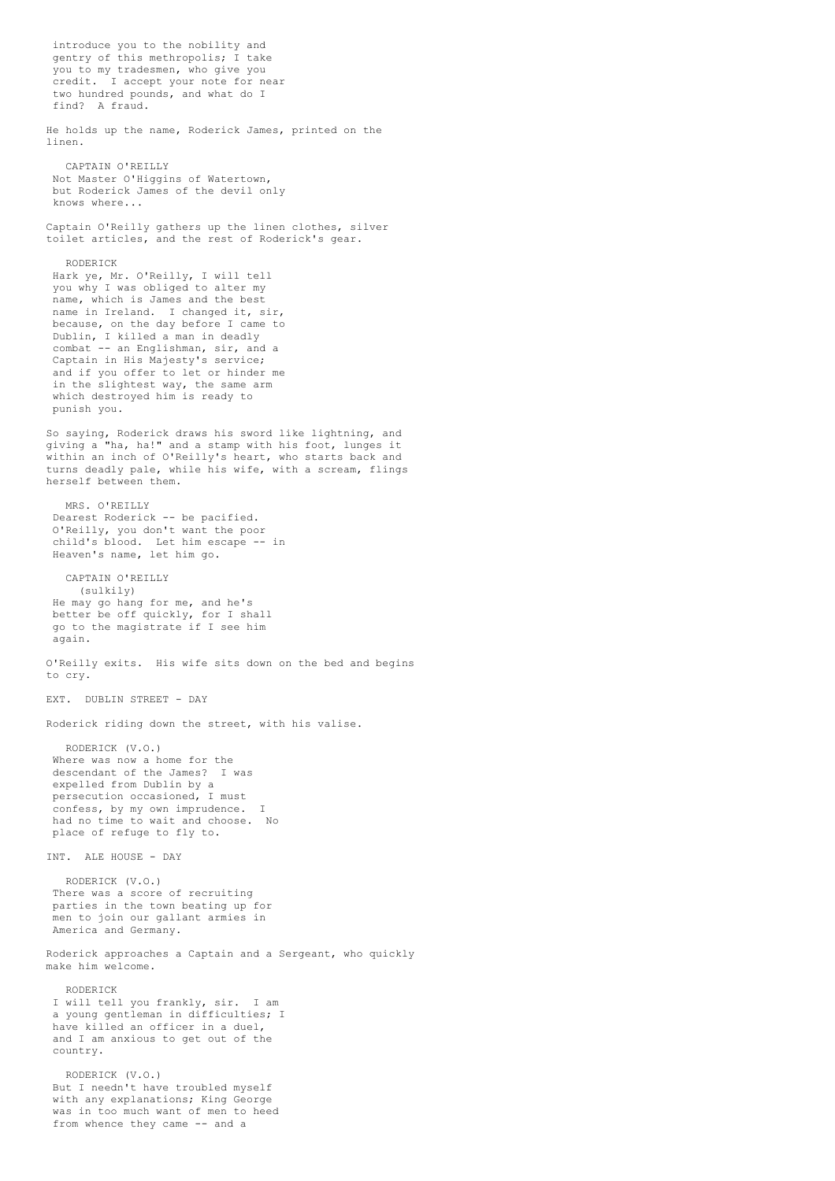introduce you to the nobility and
gentry of this methropolis; I take
you to my tradesmen, who give you
credit. I accept your note for near
two hundred pounds, and what do I
find? A fraud.

He holds up the name, Roderick James, printed on the linen.

CAPTAIN O'REILLY
Not Master O'Higgins of Watertown,
but Roderick James of the devil only
knows where...

Captain O'Reilly gathers up the linen clothes, silver toilet articles, and the rest of Roderick's gear.

RODERICK
Hark ye, Mr. O'Reilly, I will tell
you why I was obliged to alter my
name, which is James and the best
name in Ireland. I changed it, sir,
because, on the day before I came to
Dublin, I killed a man in deadly
combat -- an Englishman, sir, and a
Captain in His Majesty's service;
and if you offer to let or hinder me
in the slightest way, the same arm
which destroyed him is ready to
punish you.

So saying, Roderick draws his sword like lightning, and giving a "ha, ha!" and a stamp with his foot, lunges it within an inch of O'Reilly's heart, who starts back and turns deadly pale, while his wife, with a scream, flings herself between them.

MRS. O'REILLY
Dearest Roderick -- be pacified.
O'Reilly, you don't want the poor
child's blood. Let him escape -- in
Heaven's name, let him go.

CAPTAIN O'REILLY
(sulkily)
He may go hang for me, and he's
better be off quickly, for I shall
go to the magistrate if I see him
again.

O'Reilly exits. His wife sits down on the bed and begins to cry.

EXT. DUBLIN STREET - DAY

Roderick riding down the street, with his valise.

RODERICK (V.O.)
Where was now a home for the
descendant of the James? I was
expelled from Dublin by a
persecution occasioned, I must
confess, by my own imprudence. I
had no time to wait and choose. No
place of refuge to fly to.

INT. ALE HOUSE - DAY

RODERICK (V.O.)
There was a score of recruiting
parties in the town beating up for
men to join our gallant armies in
America and Germany.

Roderick approaches a Captain and a Sergeant, who quickly make him welcome.

RODERICK
I will tell you frankly, sir. I am
a young gentleman in difficulties; I
have killed an officer in a duel,
and I am anxious to get out of the
country.

RODERICK (V.O.)
But I needn't have troubled myself
with any explanations; King George
was in too much want of men to heed
from whence they came -- and a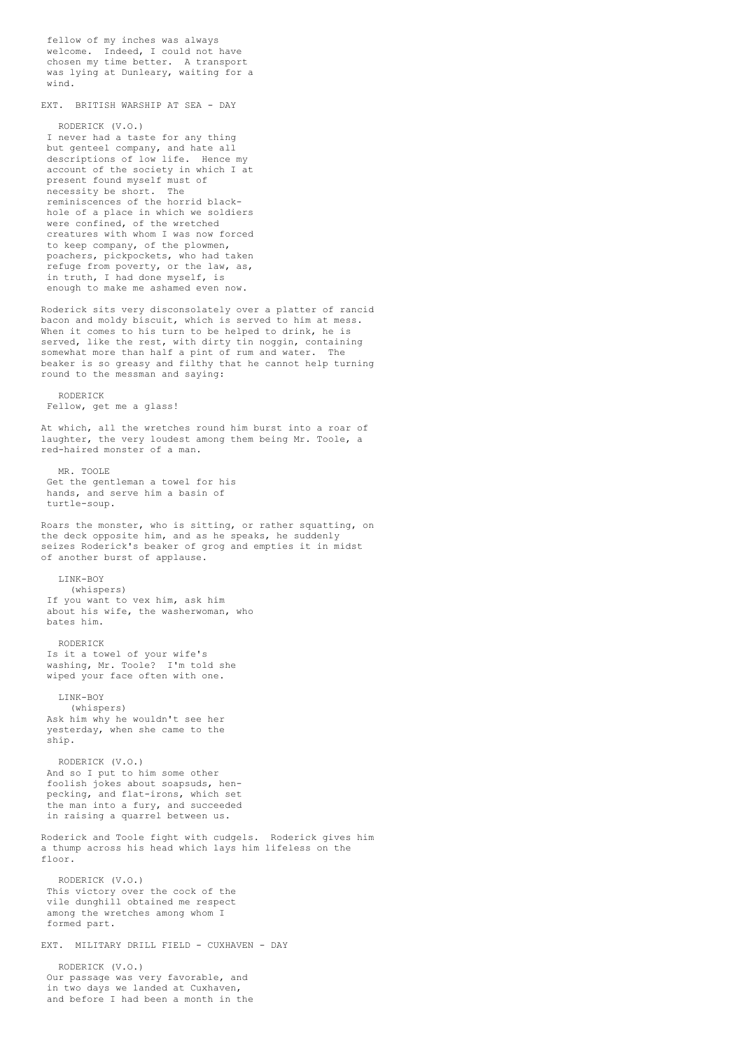fellow of my inches was always welcome. Indeed, I could not have chosen my time better. A transport was lying at Dunleary, waiting for a wind.

EXT. BRITISH WARSHIP AT SEA - DAY

RODERICK (V.O.)
I never had a taste for any thing but genteel company, and hate all descriptions of low life. Hence my account of the society in which I at present found myself must of necessity be short. The reminiscences of the horrid black-hole of a place in which we soldiers were confined, of the wretched creatures with whom I was now forced to keep company, of the plowmen, poachers, pickpockets, who had taken refuge from poverty, or the law, as, in truth, I had done myself, is enough to make me ashamed even now.

Roderick sits very disconsolately over a platter of rancid bacon and moldy biscuit, which is served to him at mess. When it comes to his turn to be helped to drink, he is served, like the rest, with dirty tin noggin, containing somewhat more than half a pint of rum and water. The beaker is so greasy and filthy that he cannot help turning round to the messman and saying:

RODERICK
Fellow, get me a glass!

At which, all the wretches round him burst into a roar of laughter, the very loudest among them being Mr. Toole, a red-haired monster of a man.

MR. TOOLE
Get the gentleman a towel for his hands, and serve him a basin of turtle-soup.

Roars the monster, who is sitting, or rather squatting, on the deck opposite him, and as he speaks, he suddenly seizes Roderick's beaker of grog and empties it in midst of another burst of applause.

LINK-BOY
(whispers)
If you want to vex him, ask him about his wife, the washerwoman, who bates him.

RODERICK
Is it a towel of your wife's washing, Mr. Toole? I'm told she wiped your face often with one.

LINK-BOY
(whispers)
Ask him why he wouldn't see her yesterday, when she came to the ship.

RODERICK (V.O.)
And so I put to him some other foolish jokes about soapsuds, hen-pecking, and flat-irons, which set the man into a fury, and succeeded in raising a quarrel between us.

Roderick and Toole fight with cudgels. Roderick gives him a thump across his head which lays him lifeless on the floor.

RODERICK (V.O.)
This victory over the cock of the vile dunghill obtained me respect among the wretches among whom I formed part.

EXT. MILITARY DRILL FIELD - CUXHAVEN - DAY

RODERICK (V.O.)
Our passage was very favorable, and in two days we landed at Cuxhaven, and before I had been a month in the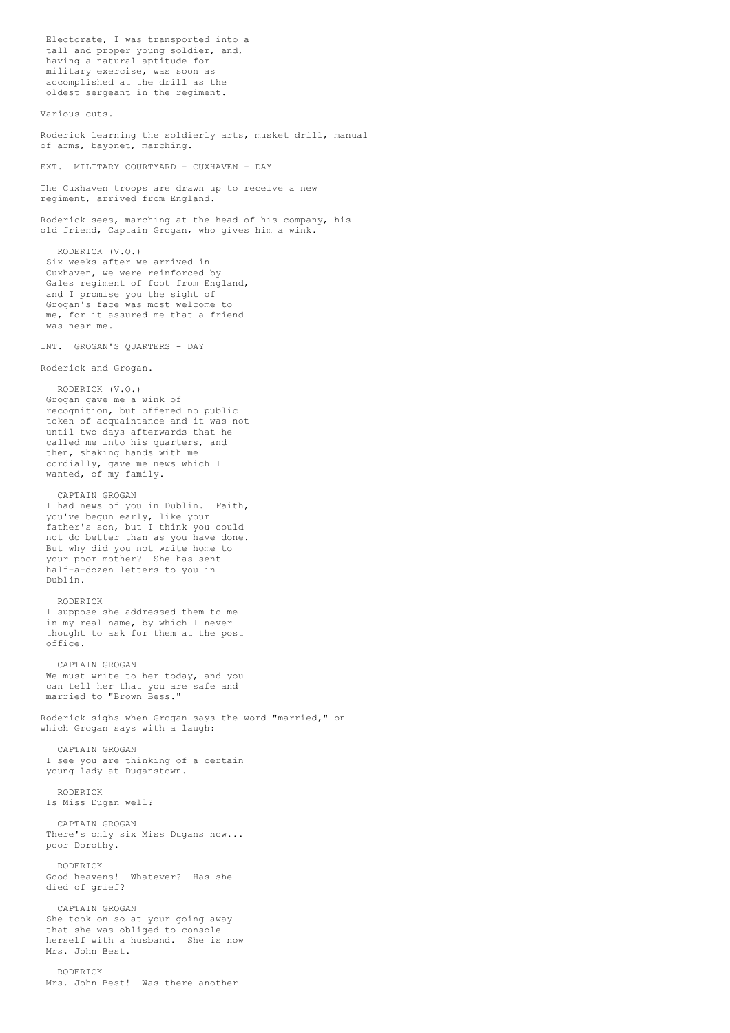Electorate, I was transported into a tall and proper young soldier, and, having a natural aptitude for military exercise, was soon as accomplished at the drill as the oldest sergeant in the regiment.

Various cuts.

Roderick learning the soldierly arts, musket drill, manual of arms, bayonet, marching.

EXT. MILITARY COURTYARD - CUXHAVEN - DAY

The Cuxhaven troops are drawn up to receive a new regiment, arrived from England.

Roderick sees, marching at the head of his company, his old friend, Captain Grogan, who gives him a wink.

RODERICK (V.O.)
Six weeks after we arrived in Cuxhaven, we were reinforced by Gales regiment of foot from England, and I promise you the sight of Grogan's face was most welcome to me, for it assured me that a friend was near me.

INT. GROGAN'S QUARTERS - DAY

Roderick and Grogan.

RODERICK (V.O.)
Grogan gave me a wink of recognition, but offered no public token of acquaintance and it was not until two days afterwards that he called me into his quarters, and then, shaking hands with me cordially, gave me news which I wanted, of my family.

CAPTAIN GROGAN
I had news of you in Dublin. Faith, you've begun early, like your father's son, but I think you could not do better than as you have done. But why did you not write home to your poor mother? She has sent half-a-dozen letters to you in Dublin.

RODERICK
I suppose she addressed them to me in my real name, by which I never thought to ask for them at the post office.

CAPTAIN GROGAN
We must write to her today, and you can tell her that you are safe and married to "Brown Bess."

Roderick sighs when Grogan says the word "married," on which Grogan says with a laugh:

CAPTAIN GROGAN
I see you are thinking of a certain young lady at Duganstown.

RODERICK
Is Miss Dugan well?

CAPTAIN GROGAN
There's only six Miss Dugans now... poor Dorothy.

RODERICK
Good heavens! Whatever? Has she died of grief?

CAPTAIN GROGAN
She took on so at your going away that she was obliged to console herself with a husband. She is now Mrs. John Best.

RODERICK
Mrs. John Best! Was there another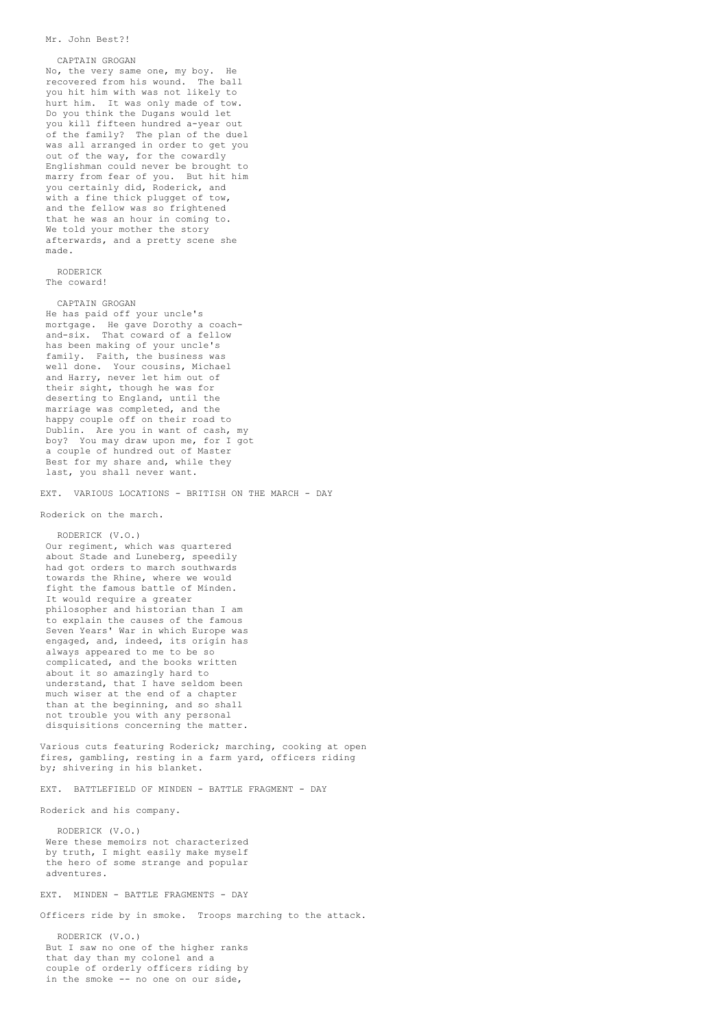Mr. John Best?!

CAPTAIN GROGAN

No, the very same one, my boy. He recovered from his wound. The ball you hit him with was not likely to hurt him. It was only made of tow. Do you think the Dugans would let you kill fifteen hundred a-year out of the family? The plan of the duel was all arranged in order to get you out of the way, for the cowardly Englishman could never be brought to marry from fear of you. But hit him you certainly did, Roderick, and with a fine thick plugget of tow, and the fellow was so frightened that he was an hour in coming to. We told your mother the story afterwards, and a pretty scene she made.

RODERICK

The coward!

CAPTAIN GROGAN

He has paid off your uncle's mortgage. He gave Dorothy a coach-and-six. That coward of a fellow has been making of your uncle's family. Faith, the business was well done. Your cousins, Michael and Harry, never let him out of their sight, though he was for deserting to England, until the marriage was completed, and the happy couple off on their road to Dublin. Are you in want of cash, my boy? You may draw upon me, for I got a couple of hundred out of Master Best for my share and, while they last, you shall never want.

EXT. VARIOUS LOCATIONS - BRITISH ON THE MARCH - DAY

Roderick on the march.

RODERICK (V.O.)

Our regiment, which was quartered about Stade and Luneberg, speedily had got orders to march southwards towards the Rhine, where we would fight the famous battle of Minden. It would require a greater philosopher and historian than I am to explain the causes of the famous Seven Years' War in which Europe was engaged, and, indeed, its origin has always appeared to me to be so complicated, and the books written about it so amazingly hard to understand, that I have seldom been much wiser at the end of a chapter than at the beginning, and so shall not trouble you with any personal disquisitions concerning the matter.

Various cuts featuring Roderick; marching, cooking at open fires, gambling, resting in a farm yard, officers riding by; shivering in his blanket.

EXT. BATTLEFIELD OF MINDEN - BATTLE FRAGMENT - DAY

Roderick and his company.

RODERICK (V.O.)

Were these memoirs not characterized by truth, I might easily make myself the hero of some strange and popular adventures.

EXT. MINDEN - BATTLE FRAGMENTS - DAY

Officers ride by in smoke. Troops marching to the attack.

RODERICK (V.O.)

But I saw no one of the higher ranks that day than my colonel and a couple of orderly officers riding by in the smoke -- no one on our side,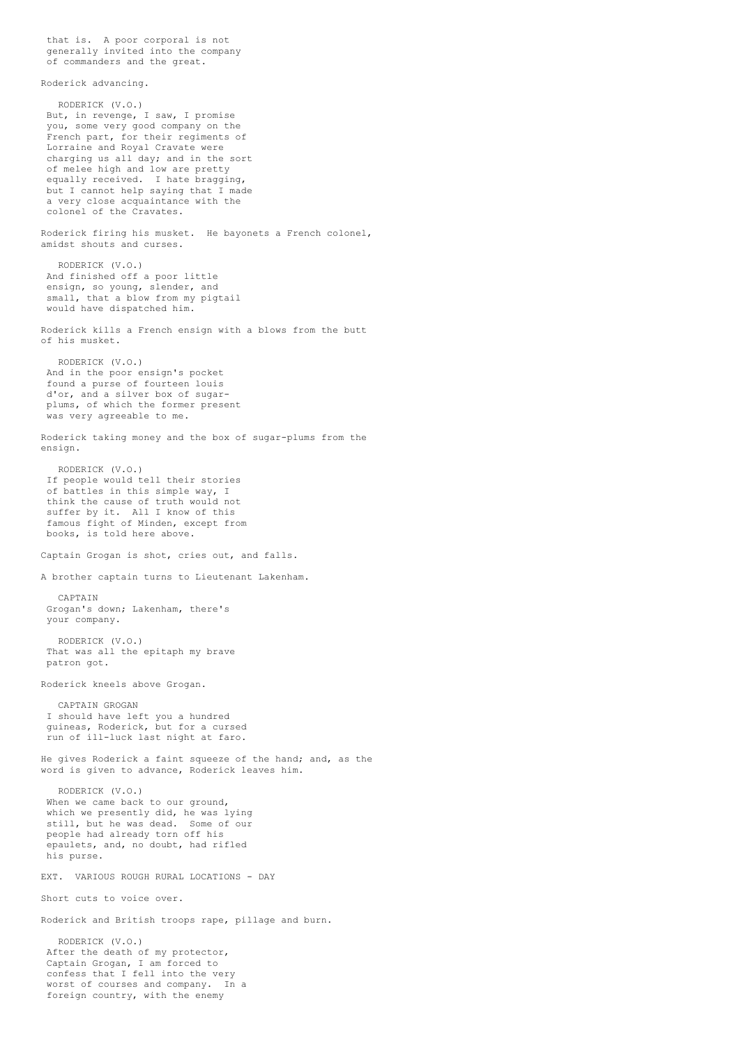that is. A poor corporal is not
generally invited into the company
of commanders and the great.

Roderick advancing.

RODERICK (V.O.)
But, in revenge, I saw, I promise
you, some very good company on the
French part, for their regiments of
Lorraine and Royal Cravate were
charging us all day; and in the sort
of melee high and low are pretty
equally received. I hate bragging,
but I cannot help saying that I made
a very close acquaintance with the
colonel of the Cravates.

Roderick firing his musket. He bayonets a French colonel,
amidst shouts and curses.

RODERICK (V.O.)
And finished off a poor little
ensign, so young, slender, and
small, that a blow from my pigtail
would have dispatched him.

Roderick kills a French ensign with a blows from the butt
of his musket.

RODERICK (V.O.)
And in the poor ensign's pocket
found a purse of fourteen louis
d'or, and a silver box of sugar-
plums, of which the former present
was very agreeable to me.

Roderick taking money and the box of sugar-plums from the
ensign.

RODERICK (V.O.)
If people would tell their stories
of battles in this simple way, I
think the cause of truth would not
suffer by it. All I know of this
famous fight of Minden, except from
books, is told here above.

Captain Grogan is shot, cries out, and falls.

A brother captain turns to Lieutenant Lakenham.

CAPTAIN
Grogan's down; Lakenham, there's
your company.

RODERICK (V.O.)
That was all the epitaph my brave
patron got.

Roderick kneels above Grogan.

CAPTAIN GROGAN
I should have left you a hundred
guineas, Roderick, but for a cursed
run of ill-luck last night at faro.

He gives Roderick a faint squeeze of the hand; and, as the
word is given to advance, Roderick leaves him.

RODERICK (V.O.)
When we came back to our ground,
which we presently did, he was lying
still, but he was dead. Some of our
people had already torn off his
epaulets, and, no doubt, had rifled
his purse.

EXT. VARIOUS ROUGH RURAL LOCATIONS - DAY

Short cuts to voice over.

Roderick and British troops rape, pillage and burn.

RODERICK (V.O.)
After the death of my protector,
Captain Grogan, I am forced to
confess that I fell into the very
worst of courses and company. In a
foreign country, with the enemy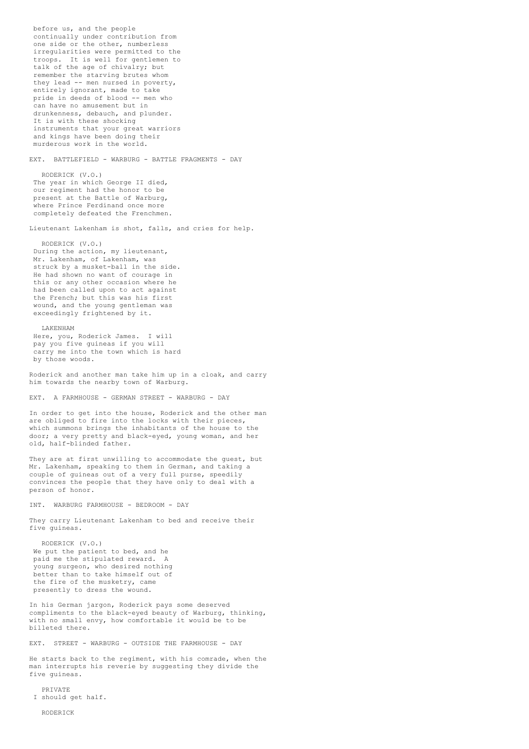before us, and the people continually under contribution from one side or the other, numberless irregularities were permitted to the troops. It is well for gentlemen to talk of the age of chivalry; but remember the starving brutes whom they lead -- men nursed in poverty, entirely ignorant, made to take pride in deeds of blood -- men who can have no amusement but in drunkenness, debauch, and plunder. It is with these shocking instruments that your great warriors and kings have been doing their murderous work in the world.

EXT. BATTLEFIELD - WARBURG - BATTLE FRAGMENTS - DAY

RODERICK (V.O.)
The year in which George II died, our regiment had the honor to be present at the Battle of Warburg, where Prince Ferdinand once more completely defeated the Frenchmen.

Lieutenant Lakenham is shot, falls, and cries for help.

RODERICK (V.O.)
During the action, my lieutenant, Mr. Lakenham, of Lakenham, was struck by a musket-ball in the side. He had shown no want of courage in this or any other occasion where he had been called upon to act against the French; but this was his first wound, and the young gentleman was exceedingly frightened by it.

LAKENHAM
Here, you, Roderick James. I will pay you five guineas if you will carry me into the town which is hard by those woods.

Roderick and another man take him up in a cloak, and carry him towards the nearby town of Warburg.

EXT. A FARMHOUSE - GERMAN STREET - WARBURG - DAY

In order to get into the house, Roderick and the other man are obliged to fire into the locks with their pieces, which summons brings the inhabitants of the house to the door; a very pretty and black-eyed, young woman, and her old, half-blinded father.

They are at first unwilling to accommodate the guest, but Mr. Lakenham, speaking to them in German, and taking a couple of guineas out of a very full purse, speedily convinces the people that they have only to deal with a person of honor.

INT. WARBURG FARMHOUSE - BEDROOM - DAY

They carry Lieutenant Lakenham to bed and receive their five guineas.

RODERICK (V.O.)
We put the patient to bed, and he paid me the stipulated reward. A young surgeon, who desired nothing better than to take himself out of the fire of the musketry, came presently to dress the wound.

In his German jargon, Roderick pays some deserved compliments to the black-eyed beauty of Warburg, thinking, with no small envy, how comfortable it would be to be billeted there.

EXT. STREET - WARBURG - OUTSIDE THE FARMHOUSE - DAY

He starts back to the regiment, with his comrade, when the man interrupts his reverie by suggesting they divide the five guineas.

PRIVATE
I should get half.

RODERICK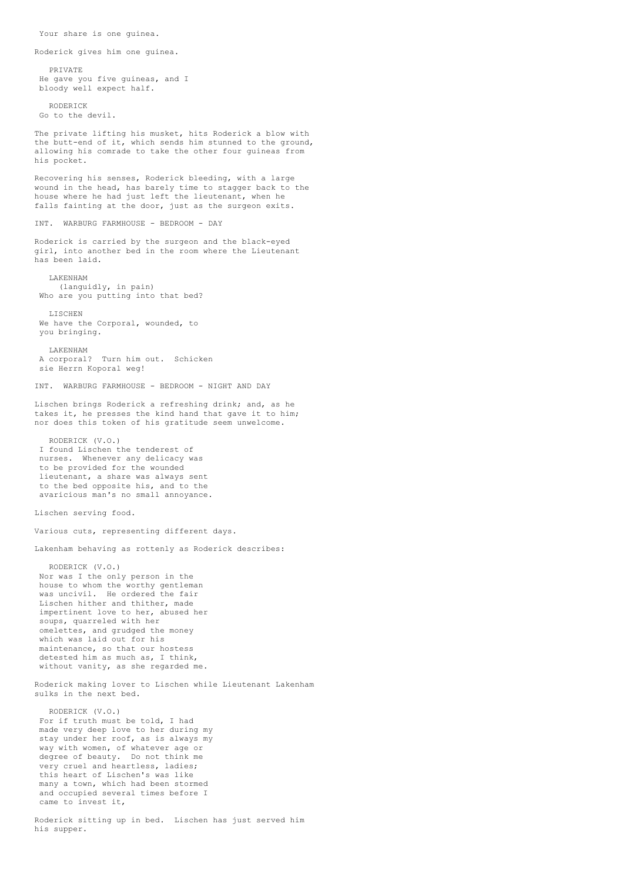Your share is one guinea.

Roderick gives him one guinea.

PRIVATE
He gave you five guineas, and I bloody well expect half.

RODERICK
Go to the devil.

The private lifting his musket, hits Roderick a blow with the butt-end of it, which sends him stunned to the ground, allowing his comrade to take the other four guineas from his pocket.

Recovering his senses, Roderick bleeding, with a large wound in the head, has barely time to stagger back to the house where he had just left the lieutenant, when he falls fainting at the door, just as the surgeon exits.

INT. WARBURG FARMHOUSE - BEDROOM - DAY

Roderick is carried by the surgeon and the black-eyed girl, into another bed in the room where the Lieutenant has been laid.

LAKENHAM
(languidly, in pain)
Who are you putting into that bed?

LISCHEN
We have the Corporal, wounded, to you bringing.

LAKENHAM
A corporal? Turn him out. Schicken sie Herrn Koporal weg!

INT. WARBURG FARMHOUSE - BEDROOM - NIGHT AND DAY

Lischen brings Roderick a refreshing drink; and, as he takes it, he presses the kind hand that gave it to him; nor does this token of his gratitude seem unwelcome.

RODERICK (V.O.)
I found Lischen the tenderest of nurses. Whenever any delicacy was to be provided for the wounded lieutenant, a share was always sent to the bed opposite his, and to the avaricious man's no small annoyance.

Lischen serving food.

Various cuts, representing different days.

Lakenham behaving as rottenly as Roderick describes:

RODERICK (V.O.)
Nor was I the only person in the house to whom the worthy gentleman was uncivil. He ordered the fair Lischen hither and thither, made impertinent love to her, abused her soups, quarreled with her omelettes, and grudged the money which was laid out for his maintenance, so that our hostess detested him as much as, I think, without vanity, as she regarded me.

Roderick making lover to Lischen while Lieutenant Lakenham sulks in the next bed.

RODERICK (V.O.)
For if truth must be told, I had made very deep love to her during my stay under her roof, as is always my way with women, of whatever age or degree of beauty. Do not think me very cruel and heartless, ladies; this heart of Lischen's was like many a town, which had been stormed and occupied several times before I came to invest it,

Roderick sitting up in bed. Lischen has just served him his supper.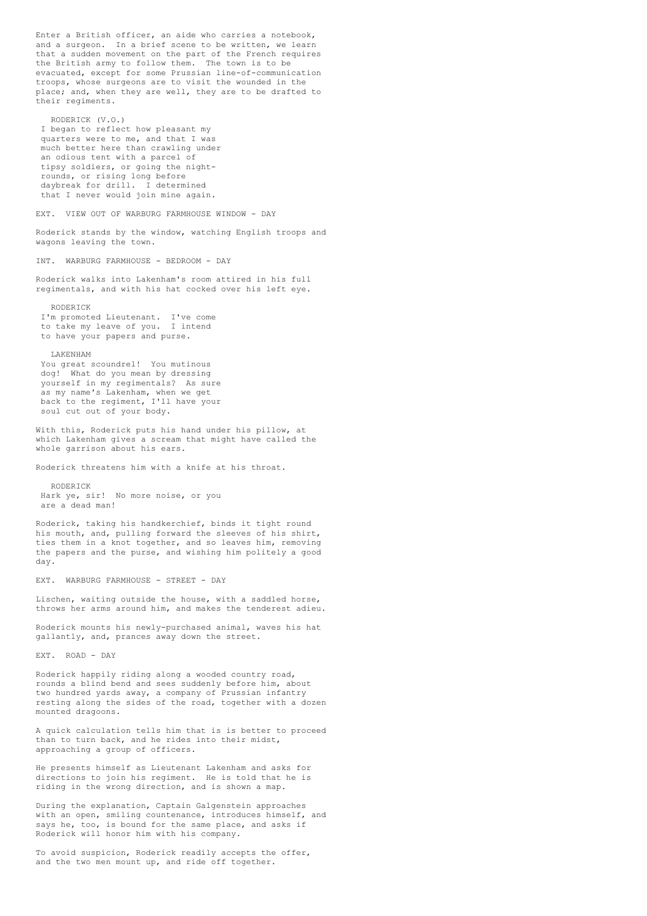Enter a British officer, an aide who carries a notebook, and a surgeon. In a brief scene to be written, we learn that a sudden movement on the part of the French requires the British army to follow them. The town is to be evacuated, except for some Prussian line-of-communication troops, whose surgeons are to visit the wounded in the place; and, when they are well, they are to be drafted to their regiments.

RODERICK (V.O.)
I began to reflect how pleasant my quarters were to me, and that I was much better here than crawling under an odious tent with a parcel of tipsy soldiers, or going the night-rounds, or rising long before daybreak for drill. I determined that I never would join mine again.

EXT. VIEW OUT OF WARBURG FARMHOUSE WINDOW - DAY

Roderick stands by the window, watching English troops and wagons leaving the town.

INT. WARBURG FARMHOUSE - BEDROOM - DAY

Roderick walks into Lakenham's room attired in his full regimentals, and with his hat cocked over his left eye.

RODERICK
I'm promoted Lieutenant. I've come to take my leave of you. I intend to have your papers and purse.

LAKENHAM
You great scoundrel! You mutinous dog! What do you mean by dressing yourself in my regimentals? As sure as my name's Lakenham, when we get back to the regiment, I'll have your soul cut out of your body.

With this, Roderick puts his hand under his pillow, at which Lakenham gives a scream that might have called the whole garrison about his ears.

Roderick threatens him with a knife at his throat.

RODERICK
Hark ye, sir! No more noise, or you are a dead man!

Roderick, taking his handkerchief, binds it tight round his mouth, and, pulling forward the sleeves of his shirt, ties them in a knot together, and so leaves him, removing the papers and the purse, and wishing him politely a good day.

EXT. WARBURG FARMHOUSE - STREET - DAY

Lischen, waiting outside the house, with a saddled horse, throws her arms around him, and makes the tenderest adieu.

Roderick mounts his newly-purchased animal, waves his hat gallantly, and, prances away down the street.

EXT. ROAD - DAY

Roderick happily riding along a wooded country road, rounds a blind bend and sees suddenly before him, about two hundred yards away, a company of Prussian infantry resting along the sides of the road, together with a dozen mounted dragoons.

A quick calculation tells him that is is better to proceed than to turn back, and he rides into their midst, approaching a group of officers.

He presents himself as Lieutenant Lakenham and asks for directions to join his regiment. He is told that he is riding in the wrong direction, and is shown a map.

During the explanation, Captain Galgenstein approaches with an open, smiling countenance, introduces himself, and says he, too, is bound for the same place, and asks if Roderick will honor him with his company.

To avoid suspicion, Roderick readily accepts the offer, and the two men mount up, and ride off together.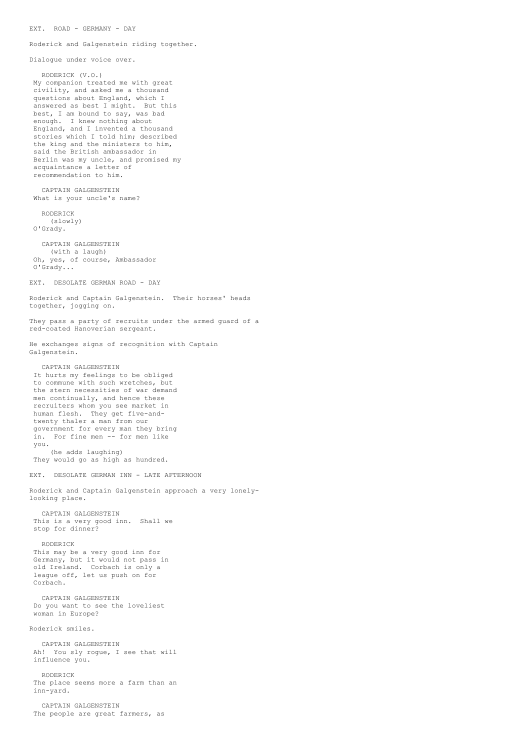EXT. ROAD - GERMANY - DAY

Roderick and Galgenstein riding together.

Dialogue under voice over.

RODERICK (V.O.)
My companion treated me with great civility, and asked me a thousand questions about England, which I answered as best I might. But this best, I am bound to say, was bad enough. I knew nothing about England, and I invented a thousand stories which I told him; described the king and the ministers to him, said the British ambassador in Berlin was my uncle, and promised my acquaintance a letter of recommendation to him.

CAPTAIN GALGENSTEIN
What is your uncle's name?

RODERICK
(slowly)
O'Grady.

CAPTAIN GALGENSTEIN
(with a laugh)
Oh, yes, of course, Ambassador O'Grady...

EXT. DESOLATE GERMAN ROAD - DAY

Roderick and Captain Galgenstein. Their horses' heads together, jogging on.

They pass a party of recruits under the armed guard of a red-coated Hanoverian sergeant.

He exchanges signs of recognition with Captain Galgenstein.

CAPTAIN GALGENSTEIN
It hurts my feelings to be obliged to commune with such wretches, but the stern necessities of war demand men continually, and hence these recruiters whom you see market in human flesh. They get five-and-twenty thaler a man from our government for every man they bring in. For fine men -- for men like you.
(he adds laughing)
They would go as high as hundred.

EXT. DESOLATE GERMAN INN - LATE AFTERNOON

Roderick and Captain Galgenstein approach a very lonely-looking place.

CAPTAIN GALGENSTEIN
This is a very good inn. Shall we stop for dinner?

RODERICK
This may be a very good inn for Germany, but it would not pass in old Ireland. Corbach is only a league off, let us push on for Corbach.

CAPTAIN GALGENSTEIN
Do you want to see the loveliest woman in Europe?

Roderick smiles.

CAPTAIN GALGENSTEIN
Ah! You sly rogue, I see that will influence you.

RODERICK
The place seems more a farm than an inn-yard.

CAPTAIN GALGENSTEIN
The people are great farmers, as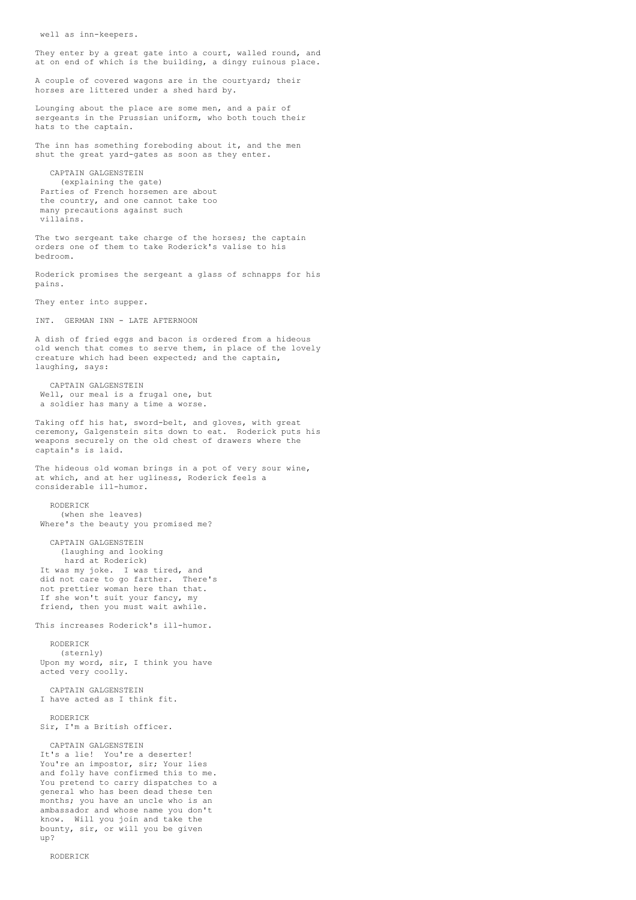well as inn-keepers.

They enter by a great gate into a court, walled round, and at on end of which is the building, a dingy ruinous place.

A couple of covered wagons are in the courtyard; their horses are littered under a shed hard by.

Lounging about the place are some men, and a pair of sergeants in the Prussian uniform, who both touch their hats to the captain.

The inn has something foreboding about it, and the men shut the great yard-gates as soon as they enter.

CAPTAIN GALGENSTEIN
(explaining the gate)
Parties of French horsemen are about the country, and one cannot take too many precautions against such villains.

The two sergeant take charge of the horses; the captain orders one of them to take Roderick's valise to his bedroom.

Roderick promises the sergeant a glass of schnapps for his pains.

They enter into supper.

INT. GERMAN INN - LATE AFTERNOON

A dish of fried eggs and bacon is ordered from a hideous old wench that comes to serve them, in place of the lovely creature which had been expected; and the captain, laughing, says:

CAPTAIN GALGENSTEIN
Well, our meal is a frugal one, but a soldier has many a time a worse.

Taking off his hat, sword-belt, and gloves, with great ceremony, Galgenstein sits down to eat. Roderick puts his weapons securely on the old chest of drawers where the captain's is laid.

The hideous old woman brings in a pot of very sour wine, at which, and at her ugliness, Roderick feels a considerable ill-humor.

RODERICK
(when she leaves)
Where's the beauty you promised me?

CAPTAIN GALGENSTEIN
(laughing and looking hard at Roderick)
It was my joke. I was tired, and did not care to go farther. There's not prettier woman here than that. If she won't suit your fancy, my friend, then you must wait awhile.

This increases Roderick's ill-humor.

RODERICK
(sternly)
Upon my word, sir, I think you have acted very coolly.

CAPTAIN GALGENSTEIN
I have acted as I think fit.

RODERICK
Sir, I'm a British officer.

CAPTAIN GALGENSTEIN
It's a lie! You're a deserter! You're an impostor, sir; Your lies and folly have confirmed this to me. You pretend to carry dispatches to a general who has been dead these ten months; you have an uncle who is an ambassador and whose name you don't know. Will you join and take the bounty, sir, or will you be given up?

RODERICK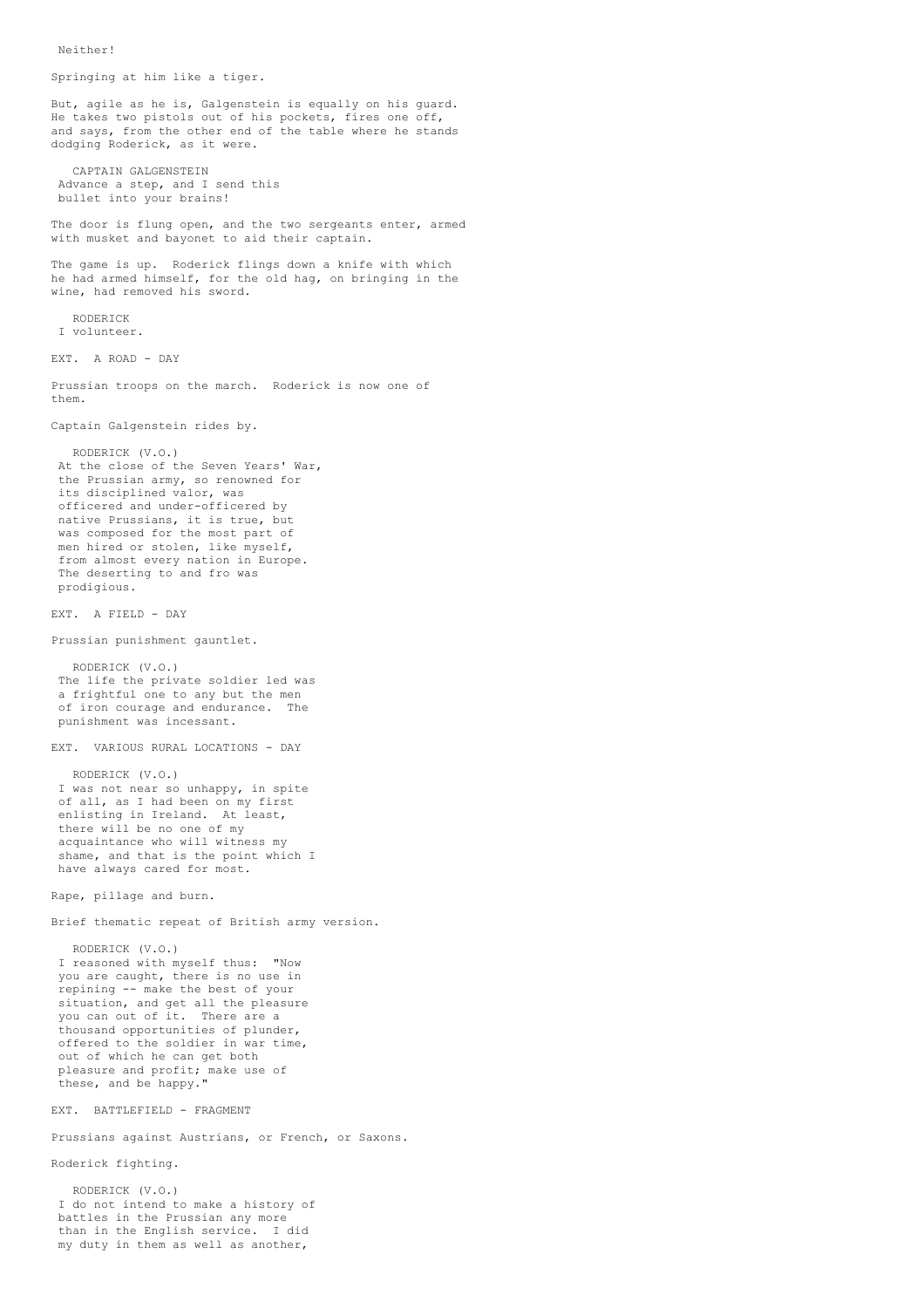Neither!

Springing at him like a tiger.

But, agile as he is, Galgenstein is equally on his guard. He takes two pistols out of his pockets, fires one off, and says, from the other end of the table where he stands dodging Roderick, as it were.

CAPTAIN GALGENSTEIN
Advance a step, and I send this bullet into your brains!

The door is flung open, and the two sergeants enter, armed with musket and bayonet to aid their captain.

The game is up. Roderick flings down a knife with which he had armed himself, for the old hag, on bringing in the wine, had removed his sword.

RODERICK
I volunteer.

EXT. A ROAD - DAY

Prussian troops on the march. Roderick is now one of them.

Captain Galgenstein rides by.

RODERICK (V.O.)
At the close of the Seven Years' War, the Prussian army, so renowned for its disciplined valor, was officered and under-officered by native Prussians, it is true, but was composed for the most part of men hired or stolen, like myself, from almost every nation in Europe. The deserting to and fro was prodigious.

EXT. A FIELD - DAY

Prussian punishment gauntlet.

RODERICK (V.O.)
The life the private soldier led was a frightful one to any but the men of iron courage and endurance. The punishment was incessant.

EXT. VARIOUS RURAL LOCATIONS - DAY

RODERICK (V.O.)
I was not near so unhappy, in spite of all, as I had been on my first enlisting in Ireland. At least, there will be no one of my acquaintance who will witness my shame, and that is the point which I have always cared for most.

Rape, pillage and burn.

Brief thematic repeat of British army version.

RODERICK (V.O.)
I reasoned with myself thus: "Now you are caught, there is no use in repining -- make the best of your situation, and get all the pleasure you can out of it. There are a thousand opportunities of plunder, offered to the soldier in war time, out of which he can get both pleasure and profit; make use of these, and be happy."

EXT. BATTLEFIELD - FRAGMENT

Prussians against Austrians, or French, or Saxons.

Roderick fighting.

RODERICK (V.O.)
I do not intend to make a history of battles in the Prussian any more than in the English service. I did my duty in them as well as another,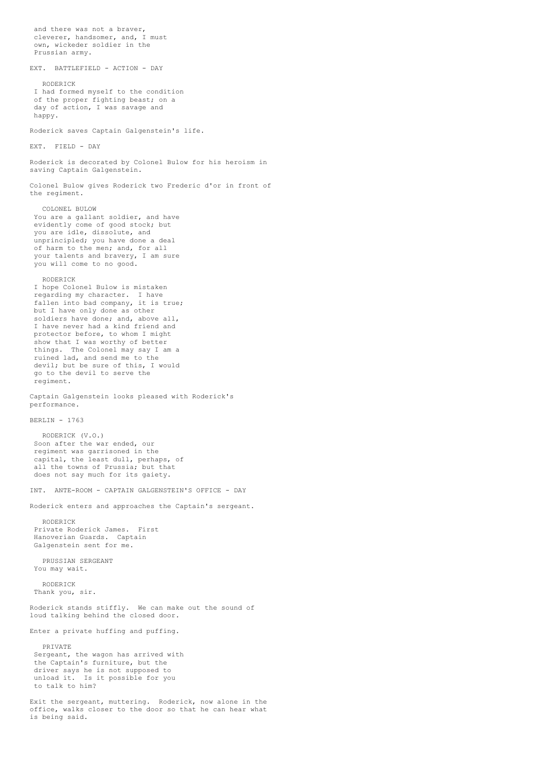and there was not a braver, cleverer, handsomer, and, I must own, wickeder soldier in the Prussian army.

EXT. BATTLEFIELD - ACTION - DAY

RODERICK
I had formed myself to the condition of the proper fighting beast; on a day of action, I was savage and happy.

Roderick saves Captain Galgenstein's life.

EXT. FIELD - DAY

Roderick is decorated by Colonel Bulow for his heroism in saving Captain Galgenstein.

Colonel Bulow gives Roderick two Frederic d'or in front of the regiment.

COLONEL BULOW
You are a gallant soldier, and have evidently come of good stock; but you are idle, dissolute, and unprincipled; you have done a deal of harm to the men; and, for all your talents and bravery, I am sure you will come to no good.

RODERICK
I hope Colonel Bulow is mistaken regarding my character. I have fallen into bad company, it is true; but I have only done as other soldiers have done; and, above all, I have never had a kind friend and protector before, to whom I might show that I was worthy of better things. The Colonel may say I am a ruined lad, and send me to the devil; but be sure of this, I would go to the devil to serve the regiment.

Captain Galgenstein looks pleased with Roderick's performance.

BERLIN - 1763

RODERICK (V.O.)
Soon after the war ended, our regiment was garrisoned in the capital, the least dull, perhaps, of all the towns of Prussia; but that does not say much for its gaiety.

INT. ANTE-ROOM - CAPTAIN GALGENSTEIN'S OFFICE - DAY

Roderick enters and approaches the Captain's sergeant.

RODERICK
Private Roderick James. First Hanoverian Guards. Captain Galgenstein sent for me.

PRUSSIAN SERGEANT
You may wait.

RODERICK
Thank you, sir.

Roderick stands stiffly. We can make out the sound of loud talking behind the closed door.

Enter a private huffing and puffing.

PRIVATE
Sergeant, the wagon has arrived with the Captain's furniture, but the driver says he is not supposed to unload it. Is it possible for you to talk to him?

Exit the sergeant, muttering. Roderick, now alone in the office, walks closer to the door so that he can hear what is being said.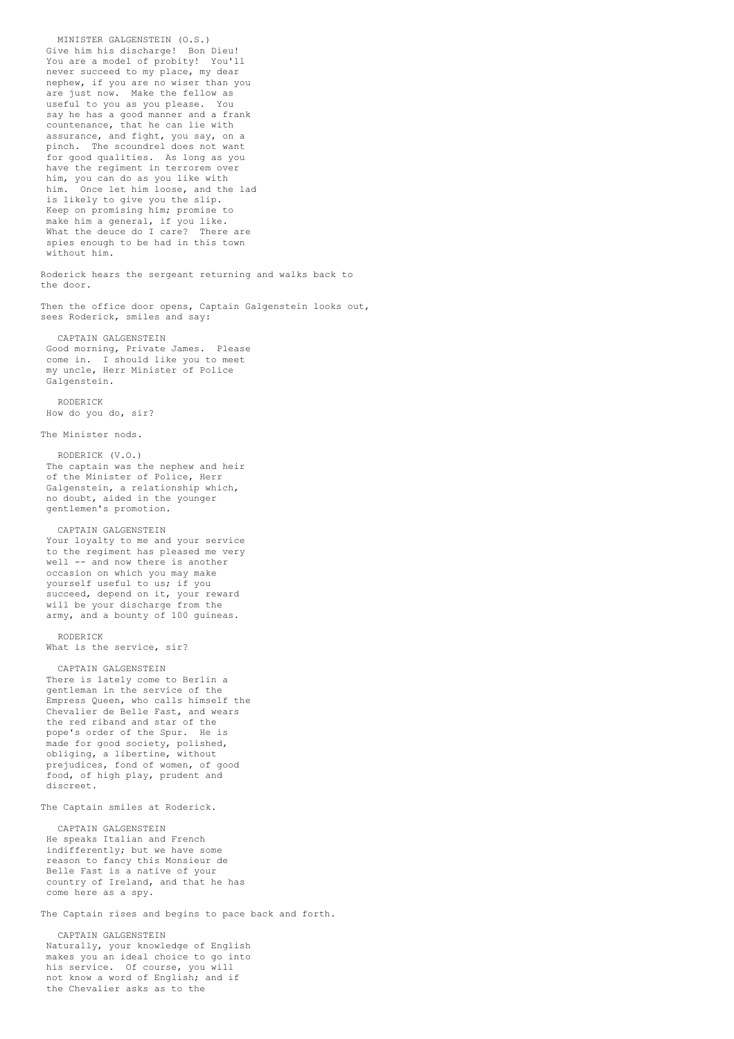MINISTER GALGENSTEIN (O.S.)
Give him his discharge!  Bon Dieu!
You are a model of probity!  You'll
never succeed to my place, my dear
nephew, if you are no wiser than you
are just now.  Make the fellow as
useful to you as you please.  You
say he has a good manner and a frank
countenance, that he can lie with
assurance, and fight, you say, on a
pinch.  The scoundrel does not want
for good qualities.  As long as you
have the regiment in terrorem over
him, you can do as you like with
him.  Once let him loose, and the lad
is likely to give you the slip.
Keep on promising him; promise to
make him a general, if you like.
What the deuce do I care?  There are
spies enough to be had in this town
without him.

Roderick hears the sergeant returning and walks back to
the door.

Then the office door opens, Captain Galgenstein looks out,
sees Roderick, smiles and say:

CAPTAIN GALGENSTEIN
Good morning, Private James.  Please
come in.  I should like you to meet
my uncle, Herr Minister of Police
Galgenstein.

RODERICK
How do you do, sir?

The Minister nods.

RODERICK (V.O.)
The captain was the nephew and heir
of the Minister of Police, Herr
Galgenstein, a relationship which,
no doubt, aided in the younger
gentlemen's promotion.

CAPTAIN GALGENSTEIN
Your loyalty to me and your service
to the regiment has pleased me very
well -- and now there is another
occasion on which you may make
yourself useful to us; if you
succeed, depend on it, your reward
will be your discharge from the
army, and a bounty of 100 guineas.

RODERICK
What is the service, sir?

CAPTAIN GALGENSTEIN
There is lately come to Berlin a
gentleman in the service of the
Empress Queen, who calls himself the
Chevalier de Belle Fast, and wears
the red riband and star of the
pope's order of the Spur.  He is
made for good society, polished,
obliging, a libertine, without
prejudices, fond of women, of good
food, of high play, prudent and
discreet.

The Captain smiles at Roderick.

CAPTAIN GALGENSTEIN
He speaks Italian and French
indifferently; but we have some
reason to fancy this Monsieur de
Belle Fast is a native of your
country of Ireland, and that he has
come here as a spy.

The Captain rises and begins to pace back and forth.

CAPTAIN GALGENSTEIN
Naturally, your knowledge of English
makes you an ideal choice to go into
his service.  Of course, you will
not know a word of English; and if
the Chevalier asks as to the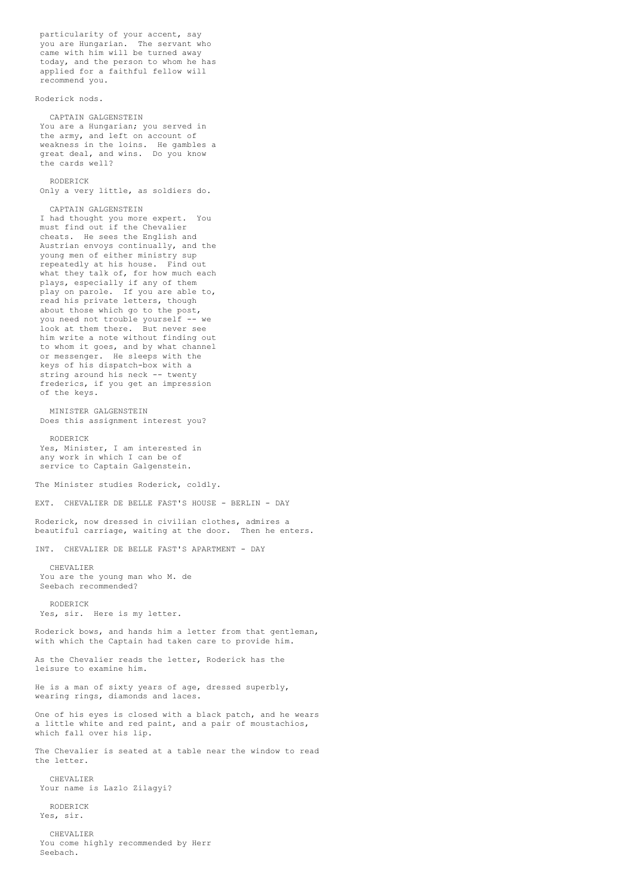particularity of your accent, say you are Hungarian. The servant who came with him will be turned away today, and the person to whom he has applied for a faithful fellow will recommend you.

Roderick nods.

CAPTAIN GALGENSTEIN
You are a Hungarian; you served in the army, and left on account of weakness in the loins. He gambles a great deal, and wins. Do you know the cards well?

RODERICK
Only a very little, as soldiers do.

CAPTAIN GALGENSTEIN
I had thought you more expert. You must find out if the Chevalier cheats. He sees the English and Austrian envoys continually, and the young men of either ministry sup repeatedly at his house. Find out what they talk of, for how much each plays, especially if any of them play on parole. If you are able to, read his private letters, though about those which go to the post, you need not trouble yourself -- we look at them there. But never see him write a note without finding out to whom it goes, and by what channel or messenger. He sleeps with the keys of his dispatch-box with a string around his neck -- twenty frederics, if you get an impression of the keys.

MINISTER GALGENSTEIN
Does this assignment interest you?

RODERICK
Yes, Minister, I am interested in any work in which I can be of service to Captain Galgenstein.

The Minister studies Roderick, coldly.

EXT. CHEVALIER DE BELLE FAST'S HOUSE - BERLIN - DAY

Roderick, now dressed in civilian clothes, admires a beautiful carriage, waiting at the door. Then he enters.

INT. CHEVALIER DE BELLE FAST'S APARTMENT - DAY

CHEVALIER
You are the young man who M. de Seebach recommended?

RODERICK
Yes, sir. Here is my letter.

Roderick bows, and hands him a letter from that gentleman, with which the Captain had taken care to provide him.

As the Chevalier reads the letter, Roderick has the leisure to examine him.

He is a man of sixty years of age, dressed superbly, wearing rings, diamonds and laces.

One of his eyes is closed with a black patch, and he wears a little white and red paint, and a pair of moustachios, which fall over his lip.

The Chevalier is seated at a table near the window to read the letter.

CHEVALIER
Your name is Lazlo Zilagyi?

RODERICK
Yes, sir.

CHEVALIER
You come highly recommended by Herr Seebach.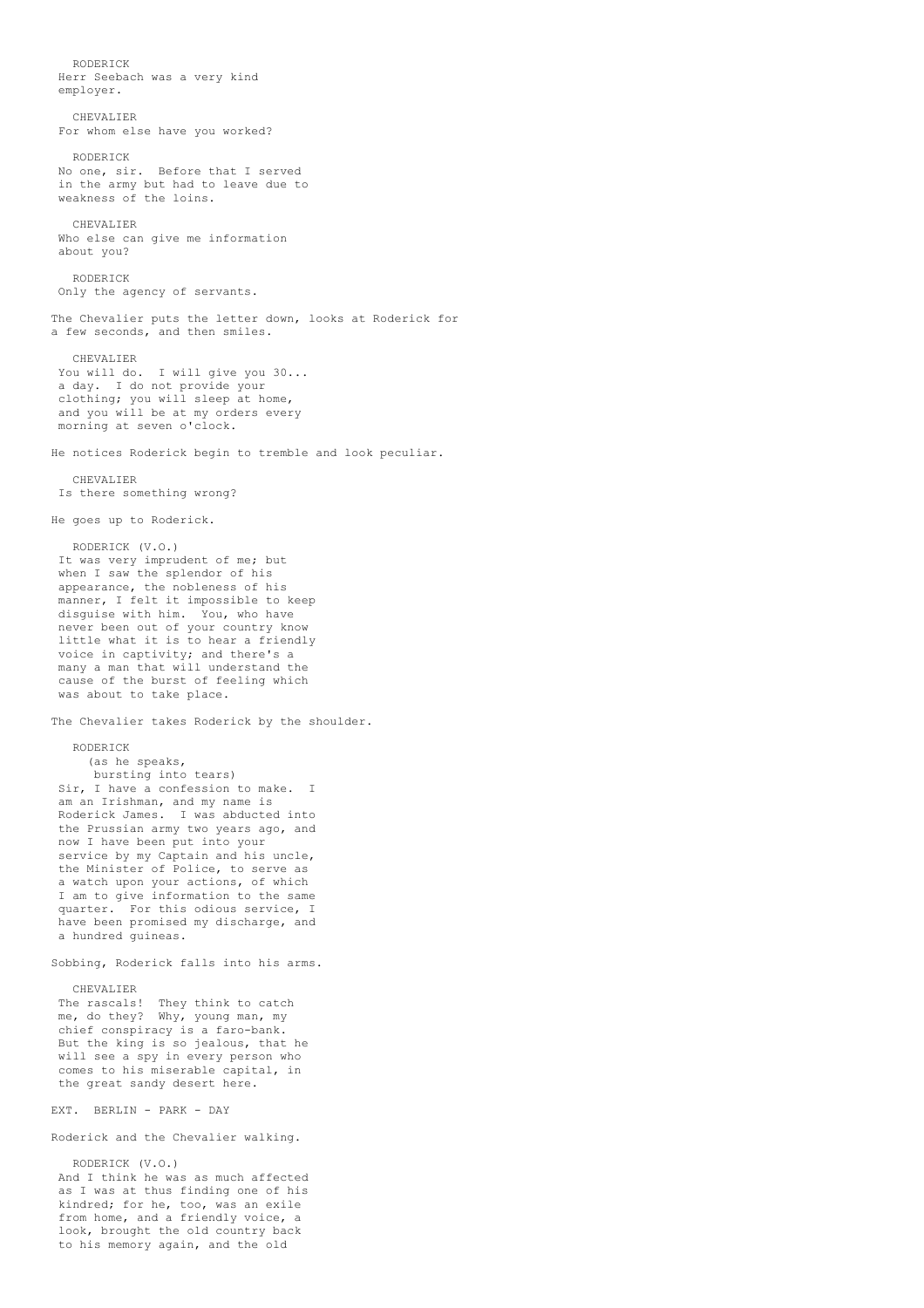RODERICK
Herr Seebach was a very kind employer.

CHEVALIER
For whom else have you worked?

RODERICK
No one, sir. Before that I served in the army but had to leave due to weakness of the loins.

CHEVALIER
Who else can give me information about you?

RODERICK
Only the agency of servants.

The Chevalier puts the letter down, looks at Roderick for a few seconds, and then smiles.

CHEVALIER
You will do. I will give you 30... a day. I do not provide your clothing; you will sleep at home, and you will be at my orders every morning at seven o'clock.

He notices Roderick begin to tremble and look peculiar.

CHEVALIER
Is there something wrong?

He goes up to Roderick.

RODERICK (V.O.)
It was very imprudent of me; but when I saw the splendor of his appearance, the nobleness of his manner, I felt it impossible to keep disguise with him. You, who have never been out of your country know little what it is to hear a friendly voice in captivity; and there's a many a man that will understand the cause of the burst of feeling which was about to take place.

The Chevalier takes Roderick by the shoulder.

RODERICK
(as he speaks, bursting into tears)
Sir, I have a confession to make. I am an Irishman, and my name is Roderick James. I was abducted into the Prussian army two years ago, and now I have been put into your service by my Captain and his uncle, the Minister of Police, to serve as a watch upon your actions, of which I am to give information to the same quarter. For this odious service, I have been promised my discharge, and a hundred guineas.

Sobbing, Roderick falls into his arms.

CHEVALIER
The rascals! They think to catch me, do they? Why, young man, my chief conspiracy is a faro-bank. But the king is so jealous, that he will see a spy in every person who comes to his miserable capital, in the great sandy desert here.

EXT. BERLIN - PARK - DAY

Roderick and the Chevalier walking.

RODERICK (V.O.)
And I think he was as much affected as I was at thus finding one of his kindred; for he, too, was an exile from home, and a friendly voice, a look, brought the old country back to his memory again, and the old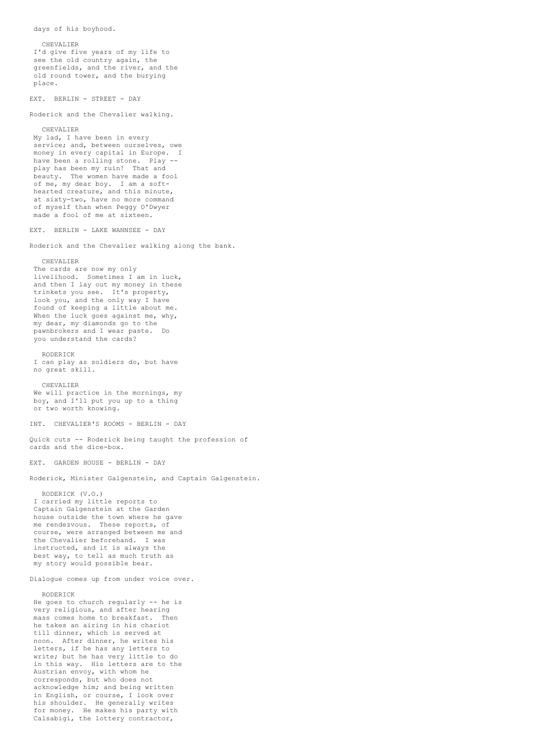days of his boyhood.

CHEVALIER
I'd give five years of my life to see the old country again, the greenfields, and the river, and the old round tower, and the burying place.

EXT. BERLIN - STREET - DAY

Roderick and the Chevalier walking.

CHEVALIER
My lad, I have been in every service; and, between ourselves, owe money in every capital in Europe. I have been a rolling stone. Play -- play has been my ruin! That and beauty. The women have made a fool of me, my dear boy. I am a soft-hearted creature, and this minute, at sixty-two, have no more command of myself than when Peggy O'Dwyer made a fool of me at sixteen.

EXT. BERLIN - LAKE WANNSEE - DAY

Roderick and the Chevalier walking along the bank.

CHEVALIER
The cards are now my only livelihood. Sometimes I am in luck, and then I lay out my money in these trinkets you see. It's property, look you, and the only way I have found of keeping a little about me. When the luck goes against me, why, my dear, my diamonds go to the pawnbrokers and I wear paste. Do you understand the cards?

RODERICK
I can play as soldiers do, but have no great skill.

CHEVALIER
We will practice in the mornings, my boy, and I'll put you up to a thing or two worth knowing.

INT. CHEVALIER'S ROOMS - BERLIN - DAY

Quick cuts -- Roderick being taught the profession of cards and the dice-box.

EXT. GARDEN HOUSE - BERLIN - DAY

Roderick, Minister Galgenstein, and Captain Galgenstein.

RODERICK (V.O.)
I carried my little reports to Captain Galgenstein at the Garden house outside the town where he gave me rendezvous. These reports, of course, were arranged between me and the Chevalier beforehand. I was instructed, and it is always the best way, to tell as much truth as my story would possible bear.

Dialogue comes up from under voice over.

RODERICK
He goes to church regularly -- he is very religious, and after hearing mass comes home to breakfast. Then he takes an airing in his chariot till dinner, which is served at noon. After dinner, he writes his letters, if he has any letters to write; but he has very little to do in this way. His letters are to the Austrian envoy, with whom he corresponds, but who does not acknowledge him; and being written in English, or course, I look over his shoulder. He generally writes for money. He makes his party with Calsabigi, the lottery contractor,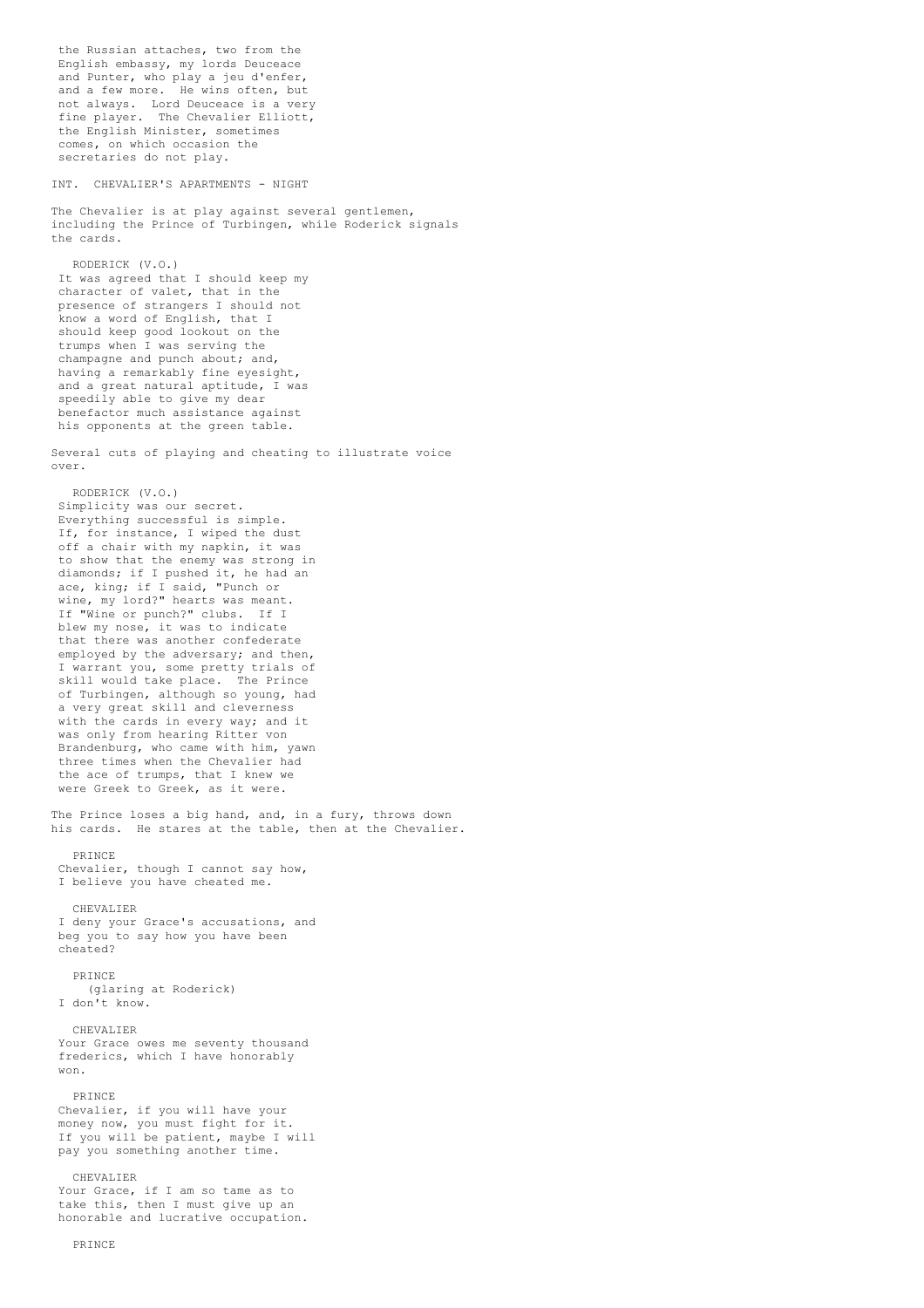the Russian attaches, two from the English embassy, my lords Deuceace and Punter, who play a jeu d'enfer, and a few more. He wins often, but not always. Lord Deuceace is a very fine player. The Chevalier Elliott, the English Minister, sometimes comes, on which occasion the secretaries do not play.

INT. CHEVALIER'S APARTMENTS - NIGHT

The Chevalier is at play against several gentlemen, including the Prince of Turbingen, while Roderick signals the cards.

RODERICK (V.O.)
It was agreed that I should keep my character of valet, that in the presence of strangers I should not know a word of English, that I should keep good lookout on the trumps when I was serving the champagne and punch about; and, having a remarkably fine eyesight, and a great natural aptitude, I was speedily able to give my dear benefactor much assistance against his opponents at the green table.

Several cuts of playing and cheating to illustrate voice over.

RODERICK (V.O.)
Simplicity was our secret. Everything successful is simple. If, for instance, I wiped the dust off a chair with my napkin, it was to show that the enemy was strong in diamonds; if I pushed it, he had an ace, king; if I said, "Punch or wine, my lord?" hearts was meant. If "Wine or punch?" clubs. If I blew my nose, it was to indicate that there was another confederate employed by the adversary; and then, I warrant you, some pretty trials of skill would take place. The Prince of Turbingen, although so young, had a very great skill and cleverness with the cards in every way; and it was only from hearing Ritter von Brandenburg, who came with him, yawn three times when the Chevalier had the ace of trumps, that I knew we were Greek to Greek, as it were.

The Prince loses a big hand, and, in a fury, throws down his cards. He stares at the table, then at the Chevalier.

PRINCE
Chevalier, though I cannot say how, I believe you have cheated me.

CHEVALIER
I deny your Grace's accusations, and beg you to say how you have been cheated?

PRINCE
(glaring at Roderick)
I don't know.

CHEVALIER
Your Grace owes me seventy thousand frederics, which I have honorably won.

PRINCE
Chevalier, if you will have your money now, you must fight for it. If you will be patient, maybe I will pay you something another time.

CHEVALIER
Your Grace, if I am so tame as to take this, then I must give up an honorable and lucrative occupation.

PRINCE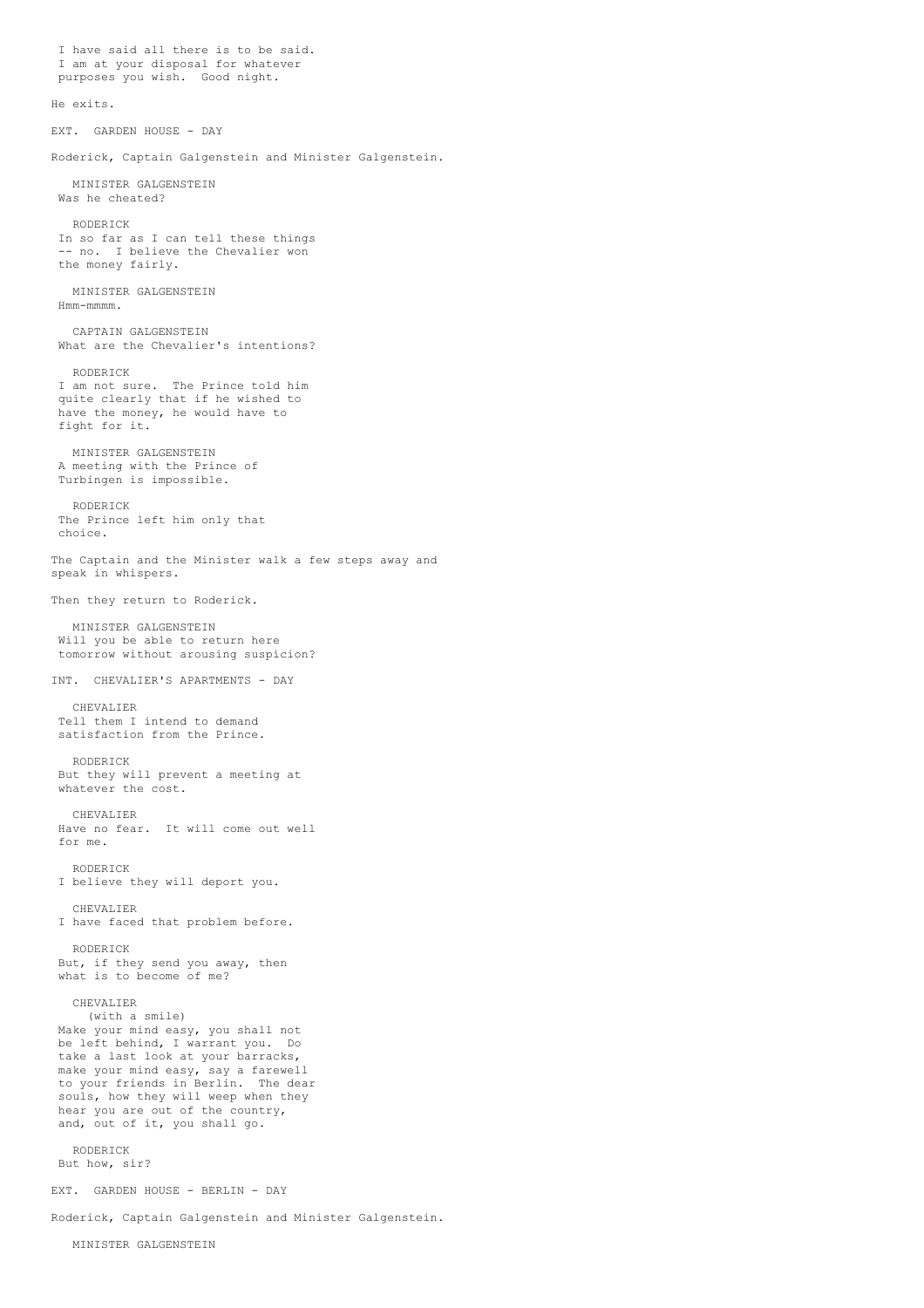I have said all there is to be said.
I am at your disposal for whatever
purposes you wish. Good night.

He exits.

EXT. GARDEN HOUSE - DAY

Roderick, Captain Galgenstein and Minister Galgenstein.

MINISTER GALGENSTEIN
Was he cheated?

RODERICK
In so far as I can tell these things
-- no. I believe the Chevalier won
the money fairly.

MINISTER GALGENSTEIN
Hmm-mmmm.

CAPTAIN GALGENSTEIN
What are the Chevalier's intentions?

RODERICK
I am not sure. The Prince told him
quite clearly that if he wished to
have the money, he would have to
fight for it.

MINISTER GALGENSTEIN
A meeting with the Prince of
Turbingen is impossible.

RODERICK
The Prince left him only that
choice.

The Captain and the Minister walk a few steps away and
speak in whispers.

Then they return to Roderick.

MINISTER GALGENSTEIN
Will you be able to return here
tomorrow without arousing suspicion?

INT. CHEVALIER'S APARTMENTS - DAY

CHEVALIER
Tell them I intend to demand
satisfaction from the Prince.

RODERICK
But they will prevent a meeting at
whatever the cost.

CHEVALIER
Have no fear. It will come out well
for me.

RODERICK
I believe they will deport you.

CHEVALIER
I have faced that problem before.

RODERICK
But, if they send you away, then
what is to become of me?

CHEVALIER
(with a smile)
Make your mind easy, you shall not
be left behind, I warrant you. Do
take a last look at your barracks,
make your mind easy, say a farewell
to your friends in Berlin. The dear
souls, how they will weep when they
hear you are out of the country,
and, out of it, you shall go.

RODERICK
But how, sir?

EXT. GARDEN HOUSE - BERLIN - DAY

Roderick, Captain Galgenstein and Minister Galgenstein.

MINISTER GALGENSTEIN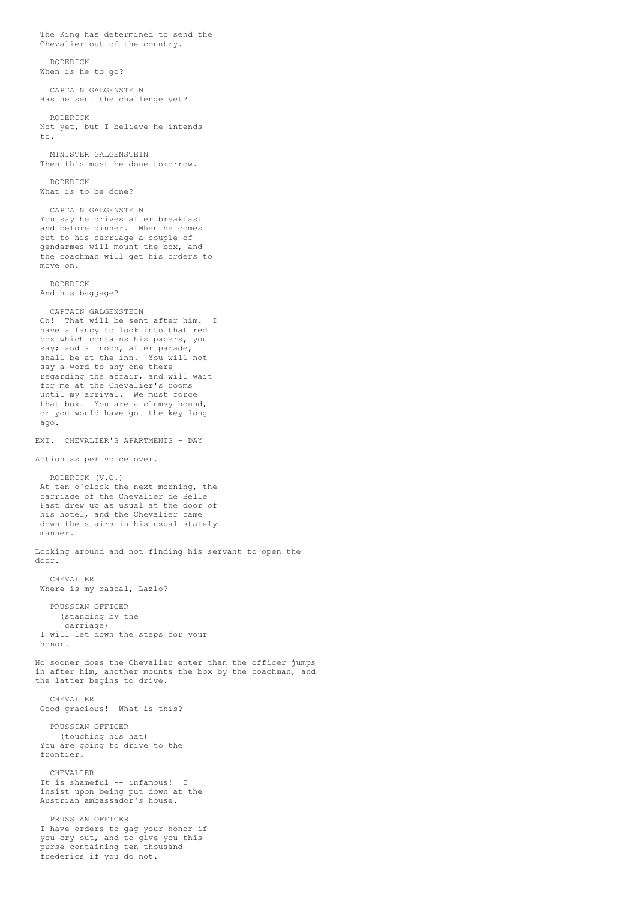The King has determined to send the Chevalier out of the country.

RODERICK
When is he to go?

CAPTAIN GALGENSTEIN
Has he sent the challenge yet?

RODERICK
Not yet, but I believe he intends to.

MINISTER GALGENSTEIN
Then this must be done tomorrow.

RODERICK
What is to be done?

CAPTAIN GALGENSTEIN
You say he drives after breakfast and before dinner. When he comes out to his carriage a couple of gendarmes will mount the box, and the coachman will get his orders to move on.

RODERICK
And his baggage?

CAPTAIN GALGENSTEIN
Oh! That will be sent after him. I have a fancy to look into that red box which contains his papers, you say; and at noon, after parade, shall be at the inn. You will not say a word to any one there regarding the affair, and will wait for me at the Chevalier's rooms until my arrival. We must force that box. You are a clumsy hound, or you would have got the key long ago.

EXT. CHEVALIER'S APARTMENTS - DAY

Action as per voice over.

RODERICK (V.O.)
At ten o'clock the next morning, the carriage of the Chevalier de Belle Fast drew up as usual at the door of his hotel, and the Chevalier came down the stairs in his usual stately manner.

Looking around and not finding his servant to open the door.

CHEVALIER
Where is my rascal, Lazlo?

PRUSSIAN OFFICER
(standing by the carriage)
I will let down the steps for your honor.

No sooner does the Chevalier enter than the officer jumps in after him, another mounts the box by the coachman, and the latter begins to drive.

CHEVALIER
Good gracious! What is this?

PRUSSIAN OFFICER
(touching his hat)
You are going to drive to the frontier.

CHEVALIER
It is shameful -- infamous! I insist upon being put down at the Austrian ambassador's house.

PRUSSIAN OFFICER
I have orders to gag your honor if you cry out, and to give you this purse containing ten thousand frederics if you do not.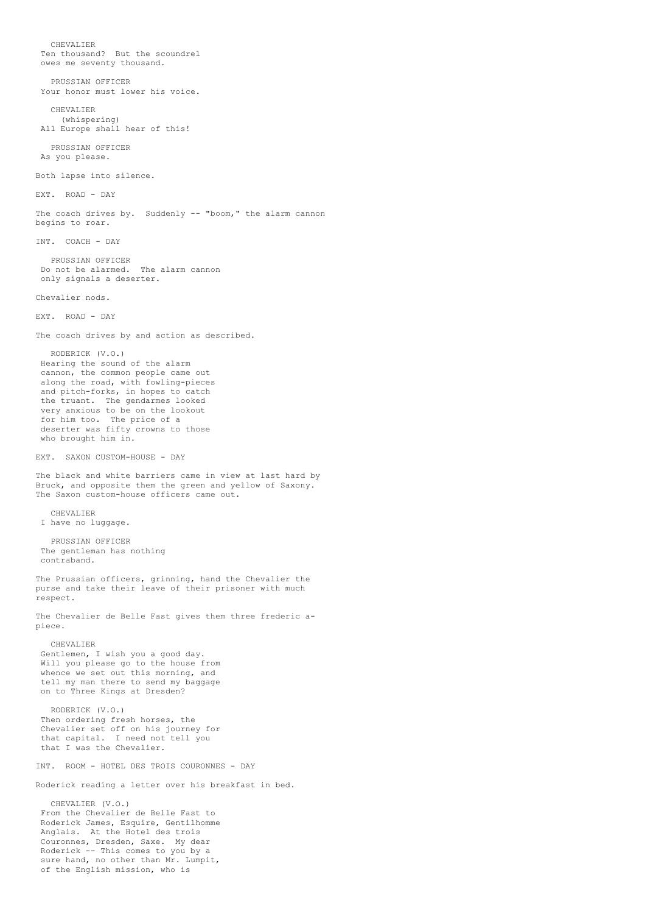CHEVALIER
Ten thousand? But the scoundrel owes me seventy thousand.

PRUSSIAN OFFICER
Your honor must lower his voice.

CHEVALIER
(whispering)
All Europe shall hear of this!

PRUSSIAN OFFICER
As you please.

Both lapse into silence.

EXT. ROAD - DAY

The coach drives by. Suddenly -- "boom," the alarm cannon begins to roar.

INT. COACH - DAY

PRUSSIAN OFFICER
Do not be alarmed. The alarm cannon only signals a deserter.

Chevalier nods.

EXT. ROAD - DAY

The coach drives by and action as described.

RODERICK (V.O.)
Hearing the sound of the alarm cannon, the common people came out along the road, with fowling-pieces and pitch-forks, in hopes to catch the truant. The gendarmes looked very anxious to be on the lookout for him too. The price of a deserter was fifty crowns to those who brought him in.

EXT. SAXON CUSTOM-HOUSE - DAY

The black and white barriers came in view at last hard by Bruck, and opposite them the green and yellow of Saxony. The Saxon custom-house officers came out.

CHEVALIER
I have no luggage.

PRUSSIAN OFFICER
The gentleman has nothing contraband.

The Prussian officers, grinning, hand the Chevalier the purse and take their leave of their prisoner with much respect.

The Chevalier de Belle Fast gives them three frederic a-piece.

CHEVALIER
Gentlemen, I wish you a good day. Will you please go to the house from whence we set out this morning, and tell my man there to send my baggage on to Three Kings at Dresden?

RODERICK (V.O.)
Then ordering fresh horses, the Chevalier set off on his journey for that capital. I need not tell you that I was the Chevalier.

INT. ROOM - HOTEL DES TROIS COURONNES - DAY

Roderick reading a letter over his breakfast in bed.

CHEVALIER (V.O.)
From the Chevalier de Belle Fast to Roderick James, Esquire, Gentilhomme Anglais. At the Hotel des trois Couronnes, Dresden, Saxe. My dear Roderick -- This comes to you by a sure hand, no other than Mr. Lumpit, of the English mission, who is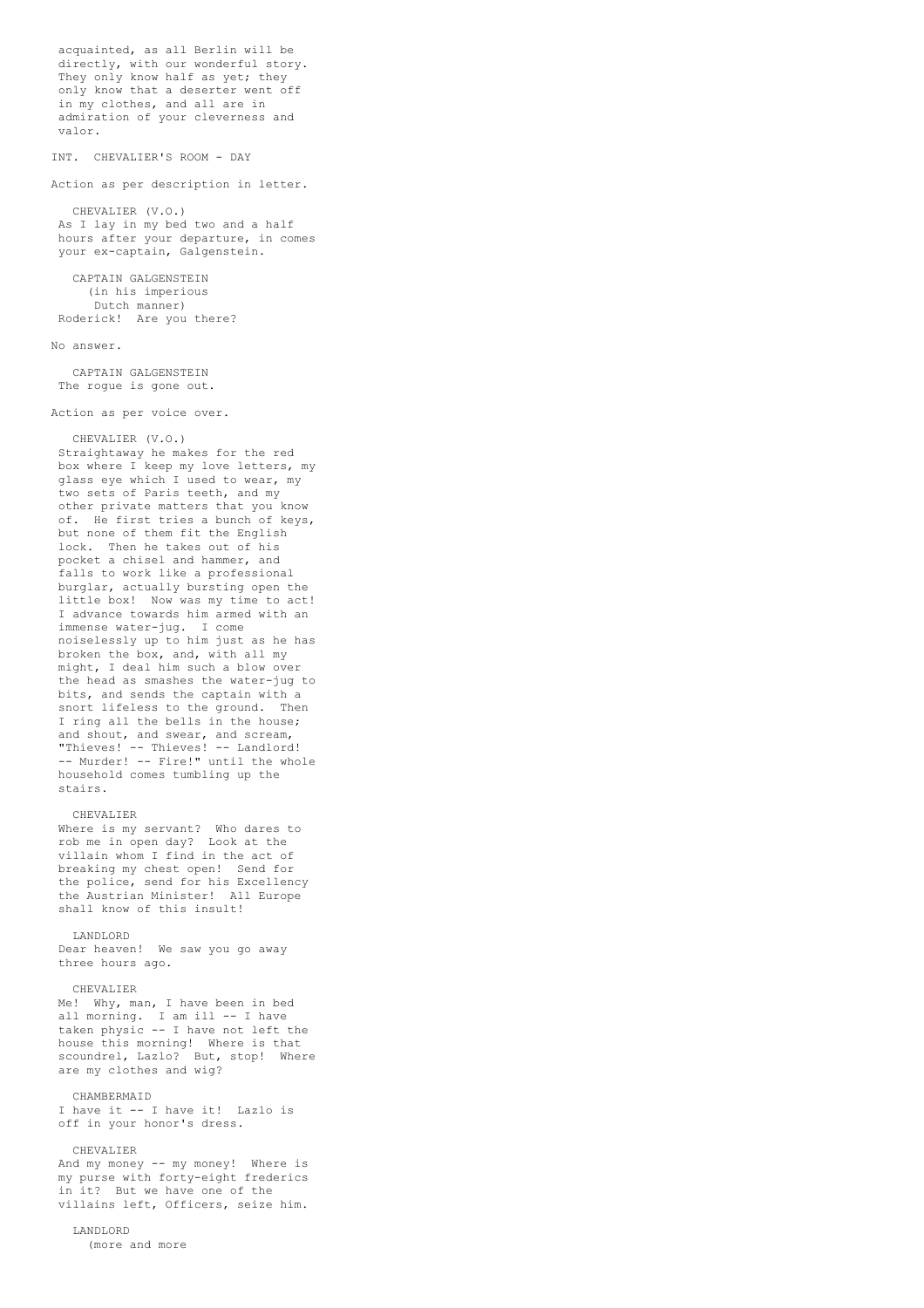acquainted, as all Berlin will be directly, with our wonderful story. They only know half as yet; they only know that a deserter went off in my clothes, and all are in admiration of your cleverness and valor.

INT. CHEVALIER'S ROOM - DAY

Action as per description in letter.

CHEVALIER (V.O.)
As I lay in my bed two and a half hours after your departure, in comes your ex-captain, Galgenstein.

CAPTAIN GALGENSTEIN
(in his imperious Dutch manner)
Roderick! Are you there?

No answer.

CAPTAIN GALGENSTEIN
The rogue is gone out.

Action as per voice over.

CHEVALIER (V.O.)
Straightaway he makes for the red box where I keep my love letters, my glass eye which I used to wear, my two sets of Paris teeth, and my other private matters that you know of. He first tries a bunch of keys, but none of them fit the English lock. Then he takes out of his pocket a chisel and hammer, and falls to work like a professional burglar, actually bursting open the little box! Now was my time to act! I advance towards him armed with an immense water-jug. I come noiselessly up to him just as he has broken the box, and, with all my might, I deal him such a blow over the head as smashes the water-jug to bits, and sends the captain with a snort lifeless to the ground. Then I ring all the bells in the house; and shout, and swear, and scream, "Thieves! -- Thieves! -- Landlord! -- Murder! -- Fire!" until the whole household comes tumbling up the stairs.

CHEVALIER
Where is my servant? Who dares to rob me in open day? Look at the villain whom I find in the act of breaking my chest open! Send for the police, send for his Excellency the Austrian Minister! All Europe shall know of this insult!

LANDLORD
Dear heaven! We saw you go away three hours ago.

CHEVALIER
Me! Why, man, I have been in bed all morning. I am ill -- I have taken physic -- I have not left the house this morning! Where is that scoundrel, Lazlo? But, stop! Where are my clothes and wig?

CHAMBERMAID
I have it -- I have it! Lazlo is off in your honor's dress.

CHEVALIER
And my money -- my money! Where is my purse with forty-eight frederics in it? But we have one of the villains left, Officers, seize him.

LANDLORD
(more and more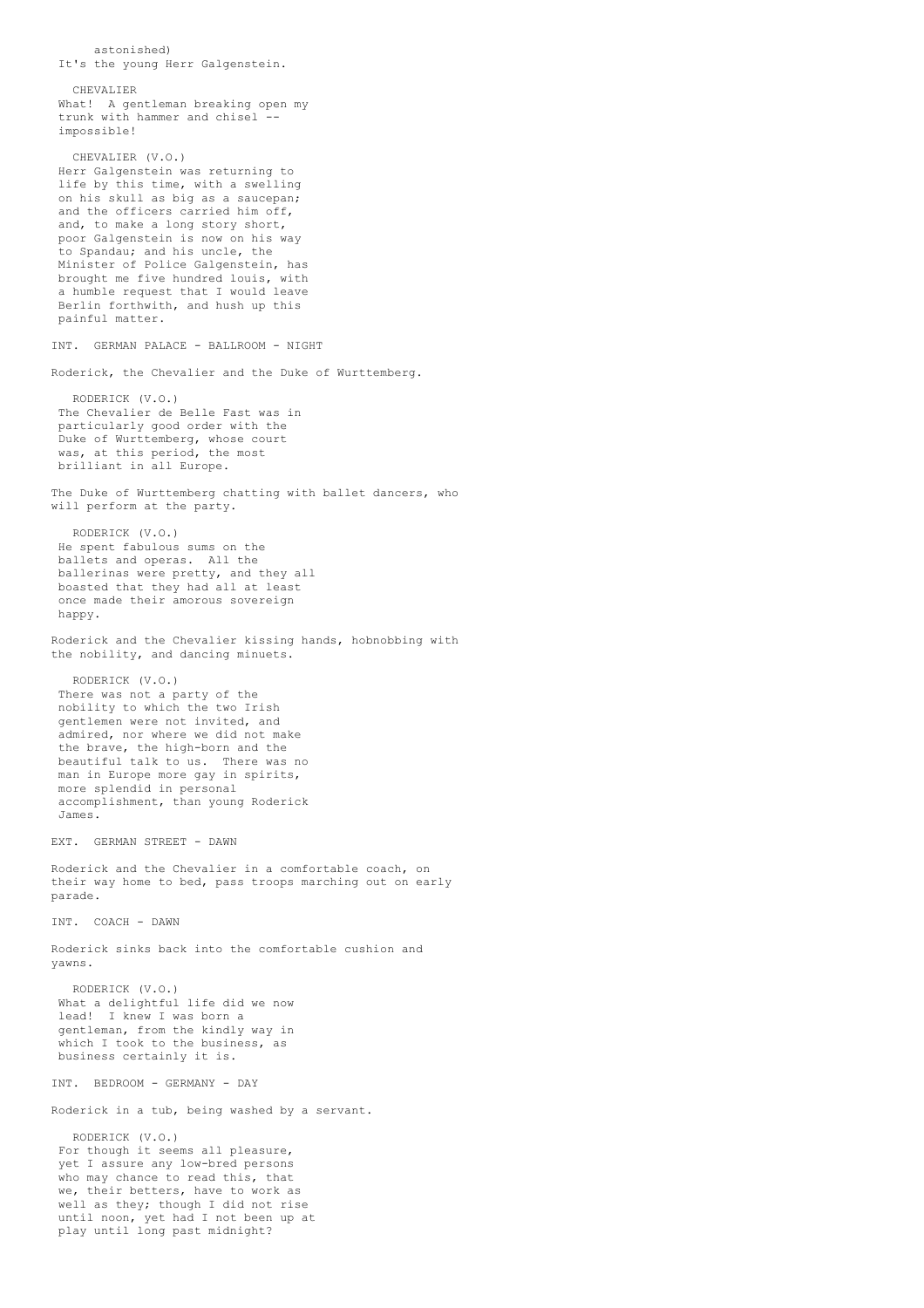astonished)
It's the young Herr Galgenstein.

CHEVALIER
What!  A gentleman breaking open my trunk with hammer and chisel -- impossible!

CHEVALIER (V.O.)
Herr Galgenstein was returning to life by this time, with a swelling on his skull as big as a saucepan; and the officers carried him off, and, to make a long story short, poor Galgenstein is now on his way to Spandau; and his uncle, the Minister of Police Galgenstein, has brought me five hundred louis, with a humble request that I would leave Berlin forthwith, and hush up this painful matter.

INT.  GERMAN PALACE - BALLROOM - NIGHT

Roderick, the Chevalier and the Duke of Wurttemberg.

RODERICK (V.O.)
The Chevalier de Belle Fast was in particularly good order with the Duke of Wurttemberg, whose court was, at this period, the most brilliant in all Europe.

The Duke of Wurttemberg chatting with ballet dancers, who will perform at the party.

RODERICK (V.O.)
He spent fabulous sums on the ballets and operas.  All the ballerinas were pretty, and they all boasted that they had all at least once made their amorous sovereign happy.

Roderick and the Chevalier kissing hands, hobnobbing with the nobility, and dancing minuets.

RODERICK (V.O.)
There was not a party of the nobility to which the two Irish gentlemen were not invited, and admired, nor where we did not make the brave, the high-born and the beautiful talk to us.  There was no man in Europe more gay in spirits, more splendid in personal accomplishment, than young Roderick James.

EXT.  GERMAN STREET - DAWN

Roderick and the Chevalier in a comfortable coach, on their way home to bed, pass troops marching out on early parade.

INT.  COACH - DAWN

Roderick sinks back into the comfortable cushion and yawns.

RODERICK (V.O.)
What a delightful life did we now lead!  I knew I was born a gentleman, from the kindly way in which I took to the business, as business certainly it is.

INT.  BEDROOM - GERMANY - DAY

Roderick in a tub, being washed by a servant.

RODERICK (V.O.)
For though it seems all pleasure, yet I assure any low-bred persons who may chance to read this, that we, their betters, have to work as well as they; though I did not rise until noon, yet had I not been up at play until long past midnight?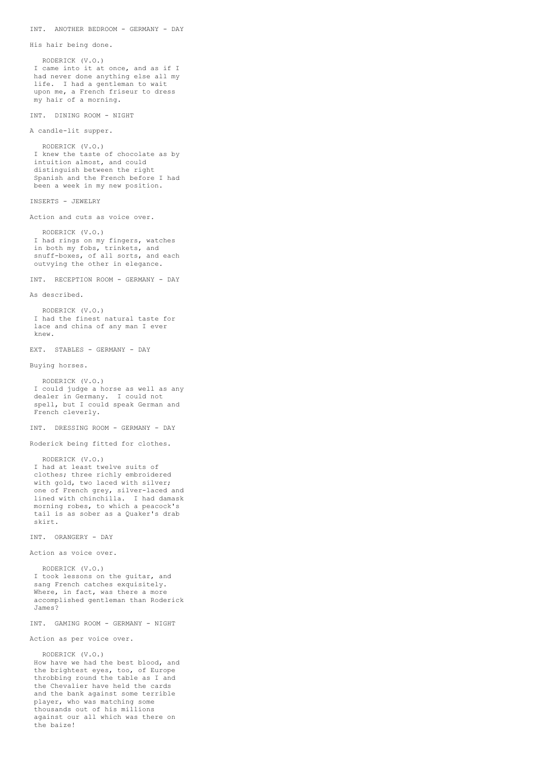INT. ANOTHER BEDROOM - GERMANY - DAY

His hair being done.

RODERICK (V.O.)
I came into it at once, and as if I had never done anything else all my life. I had a gentleman to wait upon me, a French friseur to dress my hair of a morning.

INT. DINING ROOM - NIGHT

A candle-lit supper.

RODERICK (V.O.)
I knew the taste of chocolate as by intuition almost, and could distinguish between the right Spanish and the French before I had been a week in my new position.

INSERTS - JEWELRY

Action and cuts as voice over.

RODERICK (V.O.)
I had rings on my fingers, watches in both my fobs, trinkets, and snuff-boxes, of all sorts, and each outvying the other in elegance.

INT. RECEPTION ROOM - GERMANY - DAY

As described.

RODERICK (V.O.)
I had the finest natural taste for lace and china of any man I ever knew.

EXT. STABLES - GERMANY - DAY

Buying horses.

RODERICK (V.O.)
I could judge a horse as well as any dealer in Germany. I could not spell, but I could speak German and French cleverly.

INT. DRESSING ROOM - GERMANY - DAY

Roderick being fitted for clothes.

RODERICK (V.O.)
I had at least twelve suits of clothes; three richly embroidered with gold, two laced with silver; one of French grey, silver-laced and lined with chinchilla. I had damask morning robes, to which a peacock's tail is as sober as a Quaker's drab skirt.

INT. ORANGERY - DAY

Action as voice over.

RODERICK (V.O.)
I took lessons on the guitar, and sang French catches exquisitely. Where, in fact, was there a more accomplished gentleman than Roderick James?

INT. GAMING ROOM - GERMANY - NIGHT

Action as per voice over.

RODERICK (V.O.)
How have we had the best blood, and the brightest eyes, too, of Europe throbbing round the table as I and the Chevalier have held the cards and the bank against some terrible player, who was matching some thousands out of his millions against our all which was there on the baize!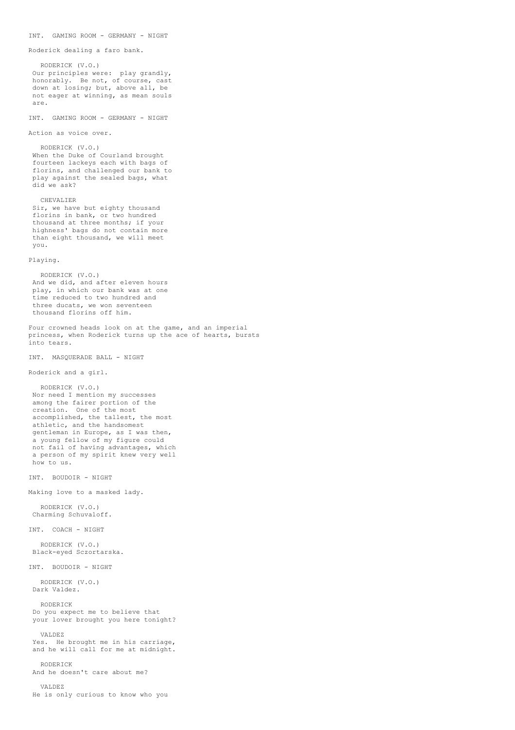INT. GAMING ROOM - GERMANY - NIGHT

Roderick dealing a faro bank.

RODERICK (V.O.)
Our principles were: play grandly, honorably. Be not, of course, cast down at losing; but, above all, be not eager at winning, as mean souls are.

INT. GAMING ROOM - GERMANY - NIGHT

Action as voice over.

RODERICK (V.O.)
When the Duke of Courland brought fourteen lackeys each with bags of florins, and challenged our bank to play against the sealed bags, what did we ask?

CHEVALIER
Sir, we have but eighty thousand florins in bank, or two hundred thousand at three months; if your highness' bags do not contain more than eight thousand, we will meet you.

Playing.

RODERICK (V.O.)
And we did, and after eleven hours play, in which our bank was at one time reduced to two hundred and three ducats, we won seventeen thousand florins off him.

Four crowned heads look on at the game, and an imperial princess, when Roderick turns up the ace of hearts, bursts into tears.

INT. MASQUERADE BALL - NIGHT

Roderick and a girl.

RODERICK (V.O.)
Nor need I mention my successes among the fairer portion of the creation. One of the most accomplished, the tallest, the most athletic, and the handsomest gentleman in Europe, as I was then, a young fellow of my figure could not fail of having advantages, which a person of my spirit knew very well how to us.

INT. BOUDOIR - NIGHT

Making love to a masked lady.

RODERICK (V.O.)
Charming Schuvaloff.

INT. COACH - NIGHT

RODERICK (V.O.)
Black-eyed Sczortarska.

INT. BOUDOIR - NIGHT

RODERICK (V.O.)
Dark Valdez.

RODERICK
Do you expect me to believe that your lover brought you here tonight?

VALDEZ
Yes. He brought me in his carriage, and he will call for me at midnight.

RODERICK
And he doesn't care about me?

VALDEZ
He is only curious to know who you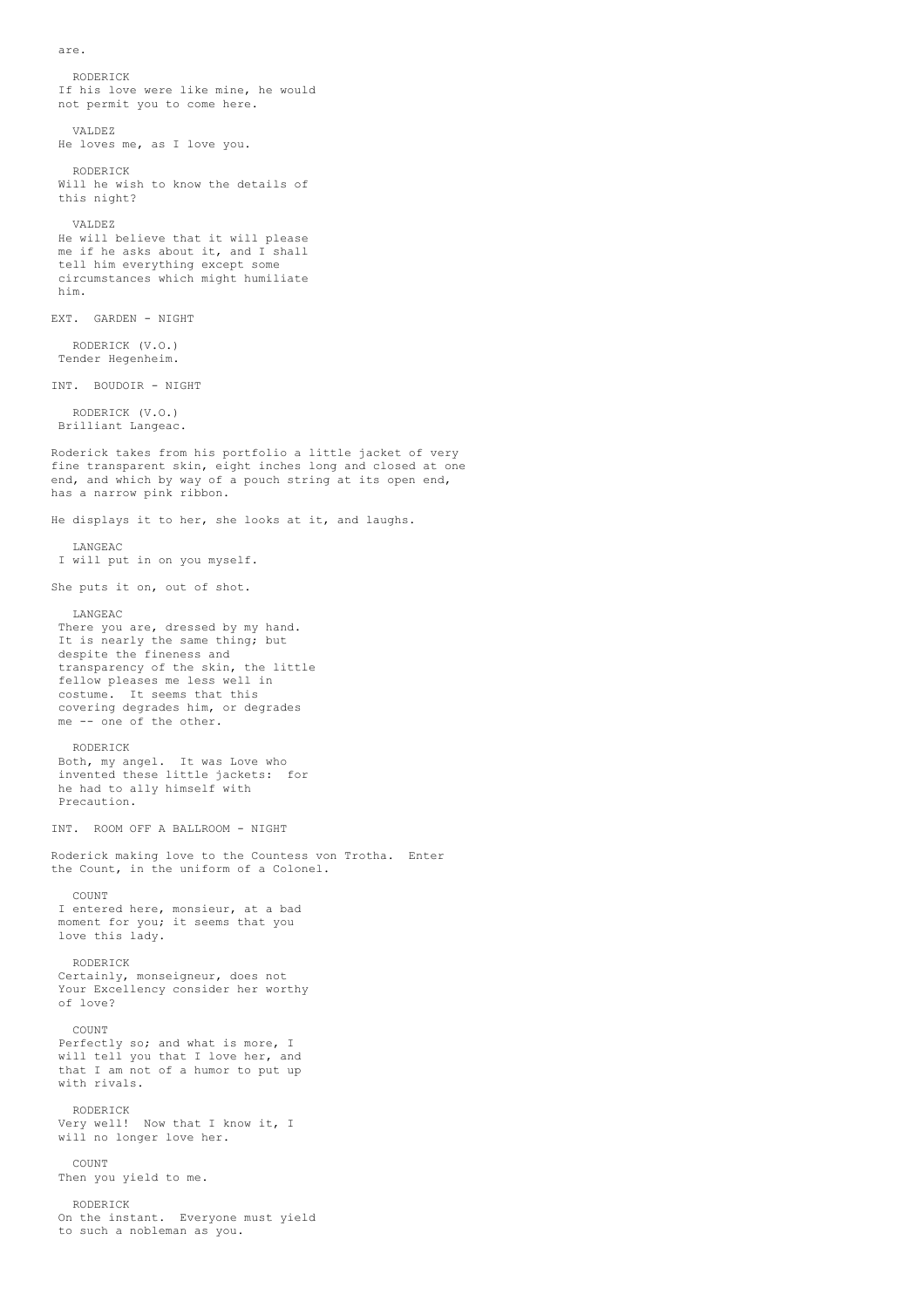are.

RODERICK
If his love were like mine, he would not permit you to come here.

VALDEZ
He loves me, as I love you.

RODERICK
Will he wish to know the details of this night?

VALDEZ
He will believe that it will please me if he asks about it, and I shall tell him everything except some circumstances which might humiliate him.

EXT. GARDEN - NIGHT

RODERICK (V.O.)
Tender Hegenheim.

INT. BOUDOIR - NIGHT

RODERICK (V.O.)
Brilliant Langeac.

Roderick takes from his portfolio a little jacket of very fine transparent skin, eight inches long and closed at one end, and which by way of a pouch string at its open end, has a narrow pink ribbon.

He displays it to her, she looks at it, and laughs.

LANGEAC
I will put in on you myself.

She puts it on, out of shot.

LANGEAC
There you are, dressed by my hand. It is nearly the same thing; but despite the fineness and transparency of the skin, the little fellow pleases me less well in costume. It seems that this covering degrades him, or degrades me -- one of the other.

RODERICK
Both, my angel. It was Love who invented these little jackets: for he had to ally himself with Precaution.

INT. ROOM OFF A BALLROOM - NIGHT

Roderick making love to the Countess von Trotha. Enter the Count, in the uniform of a Colonel.

COUNT
I entered here, monsieur, at a bad moment for you; it seems that you love this lady.

RODERICK
Certainly, monseigneur, does not Your Excellency consider her worthy of love?

COUNT
Perfectly so; and what is more, I will tell you that I love her, and that I am not of a humor to put up with rivals.

RODERICK
Very well! Now that I know it, I will no longer love her.

COUNT
Then you yield to me.

RODERICK
On the instant. Everyone must yield to such a nobleman as you.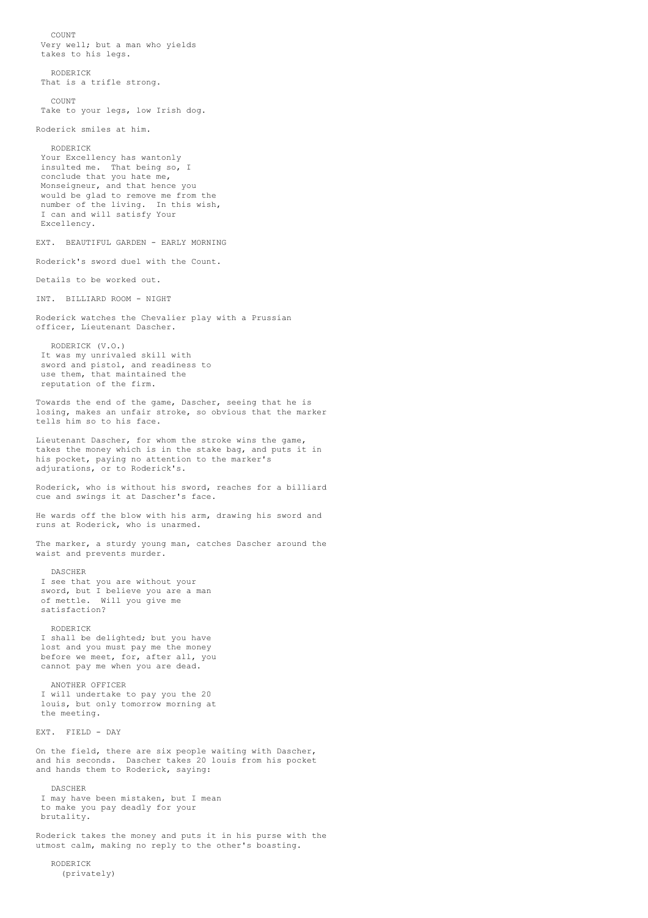COUNT
Very well; but a man who yields takes to his legs.

RODERICK
That is a trifle strong.

COUNT
Take to your legs, low Irish dog.

Roderick smiles at him.

RODERICK
Your Excellency has wantonly insulted me. That being so, I conclude that you hate me, Monseigneur, and that hence you would be glad to remove me from the number of the living. In this wish, I can and will satisfy Your Excellency.

EXT. BEAUTIFUL GARDEN - EARLY MORNING

Roderick's sword duel with the Count.

Details to be worked out.

INT. BILLIARD ROOM - NIGHT

Roderick watches the Chevalier play with a Prussian officer, Lieutenant Dascher.

RODERICK (V.O.)
It was my unrivaled skill with sword and pistol, and readiness to use them, that maintained the reputation of the firm.

Towards the end of the game, Dascher, seeing that he is losing, makes an unfair stroke, so obvious that the marker tells him so to his face.

Lieutenant Dascher, for whom the stroke wins the game, takes the money which is in the stake bag, and puts it in his pocket, paying no attention to the marker's adjurations, or to Roderick's.

Roderick, who is without his sword, reaches for a billiard cue and swings it at Dascher's face.

He wards off the blow with his arm, drawing his sword and runs at Roderick, who is unarmed.

The marker, a sturdy young man, catches Dascher around the waist and prevents murder.

DASCHER
I see that you are without your sword, but I believe you are a man of mettle. Will you give me satisfaction?

RODERICK
I shall be delighted; but you have lost and you must pay me the money before we meet, for, after all, you cannot pay me when you are dead.

ANOTHER OFFICER
I will undertake to pay you the 20 louis, but only tomorrow morning at the meeting.

EXT. FIELD - DAY

On the field, there are six people waiting with Dascher, and his seconds. Dascher takes 20 louis from his pocket and hands them to Roderick, saying:

DASCHER
I may have been mistaken, but I mean to make you pay deadly for your brutality.

Roderick takes the money and puts it in his purse with the utmost calm, making no reply to the other's boasting.

RODERICK
(privately)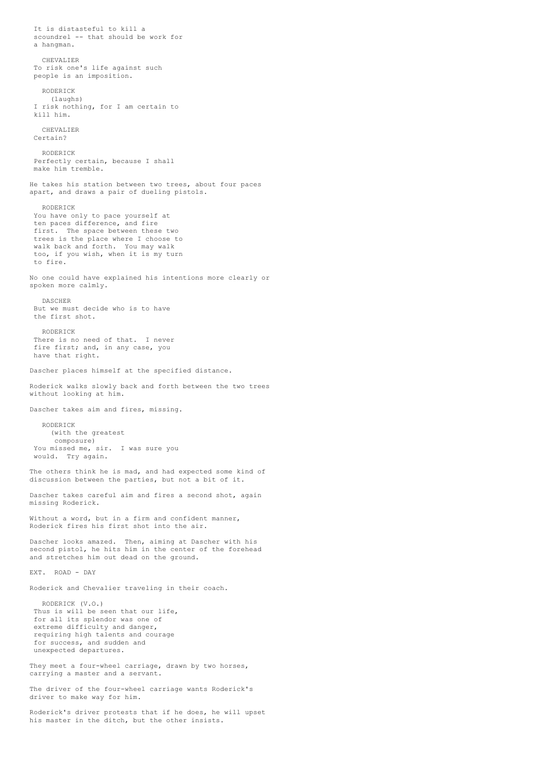It is distasteful to kill a
scoundrel -- that should be work for
a hangman.

CHEVALIER
To risk one's life against such
people is an imposition.

RODERICK
(laughs)
I risk nothing, for I am certain to
kill him.

CHEVALIER
Certain?

RODERICK
Perfectly certain, because I shall
make him tremble.

He takes his station between two trees, about four paces
apart, and draws a pair of dueling pistols.

RODERICK
You have only to pace yourself at
ten paces difference, and fire
first. The space between these two
trees is the place where I choose to
walk back and forth. You may walk
too, if you wish, when it is my turn
to fire.

No one could have explained his intentions more clearly or
spoken more calmly.

DASCHER
But we must decide who is to have
the first shot.

RODERICK
There is no need of that. I never
fire first; and, in any case, you
have that right.

Dascher places himself at the specified distance.

Roderick walks slowly back and forth between the two trees
without looking at him.

Dascher takes aim and fires, missing.

RODERICK
(with the greatest
composure)
You missed me, sir. I was sure you
would. Try again.

The others think he is mad, and had expected some kind of
discussion between the parties, but not a bit of it.

Dascher takes careful aim and fires a second shot, again
missing Roderick.

Without a word, but in a firm and confident manner,
Roderick fires his first shot into the air.

Dascher looks amazed. Then, aiming at Dascher with his
second pistol, he hits him in the center of the forehead
and stretches him out dead on the ground.

EXT. ROAD - DAY

Roderick and Chevalier traveling in their coach.

RODERICK (V.O.)
Thus is will be seen that our life,
for all its splendor was one of
extreme difficulty and danger,
requiring high talents and courage
for success, and sudden and
unexpected departures.

They meet a four-wheel carriage, drawn by two horses,
carrying a master and a servant.

The driver of the four-wheel carriage wants Roderick's
driver to make way for him.

Roderick's driver protests that if he does, he will upset
his master in the ditch, but the other insists.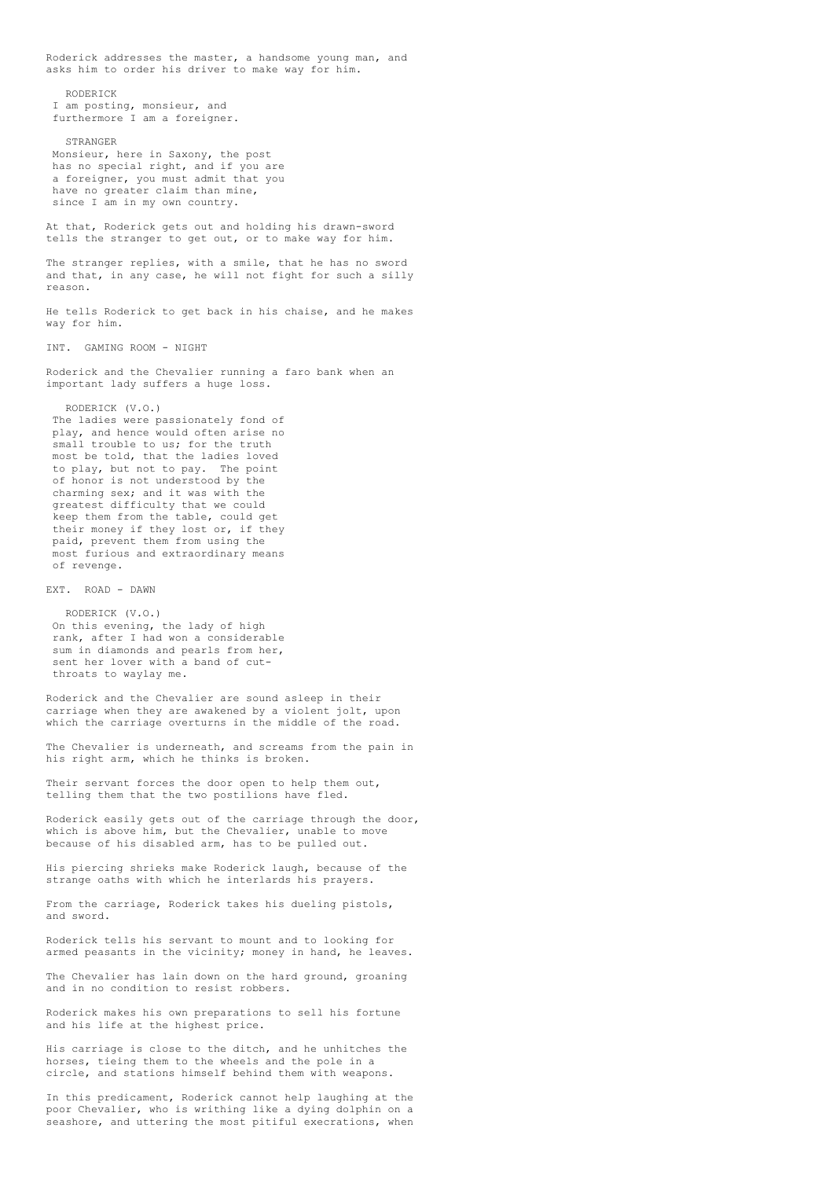Roderick addresses the master, a handsome young man, and asks him to order his driver to make way for him.

RODERICK
I am posting, monsieur, and furthermore I am a foreigner.

STRANGER
Monsieur, here in Saxony, the post has no special right, and if you are a foreigner, you must admit that you have no greater claim than mine, since I am in my own country.

At that, Roderick gets out and holding his drawn-sword tells the stranger to get out, or to make way for him.

The stranger replies, with a smile, that he has no sword and that, in any case, he will not fight for such a silly reason.

He tells Roderick to get back in his chaise, and he makes way for him.

INT. GAMING ROOM - NIGHT

Roderick and the Chevalier running a faro bank when an important lady suffers a huge loss.

RODERICK (V.O.)
The ladies were passionately fond of play, and hence would often arise no small trouble to us; for the truth most be told, that the ladies loved to play, but not to pay. The point of honor is not understood by the charming sex; and it was with the greatest difficulty that we could keep them from the table, could get their money if they lost or, if they paid, prevent them from using the most furious and extraordinary means of revenge.

EXT. ROAD - DAWN

RODERICK (V.O.)
On this evening, the lady of high rank, after I had won a considerable sum in diamonds and pearls from her, sent her lover with a band of cut-throats to waylay me.

Roderick and the Chevalier are sound asleep in their carriage when they are awakened by a violent jolt, upon which the carriage overturns in the middle of the road.

The Chevalier is underneath, and screams from the pain in his right arm, which he thinks is broken.

Their servant forces the door open to help them out, telling them that the two postilions have fled.

Roderick easily gets out of the carriage through the door, which is above him, but the Chevalier, unable to move because of his disabled arm, has to be pulled out.

His piercing shrieks make Roderick laugh, because of the strange oaths with which he interlards his prayers.

From the carriage, Roderick takes his dueling pistols, and sword.

Roderick tells his servant to mount and to looking for armed peasants in the vicinity; money in hand, he leaves.

The Chevalier has lain down on the hard ground, groaning and in no condition to resist robbers.

Roderick makes his own preparations to sell his fortune and his life at the highest price.

His carriage is close to the ditch, and he unhitches the horses, tieing them to the wheels and the pole in a circle, and stations himself behind them with weapons.

In this predicament, Roderick cannot help laughing at the poor Chevalier, who is writhing like a dying dolphin on a seashore, and uttering the most pitiful execrations, when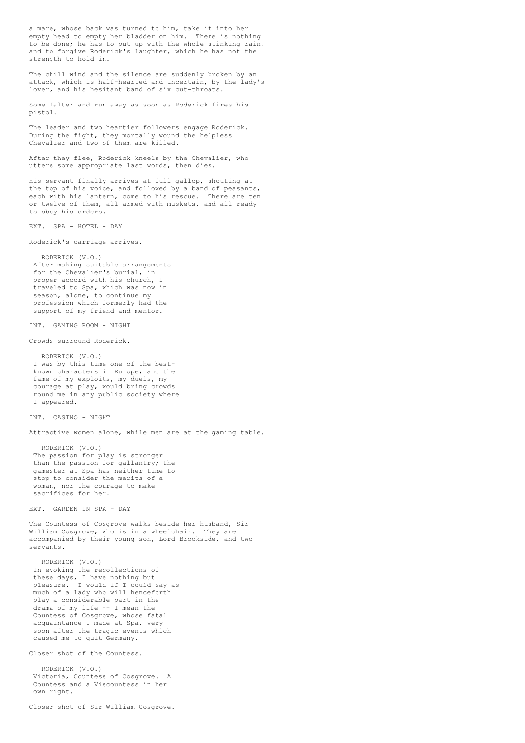a mare, whose back was turned to him, take it into her empty head to empty her bladder on him. There is nothing to be done; he has to put up with the whole stinking rain, and to forgive Roderick's laughter, which he has not the strength to hold in.

The chill wind and the silence are suddenly broken by an attack, which is half-hearted and uncertain, by the lady's lover, and his hesitant band of six cut-throats.

Some falter and run away as soon as Roderick fires his pistol.

The leader and two heartier followers engage Roderick. During the fight, they mortally wound the helpless Chevalier and two of them are killed.

After they flee, Roderick kneels by the Chevalier, who utters some appropriate last words, then dies.

His servant finally arrives at full gallop, shouting at the top of his voice, and followed by a band of peasants, each with his lantern, come to his rescue. There are ten or twelve of them, all armed with muskets, and all ready to obey his orders.

EXT. SPA - HOTEL - DAY

Roderick's carriage arrives.

RODERICK (V.O.)
After making suitable arrangements for the Chevalier's burial, in proper accord with his church, I traveled to Spa, which was now in season, alone, to continue my profession which formerly had the support of my friend and mentor.

INT. GAMING ROOM - NIGHT

Crowds surround Roderick.

RODERICK (V.O.)
I was by this time one of the best-known characters in Europe; and the fame of my exploits, my duels, my courage at play, would bring crowds round me in any public society where I appeared.

INT. CASINO - NIGHT

Attractive women alone, while men are at the gaming table.

RODERICK (V.O.)
The passion for play is stronger than the passion for gallantry; the gamester at Spa has neither time to stop to consider the merits of a woman, nor the courage to make sacrifices for her.

EXT. GARDEN IN SPA - DAY

The Countess of Cosgrove walks beside her husband, Sir William Cosgrove, who is in a wheelchair. They are accompanied by their young son, Lord Brookside, and two servants.

RODERICK (V.O.)
In evoking the recollections of these days, I have nothing but pleasure. I would if I could say as much of a lady who will henceforth play a considerable part in the drama of my life -- I mean the Countess of Cosgrove, whose fatal acquaintance I made at Spa, very soon after the tragic events which caused me to quit Germany.

Closer shot of the Countess.

RODERICK (V.O.)
Victoria, Countess of Cosgrove. A Countess and a Viscountess in her own right.

Closer shot of Sir William Cosgrove.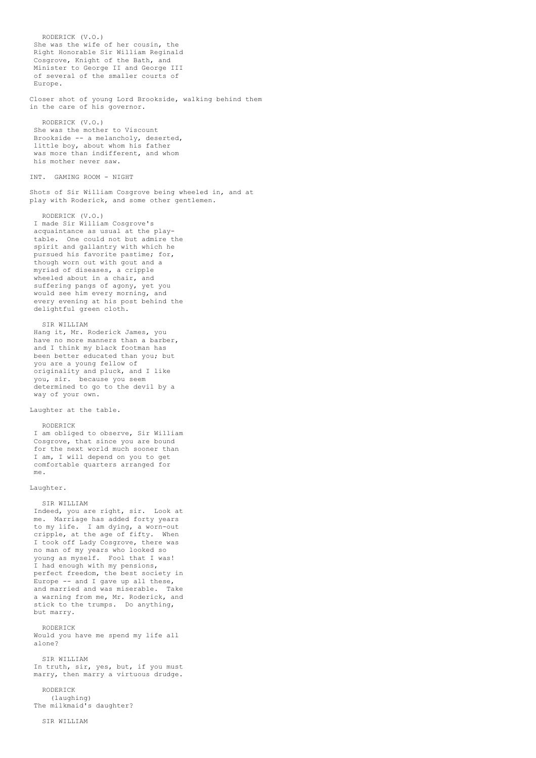RODERICK (V.O.)
She was the wife of her cousin, the Right Honorable Sir William Reginald Cosgrove, Knight of the Bath, and Minister to George II and George III of several of the smaller courts of Europe.

Closer shot of young Lord Brookside, walking behind them in the care of his governor.

RODERICK (V.O.)
She was the mother to Viscount Brookside -- a melancholy, deserted, little boy, about whom his father was more than indifferent, and whom his mother never saw.

INT. GAMING ROOM - NIGHT

Shots of Sir William Cosgrove being wheeled in, and at play with Roderick, and some other gentlemen.

RODERICK (V.O.)
I made Sir William Cosgrove's acquaintance as usual at the play-table. One could not but admire the spirit and gallantry with which he pursued his favorite pastime; for, though worn out with gout and a myriad of diseases, a cripple wheeled about in a chair, and suffering pangs of agony, yet you would see him every morning, and every evening at his post behind the delightful green cloth.

SIR WILLIAM
Hang it, Mr. Roderick James, you have no more manners than a barber, and I think my black footman has been better educated than you; but you are a young fellow of originality and pluck, and I like you, sir. because you seem determined to go to the devil by a way of your own.

Laughter at the table.

RODERICK
I am obliged to observe, Sir William Cosgrove, that since you are bound for the next world much sooner than I am, I will depend on you to get comfortable quarters arranged for me.

Laughter.

SIR WILLIAM
Indeed, you are right, sir. Look at me. Marriage has added forty years to my life. I am dying, a worn-out cripple, at the age of fifty. When I took off Lady Cosgrove, there was no man of my years who looked so young as myself. Fool that I was! I had enough with my pensions, perfect freedom, the best society in Europe -- and I gave up all these, and married and was miserable. Take a warning from me, Mr. Roderick, and stick to the trumps. Do anything, but marry.

RODERICK
Would you have me spend my life all alone?

SIR WILLIAM
In truth, sir, yes, but, if you must marry, then marry a virtuous drudge.

RODERICK
(laughing)
The milkmaid's daughter?

SIR WILLIAM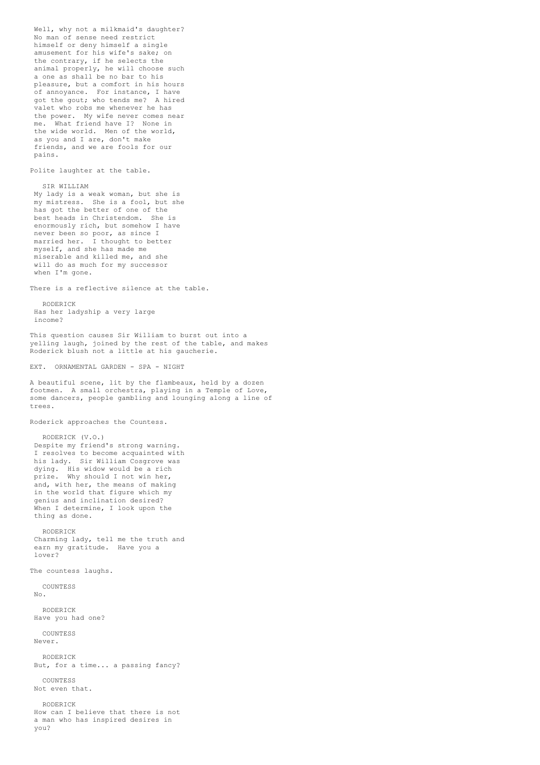Well, why not a milkmaid's daughter? No man of sense need restrict himself or deny himself a single amusement for his wife's sake; on the contrary, if he selects the animal properly, he will choose such a one as shall be no bar to his pleasure, but a comfort in his hours of annoyance. For instance, I have got the gout; who tends me? A hired valet who robs me whenever he has the power. My wife never comes near me. What friend have I? None in the wide world. Men of the world, as you and I are, don't make friends, and we are fools for our pains.

Polite laughter at the table.

SIR WILLIAM
My lady is a weak woman, but she is my mistress. She is a fool, but she has got the better of one of the best heads in Christendom. She is enormously rich, but somehow I have never been so poor, as since I married her. I thought to better myself, and she has made me miserable and killed me, and she will do as much for my successor when I'm gone.

There is a reflective silence at the table.

RODERICK
Has her ladyship a very large income?

This question causes Sir William to burst out into a yelling laugh, joined by the rest of the table, and makes Roderick blush not a little at his gaucherie.

EXT. ORNAMENTAL GARDEN - SPA - NIGHT

A beautiful scene, lit by the flambeaux, held by a dozen footmen. A small orchestra, playing in a Temple of Love, some dancers, people gambling and lounging along a line of trees.

Roderick approaches the Countess.

RODERICK (V.O.)
Despite my friend's strong warning. I resolves to become acquainted with his lady. Sir William Cosgrove was dying. His widow would be a rich prize. Why should I not win her, and, with her, the means of making in the world that figure which my genius and inclination desired? When I determine, I look upon the thing as done.

RODERICK
Charming lady, tell me the truth and earn my gratitude. Have you a lover?

The countess laughs.

COUNTESS
No.

RODERICK
Have you had one?

COUNTESS
Never.

RODERICK
But, for a time... a passing fancy?

COUNTESS
Not even that.

RODERICK
How can I believe that there is not a man who has inspired desires in you?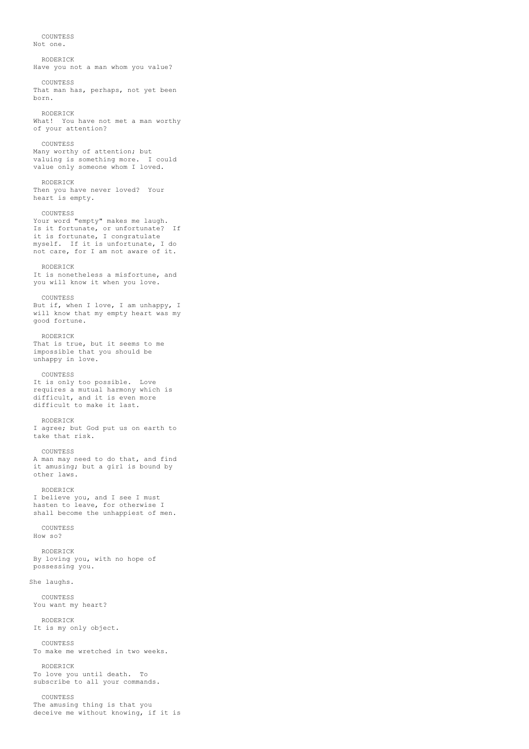COUNTESS
Not one.

RODERICK
Have you not a man whom you value?

COUNTESS
That man has, perhaps, not yet been born.

RODERICK
What! You have not met a man worthy of your attention?

COUNTESS
Many worthy of attention; but valuing is something more. I could value only someone whom I loved.

RODERICK
Then you have never loved? Your heart is empty.

COUNTESS
Your word "empty" makes me laugh. Is it fortunate, or unfortunate? If it is fortunate, I congratulate myself. If it is unfortunate, I do not care, for I am not aware of it.

RODERICK
It is nonetheless a misfortune, and you will know it when you love.

COUNTESS
But if, when I love, I am unhappy, I will know that my empty heart was my good fortune.

RODERICK
That is true, but it seems to me impossible that you should be unhappy in love.

COUNTESS
It is only too possible. Love requires a mutual harmony which is difficult, and it is even more difficult to make it last.

RODERICK
I agree; but God put us on earth to take that risk.

COUNTESS
A man may need to do that, and find it amusing; but a girl is bound by other laws.

RODERICK
I believe you, and I see I must hasten to leave, for otherwise I shall become the unhappiest of men.

COUNTESS
How so?

RODERICK
By loving you, with no hope of possessing you.

She laughs.

COUNTESS
You want my heart?

RODERICK
It is my only object.

COUNTESS
To make me wretched in two weeks.

RODERICK
To love you until death. To subscribe to all your commands.

COUNTESS
The amusing thing is that you deceive me without knowing, if it is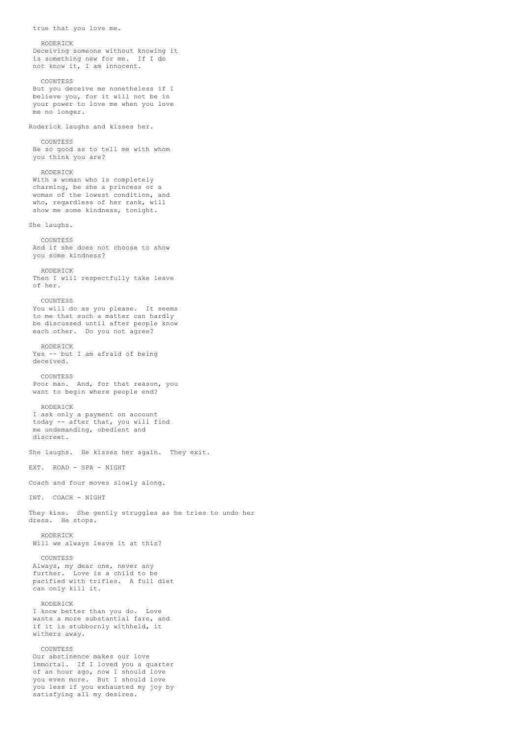true that you love me.

RODERICK
Deceiving someone without knowing it is something new for me. If I do not know it, I am innocent.

COUNTESS
But you deceive me nonetheless if I believe you, for it will not be in your power to love me when you love me no longer.

Roderick laughs and kisses her.

COUNTESS
Be so good as to tell me with whom you think you are?

RODERICK
With a woman who is completely charming, be she a princess or a woman of the lowest condition, and who, regardless of her rank, will show me some kindness, tonight.

She laughs.

COUNTESS
And if she does not choose to show you some kindness?

RODERICK
Then I will respectfully take leave of her.

COUNTESS
You will do as you please. It seems to me that such a matter can hardly be discussed until after people know each other. Do you not agree?

RODERICK
Yes -- but I am afraid of being deceived.

COUNTESS
Poor man. And, for that reason, you want to begin where people end?

RODERICK
I ask only a payment on account today -- after that, you will find me undemanding, obedient and discreet.

She laughs. He kisses her again. They exit.

EXT. ROAD - SPA - NIGHT

Coach and four moves slowly along.

INT. COACH - NIGHT

They kiss. She gently struggles as he tries to undo her dress. He stops.

RODERICK
Will we always leave it at this?

COUNTESS
Always, my dear one, never any further. Love is a child to be pacified with trifles. A full diet can only kill it.

RODERICK
I know better than you do. Love wants a more substantial fare, and if it is stubbornly withheld, it withers away.

COUNTESS
Our abstinence makes our love immortal. If I loved you a quarter of an hour ago, now I should love you even more. But I should love you less if you exhausted my joy by satisfying all my desires.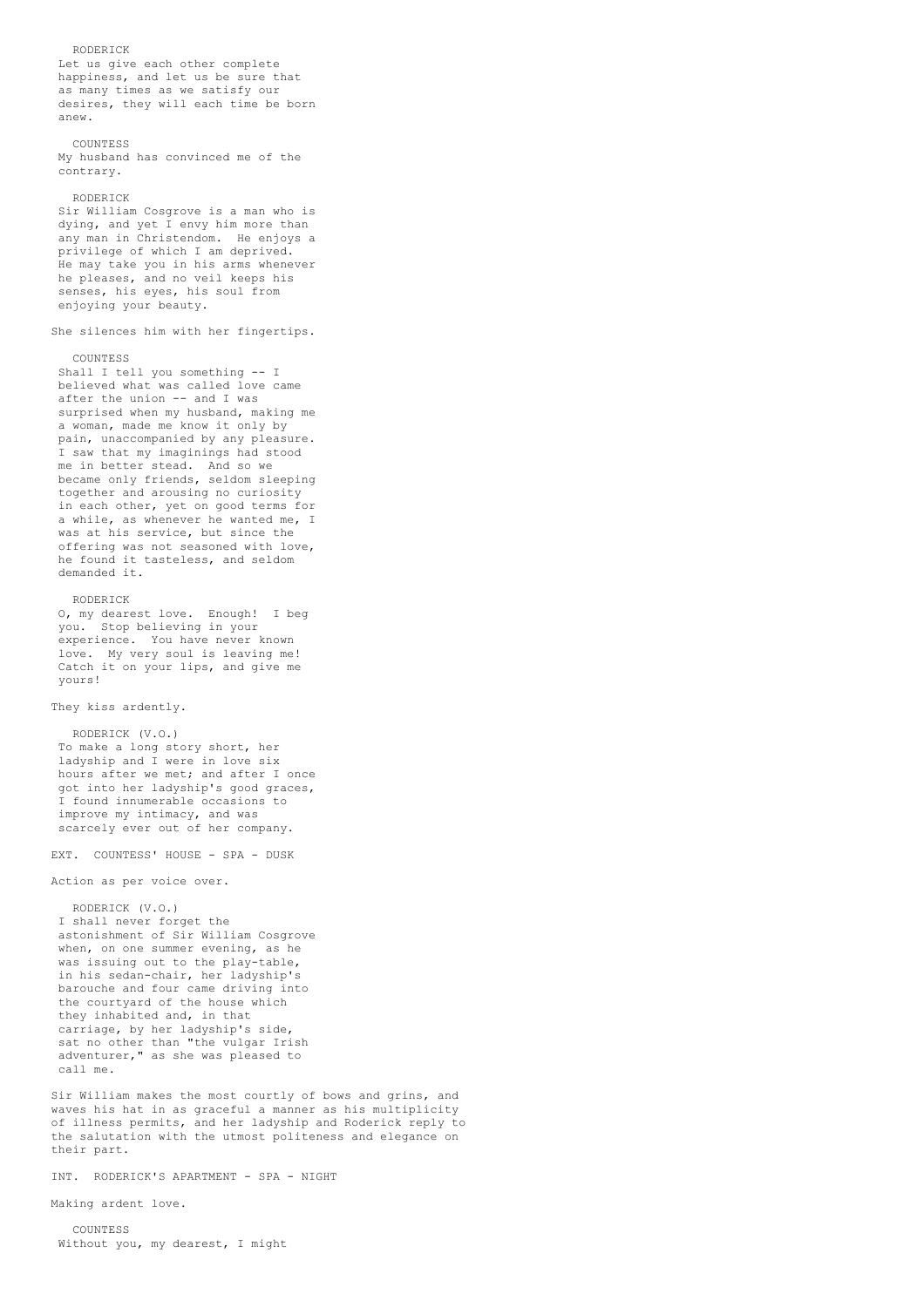RODERICK
Let us give each other complete happiness, and let us be sure that as many times as we satisfy our desires, they will each time be born anew.

COUNTESS
My husband has convinced me of the contrary.

RODERICK
Sir William Cosgrove is a man who is dying, and yet I envy him more than any man in Christendom. He enjoys a privilege of which I am deprived. He may take you in his arms whenever he pleases, and no veil keeps his senses, his eyes, his soul from enjoying your beauty.

She silences him with her fingertips.

COUNTESS
Shall I tell you something -- I believed what was called love came after the union -- and I was surprised when my husband, making me a woman, made me know it only by pain, unaccompanied by any pleasure. I saw that my imaginings had stood me in better stead. And so we became only friends, seldom sleeping together and arousing no curiosity in each other, yet on good terms for a while, as whenever he wanted me, I was at his service, but since the offering was not seasoned with love, he found it tasteless, and seldom demanded it.

RODERICK
O, my dearest love. Enough! I beg you. Stop believing in your experience. You have never known love. My very soul is leaving me! Catch it on your lips, and give me yours!

They kiss ardently.

RODERICK (V.O.)
To make a long story short, her ladyship and I were in love six hours after we met; and after I once got into her ladyship's good graces, I found innumerable occasions to improve my intimacy, and was scarcely ever out of her company.

EXT. COUNTESS' HOUSE - SPA - DUSK

Action as per voice over.

RODERICK (V.O.)
I shall never forget the astonishment of Sir William Cosgrove when, on one summer evening, as he was issuing out to the play-table, in his sedan-chair, her ladyship's barouche and four came driving into the courtyard of the house which they inhabited and, in that carriage, by her ladyship's side, sat no other than "the vulgar Irish adventurer," as she was pleased to call me.

Sir William makes the most courtly of bows and grins, and waves his hat in as graceful a manner as his multiplicity of illness permits, and her ladyship and Roderick reply to the salutation with the utmost politeness and elegance on their part.

INT. RODERICK'S APARTMENT - SPA - NIGHT

Making ardent love.

COUNTESS
Without you, my dearest, I might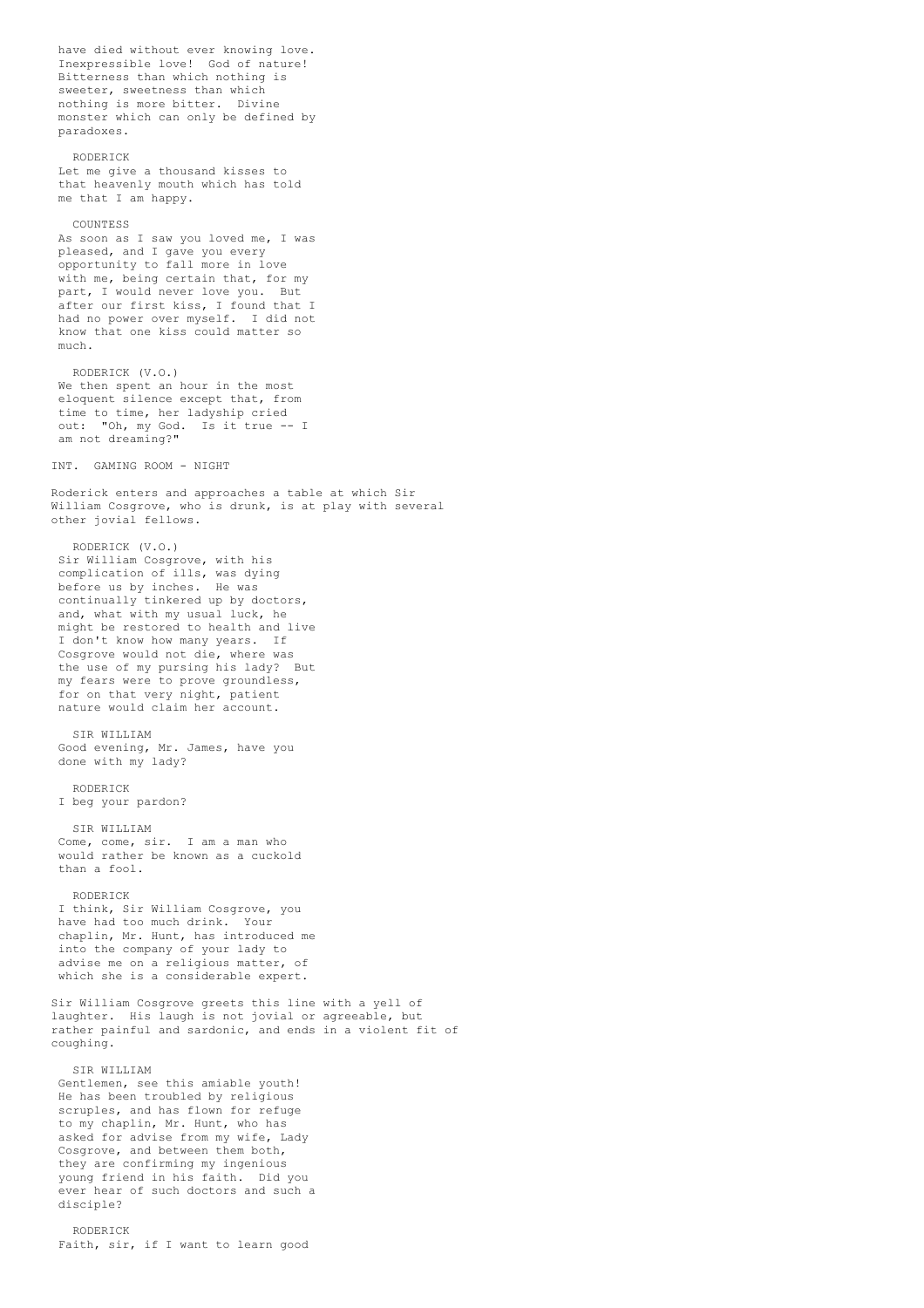have died without ever knowing love. Inexpressible love! God of nature! Bitterness than which nothing is sweeter, sweetness than which nothing is more bitter. Divine monster which can only be defined by paradoxes.

RODERICK
Let me give a thousand kisses to that heavenly mouth which has told me that I am happy.

COUNTESS
As soon as I saw you loved me, I was pleased, and I gave you every opportunity to fall more in love with me, being certain that, for my part, I would never love you. But after our first kiss, I found that I had no power over myself. I did not know that one kiss could matter so much.

RODERICK (V.O.)
We then spent an hour in the most eloquent silence except that, from time to time, her ladyship cried out: "Oh, my God. Is it true -- I am not dreaming?"

INT. GAMING ROOM - NIGHT

Roderick enters and approaches a table at which Sir William Cosgrove, who is drunk, is at play with several other jovial fellows.

RODERICK (V.O.)
Sir William Cosgrove, with his complication of ills, was dying before us by inches. He was continually tinkered up by doctors, and, what with my usual luck, he might be restored to health and live I don't know how many years. If Cosgrove would not die, where was the use of my pursing his lady? But my fears were to prove groundless, for on that very night, patient nature would claim her account.

SIR WILLIAM
Good evening, Mr. James, have you done with my lady?

RODERICK
I beg your pardon?

SIR WILLIAM
Come, come, sir. I am a man who would rather be known as a cuckold than a fool.

RODERICK
I think, Sir William Cosgrove, you have had too much drink. Your chaplin, Mr. Hunt, has introduced me into the company of your lady to advise me on a religious matter, of which she is a considerable expert.

Sir William Cosgrove greets this line with a yell of laughter. His laugh is not jovial or agreeable, but rather painful and sardonic, and ends in a violent fit of coughing.

SIR WILLIAM
Gentlemen, see this amiable youth! He has been troubled by religious scruples, and has flown for refuge to my chaplin, Mr. Hunt, who has asked for advise from my wife, Lady Cosgrove, and between them both, they are confirming my ingenious young friend in his faith. Did you ever hear of such doctors and such a disciple?

RODERICK
Faith, sir, if I want to learn good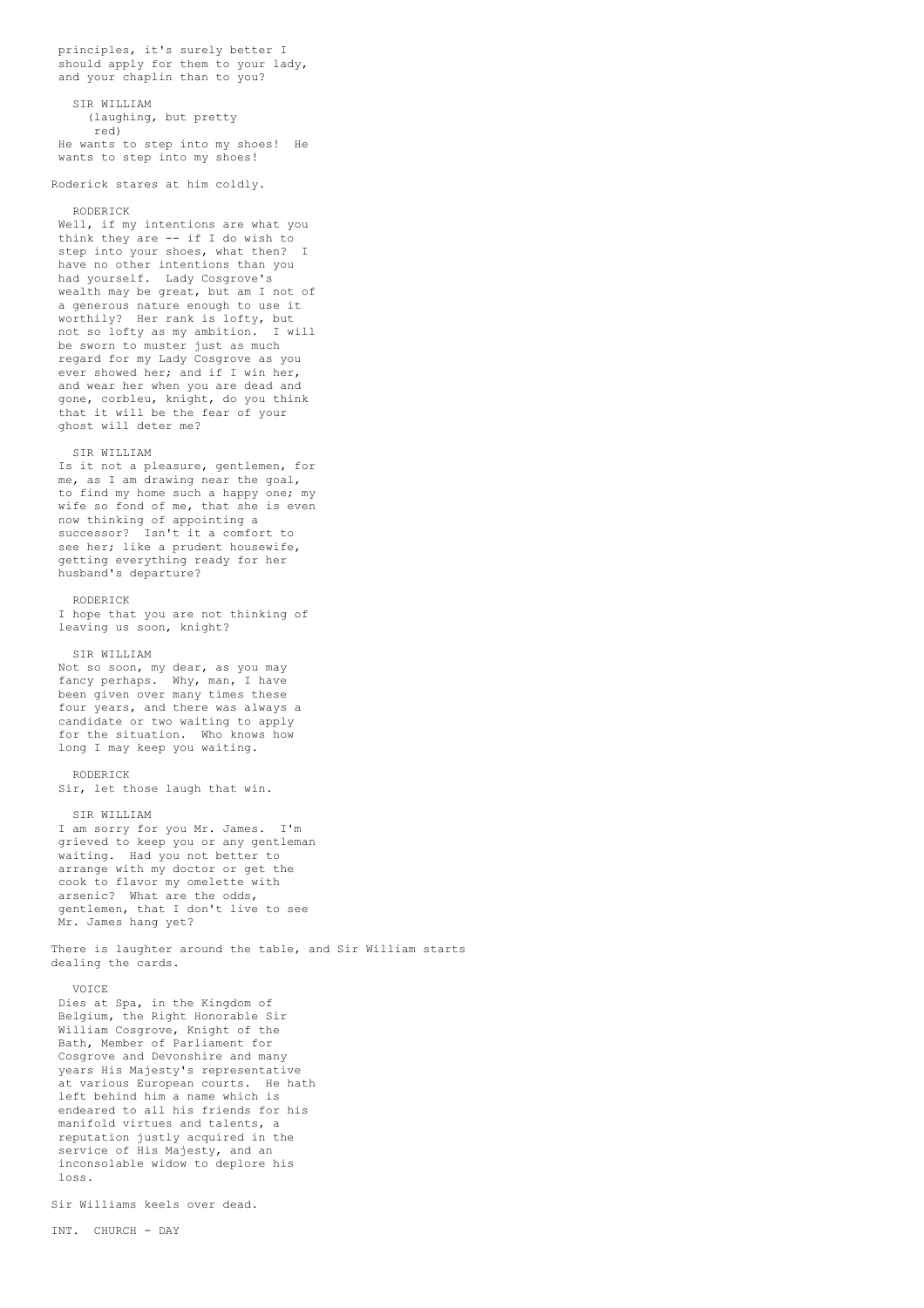principles, it's surely better I should apply for them to your lady, and your chaplin than to you?

SIR WILLIAM
(laughing, but pretty red)
He wants to step into my shoes! He wants to step into my shoes!

Roderick stares at him coldly.

RODERICK
Well, if my intentions are what you think they are -- if I do wish to step into your shoes, what then? I have no other intentions than you had yourself. Lady Cosgrove's wealth may be great, but am I not of a generous nature enough to use it worthily? Her rank is lofty, but not so lofty as my ambition. I will be sworn to muster just as much regard for my Lady Cosgrove as you ever showed her; and if I win her, and wear her when you are dead and gone, corbleu, knight, do you think that it will be the fear of your ghost will deter me?

SIR WILLIAM
Is it not a pleasure, gentlemen, for me, as I am drawing near the goal, to find my home such a happy one; my wife so fond of me, that she is even now thinking of appointing a successor? Isn't it a comfort to see her; like a prudent housewife, getting everything ready for her husband's departure?

RODERICK
I hope that you are not thinking of leaving us soon, knight?

SIR WILLIAM
Not so soon, my dear, as you may fancy perhaps. Why, man, I have been given over many times these four years, and there was always a candidate or two waiting to apply for the situation. Who knows how long I may keep you waiting.

RODERICK
Sir, let those laugh that win.

SIR WILLIAM
I am sorry for you Mr. James. I'm grieved to keep you or any gentleman waiting. Had you not better to arrange with my doctor or get the cook to flavor my omelette with arsenic? What are the odds, gentlemen, that I don't live to see Mr. James hang yet?

There is laughter around the table, and Sir William starts dealing the cards.

VOICE
Dies at Spa, in the Kingdom of Belgium, the Right Honorable Sir William Cosgrove, Knight of the Bath, Member of Parliament for Cosgrove and Devonshire and many years His Majesty's representative at various European courts. He hath left behind him a name which is endeared to all his friends for his manifold virtues and talents, a reputation justly acquired in the service of His Majesty, and an inconsolable widow to deplore his loss.

Sir Williams keels over dead.

INT. CHURCH - DAY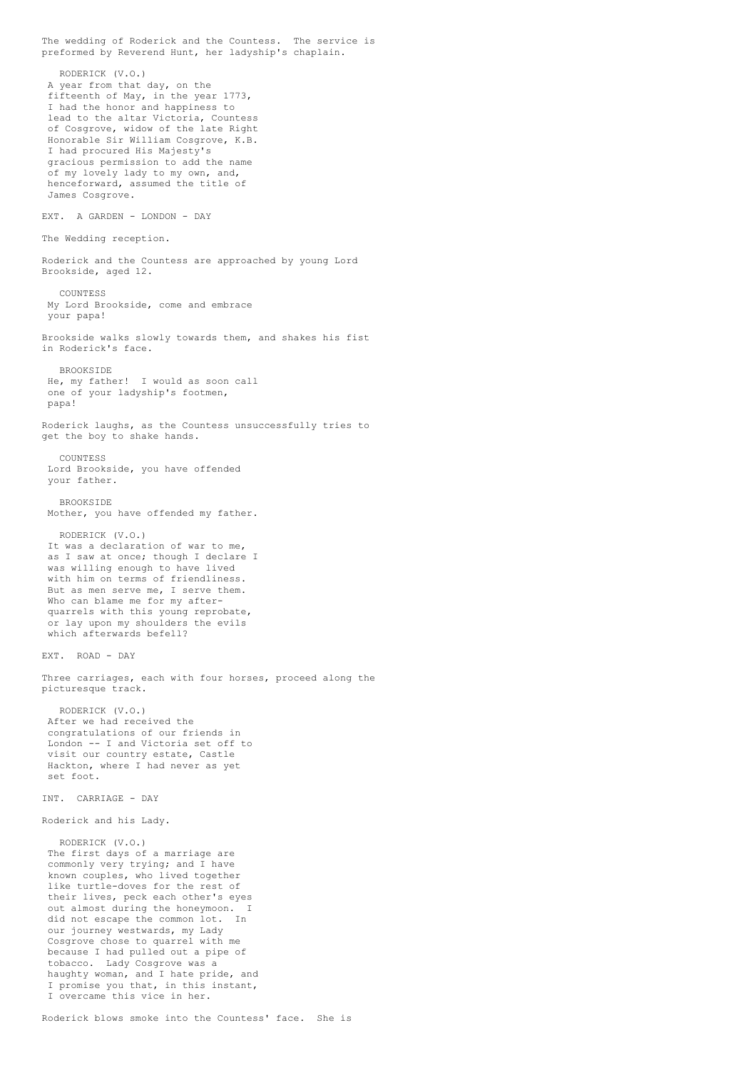The wedding of Roderick and the Countess. The service is preformed by Reverend Hunt, her ladyship's chaplain.

RODERICK (V.O.)
A year from that day, on the fifteenth of May, in the year 1773, I had the honor and happiness to lead to the altar Victoria, Countess of Cosgrove, widow of the late Right Honorable Sir William Cosgrove, K.B. I had procured His Majesty's gracious permission to add the name of my lovely lady to my own, and, henceforward, assumed the title of James Cosgrove.

EXT. A GARDEN - LONDON - DAY

The Wedding reception.

Roderick and the Countess are approached by young Lord Brookside, aged 12.

COUNTESS
My Lord Brookside, come and embrace your papa!

Brookside walks slowly towards them, and shakes his fist in Roderick's face.

BROOKSIDE
He, my father! I would as soon call one of your ladyship's footmen, papa!

Roderick laughs, as the Countess unsuccessfully tries to get the boy to shake hands.

COUNTESS
Lord Brookside, you have offended your father.

BROOKSIDE
Mother, you have offended my father.

RODERICK (V.O.)
It was a declaration of war to me, as I saw at once; though I declare I was willing enough to have lived with him on terms of friendliness. But as men serve me, I serve them. Who can blame me for my after-quarrels with this young reprobate, or lay upon my shoulders the evils which afterwards befell?

EXT. ROAD - DAY

Three carriages, each with four horses, proceed along the picturesque track.

RODERICK (V.O.)
After we had received the congratulations of our friends in London -- I and Victoria set off to visit our country estate, Castle Hackton, where I had never as yet set foot.

INT. CARRIAGE - DAY

Roderick and his Lady.

RODERICK (V.O.)
The first days of a marriage are commonly very trying; and I have known couples, who lived together like turtle-doves for the rest of their lives, peck each other's eyes out almost during the honeymoon. I did not escape the common lot. In our journey westwards, my Lady Cosgrove chose to quarrel with me because I had pulled out a pipe of tobacco. Lady Cosgrove was a haughty woman, and I hate pride, and I promise you that, in this instant, I overcame this vice in her.

Roderick blows smoke into the Countess' face. She is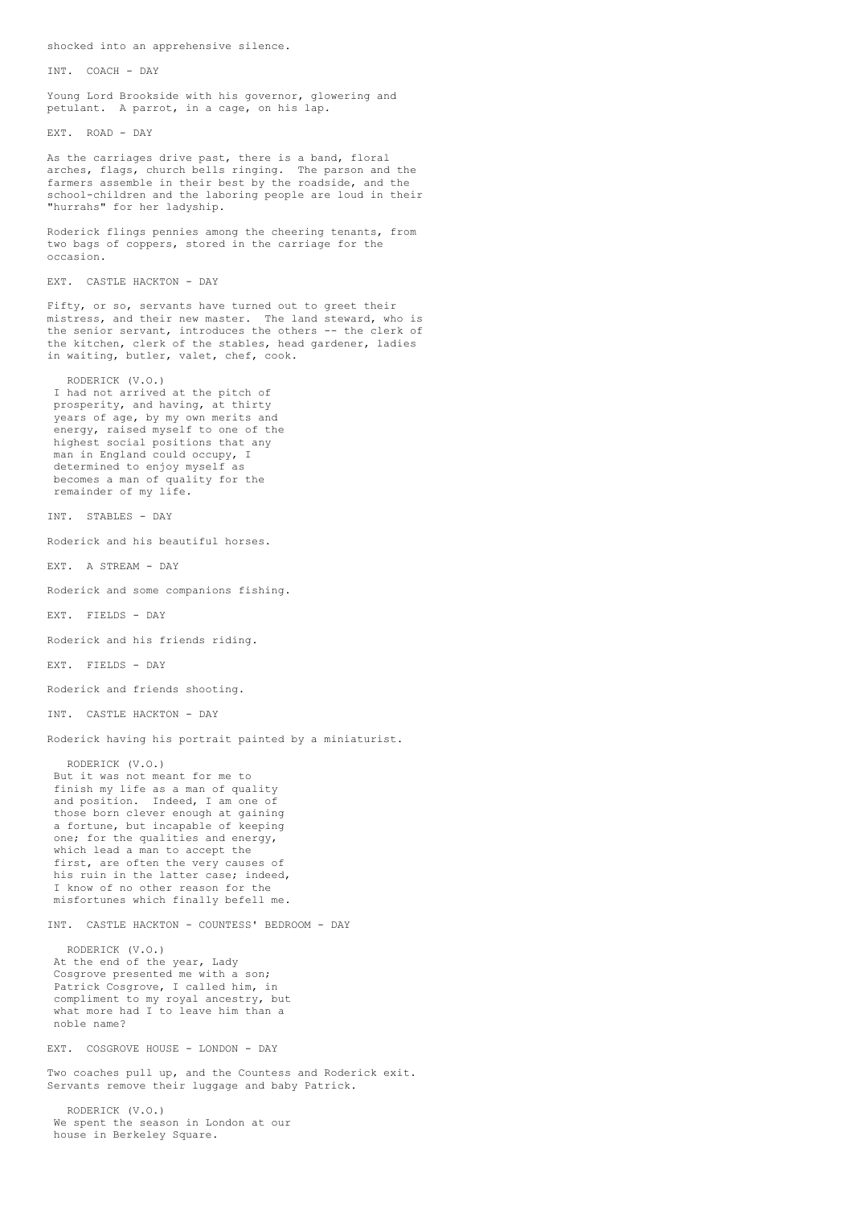shocked into an apprehensive silence.

INT. COACH - DAY

Young Lord Brookside with his governor, glowering and petulant. A parrot, in a cage, on his lap.

EXT. ROAD - DAY

As the carriages drive past, there is a band, floral arches, flags, church bells ringing. The parson and the farmers assemble in their best by the roadside, and the school-children and the laboring people are loud in their "hurrahs" for her ladyship.

Roderick flings pennies among the cheering tenants, from two bags of coppers, stored in the carriage for the occasion.

EXT. CASTLE HACKTON - DAY

Fifty, or so, servants have turned out to greet their mistress, and their new master. The land steward, who is the senior servant, introduces the others -- the clerk of the kitchen, clerk of the stables, head gardener, ladies in waiting, butler, valet, chef, cook.

RODERICK (V.O.)
I had not arrived at the pitch of prosperity, and having, at thirty years of age, by my own merits and energy, raised myself to one of the highest social positions that any man in England could occupy, I determined to enjoy myself as becomes a man of quality for the remainder of my life.

INT. STABLES - DAY

Roderick and his beautiful horses.

EXT. A STREAM - DAY

Roderick and some companions fishing.

EXT. FIELDS - DAY

Roderick and his friends riding.

EXT. FIELDS - DAY

Roderick and friends shooting.

INT. CASTLE HACKTON - DAY

Roderick having his portrait painted by a miniaturist.

RODERICK (V.O.)
But it was not meant for me to finish my life as a man of quality and position. Indeed, I am one of those born clever enough at gaining a fortune, but incapable of keeping one; for the qualities and energy, which lead a man to accept the first, are often the very causes of his ruin in the latter case; indeed, I know of no other reason for the misfortunes which finally befell me.

INT. CASTLE HACKTON - COUNTESS' BEDROOM - DAY

RODERICK (V.O.)
At the end of the year, Lady Cosgrove presented me with a son; Patrick Cosgrove, I called him, in compliment to my royal ancestry, but what more had I to leave him than a noble name?

EXT. COSGROVE HOUSE - LONDON - DAY

Two coaches pull up, and the Countess and Roderick exit. Servants remove their luggage and baby Patrick.

RODERICK (V.O.)
We spent the season in London at our house in Berkeley Square.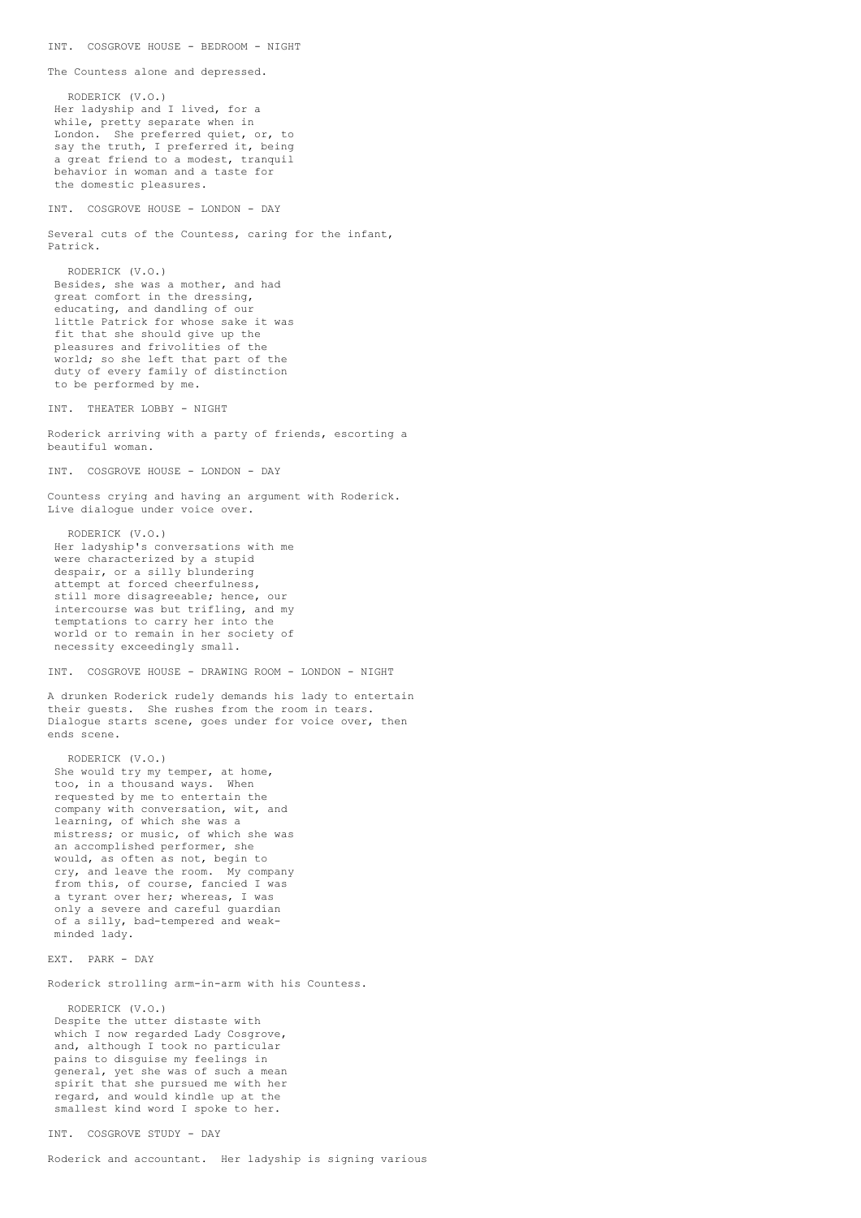INT. COSGROVE HOUSE - BEDROOM - NIGHT

The Countess alone and depressed.

RODERICK (V.O.)
Her ladyship and I lived, for a while, pretty separate when in London. She preferred quiet, or, to say the truth, I preferred it, being a great friend to a modest, tranquil behavior in woman and a taste for the domestic pleasures.

INT. COSGROVE HOUSE - LONDON - DAY

Several cuts of the Countess, caring for the infant, Patrick.

RODERICK (V.O.)
Besides, she was a mother, and had great comfort in the dressing, educating, and dandling of our little Patrick for whose sake it was fit that she should give up the pleasures and frivolities of the world; so she left that part of the duty of every family of distinction to be performed by me.

INT. THEATER LOBBY - NIGHT

Roderick arriving with a party of friends, escorting a beautiful woman.

INT. COSGROVE HOUSE - LONDON - DAY

Countess crying and having an argument with Roderick. Live dialogue under voice over.

RODERICK (V.O.)
Her ladyship's conversations with me were characterized by a stupid despair, or a silly blundering attempt at forced cheerfulness, still more disagreeable; hence, our intercourse was but trifling, and my temptations to carry her into the world or to remain in her society of necessity exceedingly small.

INT. COSGROVE HOUSE - DRAWING ROOM - LONDON - NIGHT

A drunken Roderick rudely demands his lady to entertain their guests. She rushes from the room in tears. Dialogue starts scene, goes under for voice over, then ends scene.

RODERICK (V.O.)
She would try my temper, at home, too, in a thousand ways. When requested by me to entertain the company with conversation, wit, and learning, of which she was a mistress; or music, of which she was an accomplished performer, she would, as often as not, begin to cry, and leave the room. My company from this, of course, fancied I was a tyrant over her; whereas, I was only a severe and careful guardian of a silly, bad-tempered and weak-minded lady.

EXT. PARK - DAY

Roderick strolling arm-in-arm with his Countess.

RODERICK (V.O.)
Despite the utter distaste with which I now regarded Lady Cosgrove, and, although I took no particular pains to disguise my feelings in general, yet she was of such a mean spirit that she pursued me with her regard, and would kindle up at the smallest kind word I spoke to her.

INT. COSGROVE STUDY - DAY

Roderick and accountant. Her ladyship is signing various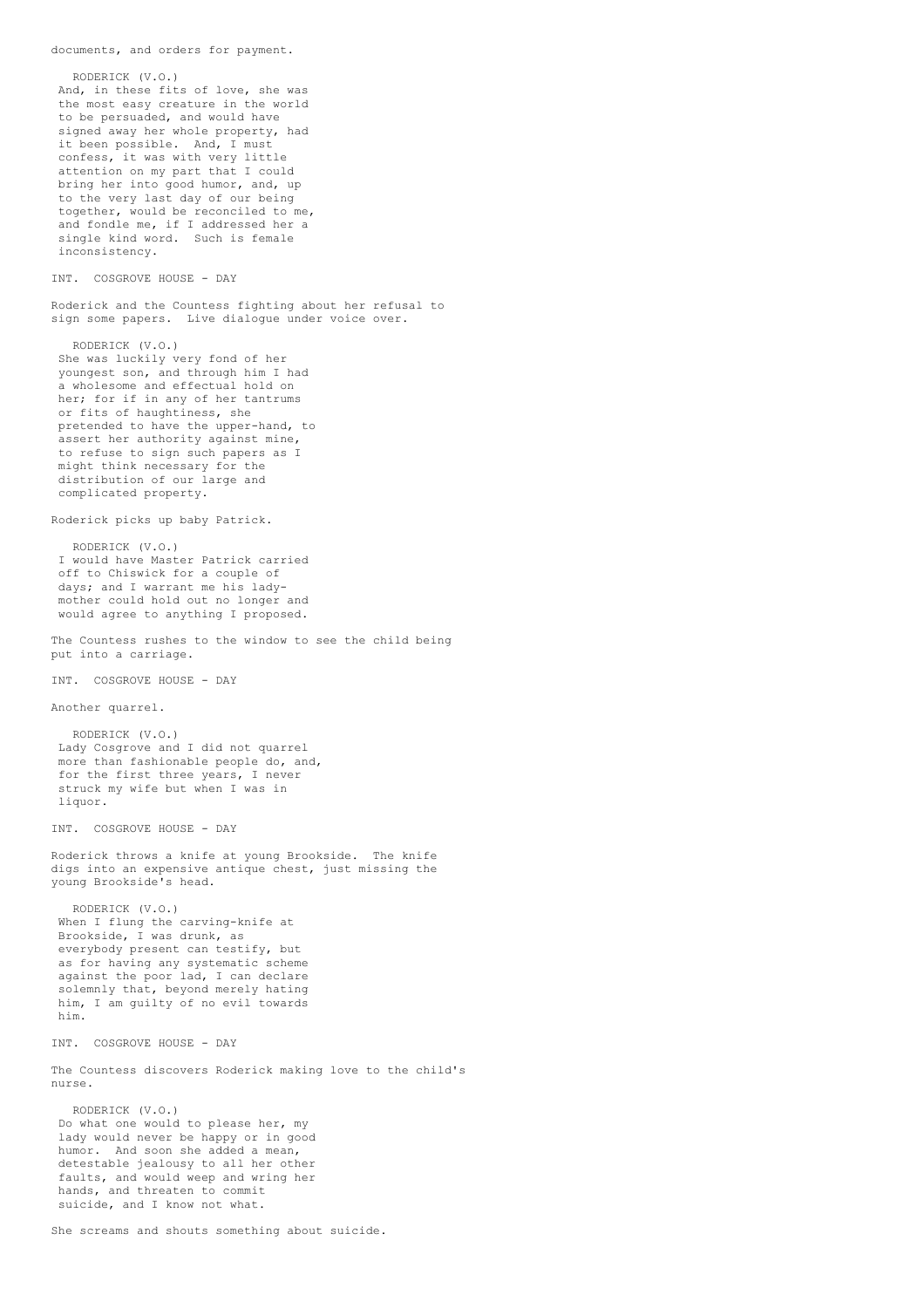documents, and orders for payment.

RODERICK (V.O.)
And, in these fits of love, she was the most easy creature in the world to be persuaded, and would have signed away her whole property, had it been possible. And, I must confess, it was with very little attention on my part that I could bring her into good humor, and, up to the very last day of our being together, would be reconciled to me, and fondle me, if I addressed her a single kind word. Such is female inconsistency.

INT. COSGROVE HOUSE - DAY

Roderick and the Countess fighting about her refusal to sign some papers. Live dialogue under voice over.

RODERICK (V.O.)
She was luckily very fond of her youngest son, and through him I had a wholesome and effectual hold on her; for if in any of her tantrums or fits of haughtiness, she pretended to have the upper-hand, to assert her authority against mine, to refuse to sign such papers as I might think necessary for the distribution of our large and complicated property.

Roderick picks up baby Patrick.

RODERICK (V.O.)
I would have Master Patrick carried off to Chiswick for a couple of days; and I warrant me his lady-mother could hold out no longer and would agree to anything I proposed.

The Countess rushes to the window to see the child being put into a carriage.

INT. COSGROVE HOUSE - DAY

Another quarrel.

RODERICK (V.O.)
Lady Cosgrove and I did not quarrel more than fashionable people do, and, for the first three years, I never struck my wife but when I was in liquor.

INT. COSGROVE HOUSE - DAY

Roderick throws a knife at young Brookside. The knife digs into an expensive antique chest, just missing the young Brookside's head.

RODERICK (V.O.)
When I flung the carving-knife at Brookside, I was drunk, as everybody present can testify, but as for having any systematic scheme against the poor lad, I can declare solemnly that, beyond merely hating him, I am guilty of no evil towards him.

INT. COSGROVE HOUSE - DAY

The Countess discovers Roderick making love to the child's nurse.

RODERICK (V.O.)
Do what one would to please her, my lady would never be happy or in good humor. And soon she added a mean, detestable jealousy to all her other faults, and would weep and wring her hands, and threaten to commit suicide, and I know not what.

She screams and shouts something about suicide.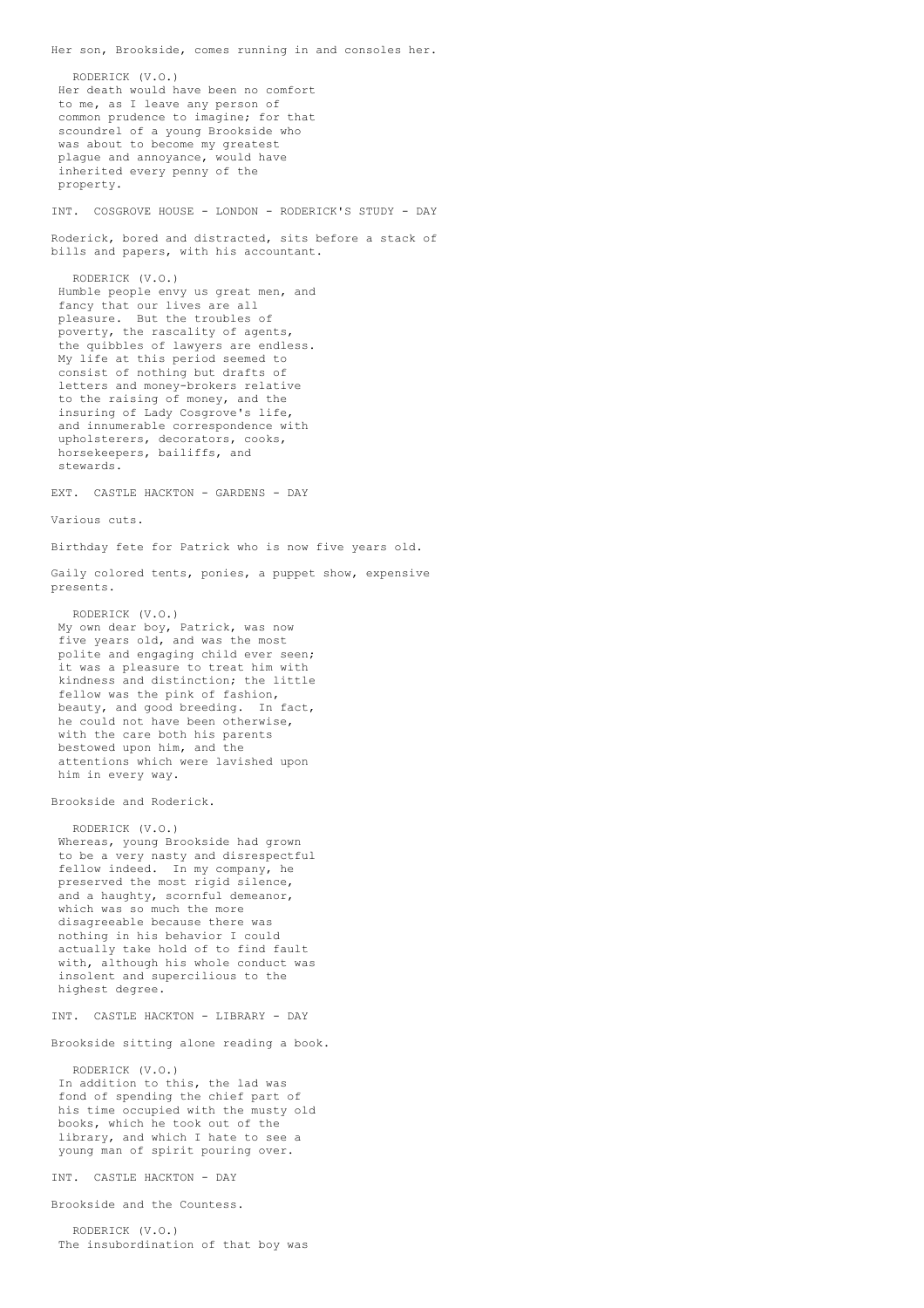Her son, Brookside, comes running in and consoles her.

RODERICK (V.O.)
Her death would have been no comfort to me, as I leave any person of common prudence to imagine; for that scoundrel of a young Brookside who was about to become my greatest plague and annoyance, would have inherited every penny of the property.

INT. COSGROVE HOUSE - LONDON - RODERICK'S STUDY - DAY

Roderick, bored and distracted, sits before a stack of bills and papers, with his accountant.

RODERICK (V.O.)
Humble people envy us great men, and fancy that our lives are all pleasure. But the troubles of poverty, the rascality of agents, the quibbles of lawyers are endless. My life at this period seemed to consist of nothing but drafts of letters and money-brokers relative to the raising of money, and the insuring of Lady Cosgrove's life, and innumerable correspondence with upholsterers, decorators, cooks, horsekeepers, bailiffs, and stewards.

EXT. CASTLE HACKTON - GARDENS - DAY

Various cuts.

Birthday fete for Patrick who is now five years old.

Gaily colored tents, ponies, a puppet show, expensive presents.

RODERICK (V.O.)
My own dear boy, Patrick, was now five years old, and was the most polite and engaging child ever seen; it was a pleasure to treat him with kindness and distinction; the little fellow was the pink of fashion, beauty, and good breeding. In fact, he could not have been otherwise, with the care both his parents bestowed upon him, and the attentions which were lavished upon him in every way.

Brookside and Roderick.

RODERICK (V.O.)
Whereas, young Brookside had grown to be a very nasty and disrespectful fellow indeed. In my company, he preserved the most rigid silence, and a haughty, scornful demeanor, which was so much the more disagreeable because there was nothing in his behavior I could actually take hold of to find fault with, although his whole conduct was insolent and supercilious to the highest degree.

INT. CASTLE HACKTON - LIBRARY - DAY

Brookside sitting alone reading a book.

RODERICK (V.O.)
In addition to this, the lad was fond of spending the chief part of his time occupied with the musty old books, which he took out of the library, and which I hate to see a young man of spirit pouring over.

INT. CASTLE HACKTON - DAY

Brookside and the Countess.

RODERICK (V.O.)
The insubordination of that boy was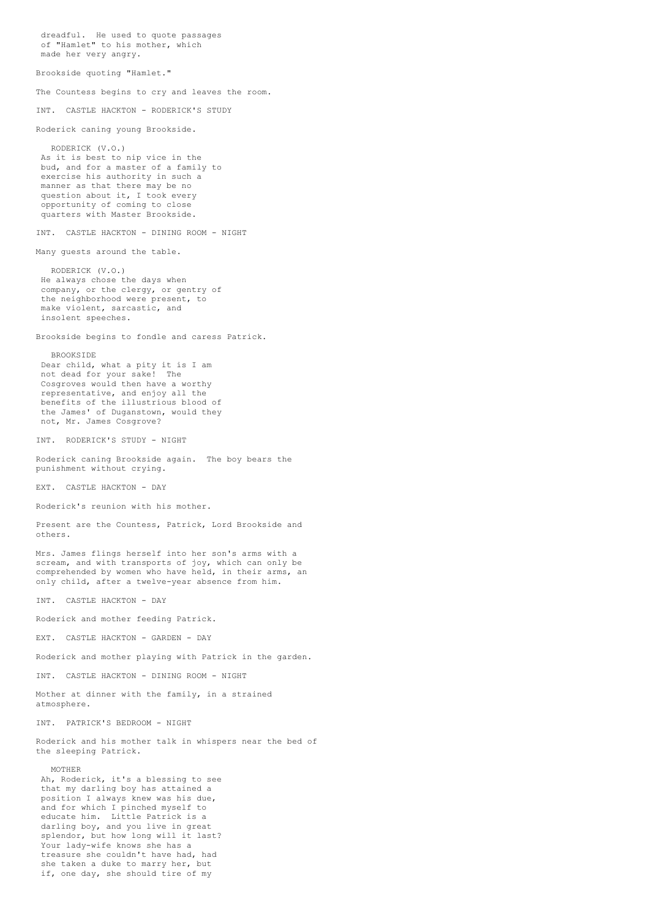dreadful. He used to quote passages of "Hamlet" to his mother, which made her very angry.

Brookside quoting "Hamlet."

The Countess begins to cry and leaves the room.

INT. CASTLE HACKTON - RODERICK'S STUDY

Roderick caning young Brookside.

RODERICK (V.O.)
As it is best to nip vice in the bud, and for a master of a family to exercise his authority in such a manner as that there may be no question about it, I took every opportunity of coming to close quarters with Master Brookside.

INT. CASTLE HACKTON - DINING ROOM - NIGHT

Many guests around the table.

RODERICK (V.O.)
He always chose the days when company, or the clergy, or gentry of the neighborhood were present, to make violent, sarcastic, and insolent speeches.

Brookside begins to fondle and caress Patrick.

BROOKSIDE
Dear child, what a pity it is I am not dead for your sake! The Cosgroves would then have a worthy representative, and enjoy all the benefits of the illustrious blood of the James' of Duganstown, would they not, Mr. James Cosgrove?

INT. RODERICK'S STUDY - NIGHT

Roderick caning Brookside again. The boy bears the punishment without crying.

EXT. CASTLE HACKTON - DAY

Roderick's reunion with his mother.

Present are the Countess, Patrick, Lord Brookside and others.

Mrs. James flings herself into her son's arms with a scream, and with transports of joy, which can only be comprehended by women who have held, in their arms, an only child, after a twelve-year absence from him.

INT. CASTLE HACKTON - DAY

Roderick and mother feeding Patrick.

EXT. CASTLE HACKTON - GARDEN - DAY

Roderick and mother playing with Patrick in the garden.

INT. CASTLE HACKTON - DINING ROOM - NIGHT

Mother at dinner with the family, in a strained atmosphere.

INT. PATRICK'S BEDROOM - NIGHT

Roderick and his mother talk in whispers near the bed of the sleeping Patrick.

MOTHER
Ah, Roderick, it's a blessing to see that my darling boy has attained a position I always knew was his due, and for which I pinched myself to educate him. Little Patrick is a darling boy, and you live in great splendor, but how long will it last? Your lady-wife knows she has a treasure she couldn't have had, had she taken a duke to marry her, but if, one day, she should tire of my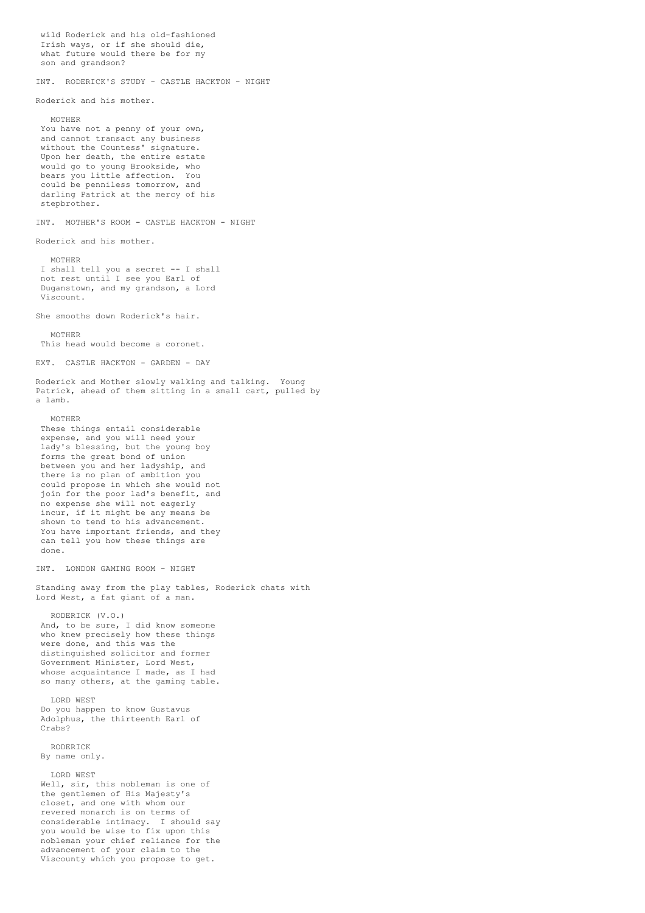wild Roderick and his old-fashioned Irish ways, or if she should die, what future would there be for my son and grandson?

INT. RODERICK'S STUDY - CASTLE HACKTON - NIGHT

Roderick and his mother.

MOTHER
You have not a penny of your own, and cannot transact any business without the Countess' signature. Upon her death, the entire estate would go to young Brookside, who bears you little affection. You could be penniless tomorrow, and darling Patrick at the mercy of his stepbrother.

INT. MOTHER'S ROOM - CASTLE HACKTON - NIGHT

Roderick and his mother.

MOTHER
I shall tell you a secret -- I shall not rest until I see you Earl of Duganstown, and my grandson, a Lord Viscount.

She smooths down Roderick's hair.

MOTHER
This head would become a coronet.

EXT. CASTLE HACKTON - GARDEN - DAY

Roderick and Mother slowly walking and talking. Young Patrick, ahead of them sitting in a small cart, pulled by a lamb.

MOTHER
These things entail considerable expense, and you will need your lady's blessing, but the young boy forms the great bond of union between you and her ladyship, and there is no plan of ambition you could propose in which she would not join for the poor lad's benefit, and no expense she will not eagerly incur, if it might be any means be shown to tend to his advancement. You have important friends, and they can tell you how these things are done.

INT. LONDON GAMING ROOM - NIGHT

Standing away from the play tables, Roderick chats with Lord West, a fat giant of a man.

RODERICK (V.O.)
And, to be sure, I did know someone who knew precisely how these things were done, and this was the distinguished solicitor and former Government Minister, Lord West, whose acquaintance I made, as I had so many others, at the gaming table.

LORD WEST
Do you happen to know Gustavus Adolphus, the thirteenth Earl of Crabs?

RODERICK
By name only.

LORD WEST
Well, sir, this nobleman is one of the gentlemen of His Majesty's closet, and one with whom our revered monarch is on terms of considerable intimacy. I should say you would be wise to fix upon this nobleman your chief reliance for the advancement of your claim to the Viscounty which you propose to get.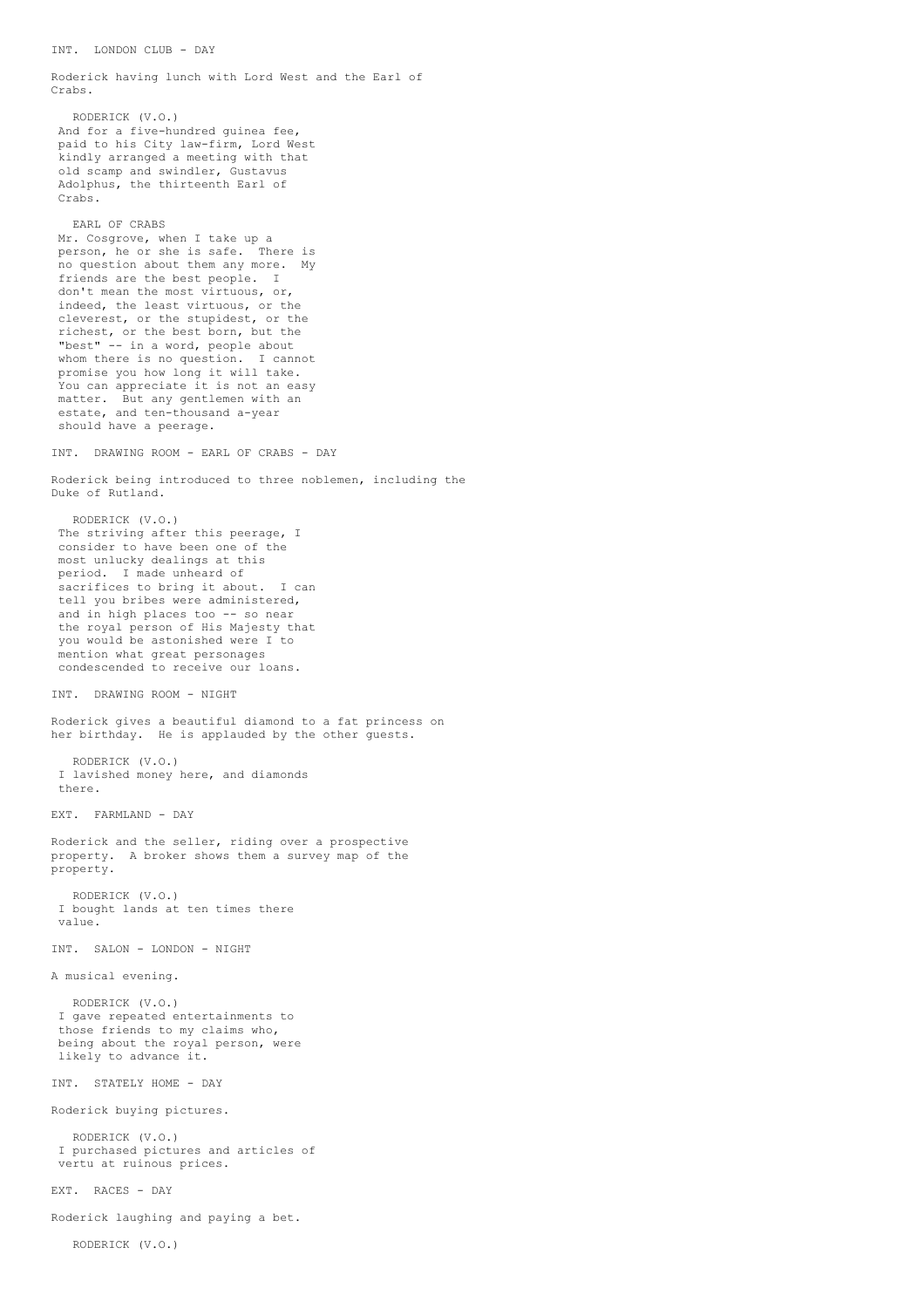INT.  LONDON CLUB - DAY

Roderick having lunch with Lord West and the Earl of Crabs.

RODERICK (V.O.)
And for a five-hundred guinea fee, paid to his City law-firm, Lord West kindly arranged a meeting with that old scamp and swindler, Gustavus Adolphus, the thirteenth Earl of Crabs.

EARL OF CRABS
Mr. Cosgrove, when I take up a person, he or she is safe.  There is no question about them any more.  My friends are the best people.  I don't mean the most virtuous, or, indeed, the least virtuous, or the cleverest, or the stupidest, or the richest, or the best born, but the "best" -- in a word, people about whom there is no question.  I cannot promise you how long it will take.  You can appreciate it is not an easy matter.  But any gentlemen with an estate, and ten-thousand a-year should have a peerage.

INT.  DRAWING ROOM - EARL OF CRABS - DAY

Roderick being introduced to three noblemen, including the Duke of Rutland.

RODERICK (V.O.)
The striving after this peerage, I consider to have been one of the most unlucky dealings at this period.  I made unheard of sacrifices to bring it about.  I can tell you bribes were administered, and in high places too -- so near the royal person of His Majesty that you would be astonished were I to mention what great personages condescended to receive our loans.

INT.  DRAWING ROOM - NIGHT

Roderick gives a beautiful diamond to a fat princess on her birthday.  He is applauded by the other guests.

RODERICK (V.O.)
I lavished money here, and diamonds there.

EXT.  FARMLAND - DAY

Roderick and the seller, riding over a prospective property.  A broker shows them a survey map of the property.

RODERICK (V.O.)
I bought lands at ten times there value.

INT.  SALON - LONDON - NIGHT

A musical evening.

RODERICK (V.O.)
I gave repeated entertainments to those friends to my claims who, being about the royal person, were likely to advance it.

INT.  STATELY HOME - DAY

Roderick buying pictures.

RODERICK (V.O.)
I purchased pictures and articles of vertu at ruinous prices.

EXT.  RACES - DAY

Roderick laughing and paying a bet.

RODERICK (V.O.)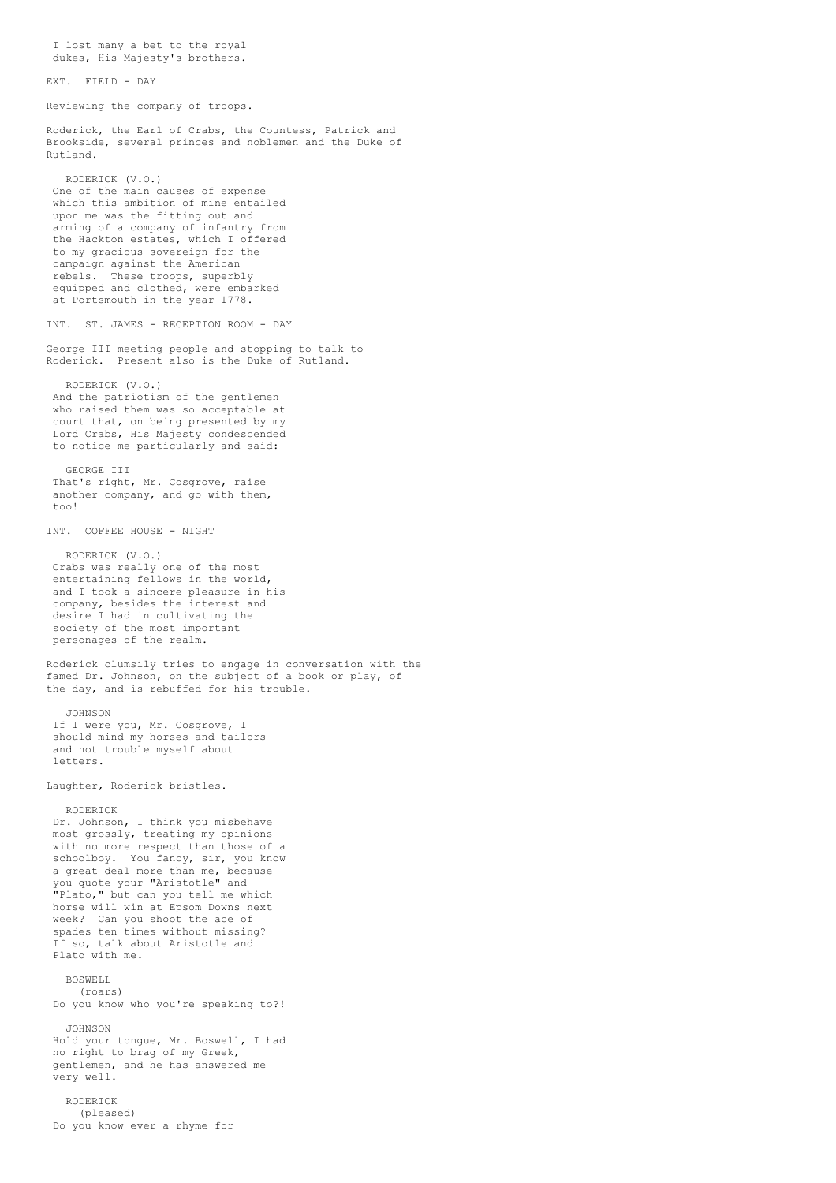I lost many a bet to the royal
dukes, His Majesty's brothers.

EXT. FIELD - DAY

Reviewing the company of troops.

Roderick, the Earl of Crabs, the Countess, Patrick and Brookside, several princes and noblemen and the Duke of Rutland.

RODERICK (V.O.)
One of the main causes of expense which this ambition of mine entailed upon me was the fitting out and arming of a company of infantry from the Hackton estates, which I offered to my gracious sovereign for the campaign against the American rebels. These troops, superbly equipped and clothed, were embarked at Portsmouth in the year 1778.

INT. ST. JAMES - RECEPTION ROOM - DAY

George III meeting people and stopping to talk to Roderick. Present also is the Duke of Rutland.

RODERICK (V.O.)
And the patriotism of the gentlemen who raised them was so acceptable at court that, on being presented by my Lord Crabs, His Majesty condescended to notice me particularly and said:

GEORGE III
That's right, Mr. Cosgrove, raise another company, and go with them, too!

INT. COFFEE HOUSE - NIGHT

RODERICK (V.O.)
Crabs was really one of the most entertaining fellows in the world, and I took a sincere pleasure in his company, besides the interest and desire I had in cultivating the society of the most important personages of the realm.

Roderick clumsily tries to engage in conversation with the famed Dr. Johnson, on the subject of a book or play, of the day, and is rebuffed for his trouble.

JOHNSON
If I were you, Mr. Cosgrove, I should mind my horses and tailors and not trouble myself about letters.

Laughter, Roderick bristles.

RODERICK
Dr. Johnson, I think you misbehave most grossly, treating my opinions with no more respect than those of a schoolboy. You fancy, sir, you know a great deal more than me, because you quote your "Aristotle" and "Plato," but can you tell me which horse will win at Epsom Downs next week? Can you shoot the ace of spades ten times without missing? If so, talk about Aristotle and Plato with me.

BOSWELL
(roars)
Do you know who you're speaking to?!

JOHNSON
Hold your tongue, Mr. Boswell, I had no right to brag of my Greek, gentlemen, and he has answered me very well.

RODERICK
(pleased)
Do you know ever a rhyme for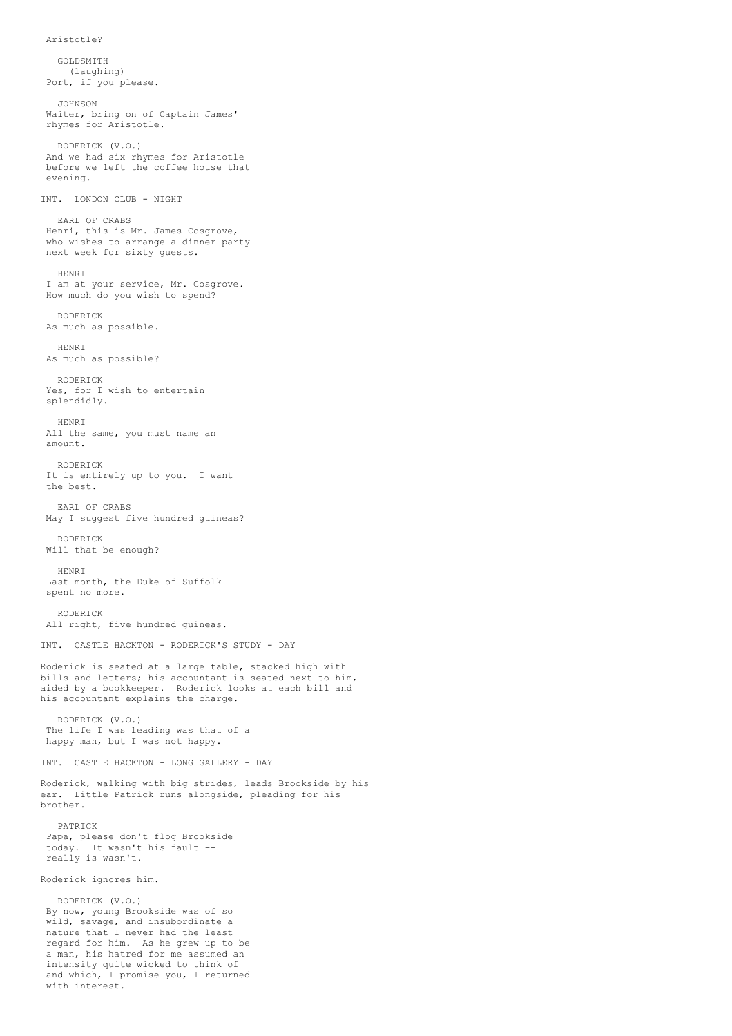Aristotle?

GOLDSMITH
(laughing)
Port, if you please.

JOHNSON
Waiter, bring on of Captain James' rhymes for Aristotle.

RODERICK (V.O.)
And we had six rhymes for Aristotle before we left the coffee house that evening.

INT. LONDON CLUB - NIGHT

EARL OF CRABS
Henri, this is Mr. James Cosgrove, who wishes to arrange a dinner party next week for sixty guests.

HENRI
I am at your service, Mr. Cosgrove. How much do you wish to spend?

RODERICK
As much as possible.

HENRI
As much as possible?

RODERICK
Yes, for I wish to entertain splendidly.

HENRI
All the same, you must name an amount.

RODERICK
It is entirely up to you. I want the best.

EARL OF CRABS
May I suggest five hundred guineas?

RODERICK
Will that be enough?

HENRI
Last month, the Duke of Suffolk spent no more.

RODERICK
All right, five hundred guineas.

INT. CASTLE HACKTON - RODERICK'S STUDY - DAY

Roderick is seated at a large table, stacked high with bills and letters; his accountant is seated next to him, aided by a bookkeeper. Roderick looks at each bill and his accountant explains the charge.

RODERICK (V.O.)
The life I was leading was that of a happy man, but I was not happy.

INT. CASTLE HACKTON - LONG GALLERY - DAY

Roderick, walking with big strides, leads Brookside by his ear. Little Patrick runs alongside, pleading for his brother.

PATRICK
Papa, please don't flog Brookside today. It wasn't his fault -- really is wasn't.

Roderick ignores him.

RODERICK (V.O.)
By now, young Brookside was of so wild, savage, and insubordinate a nature that I never had the least regard for him. As he grew up to be a man, his hatred for me assumed an intensity quite wicked to think of and which, I promise you, I returned with interest.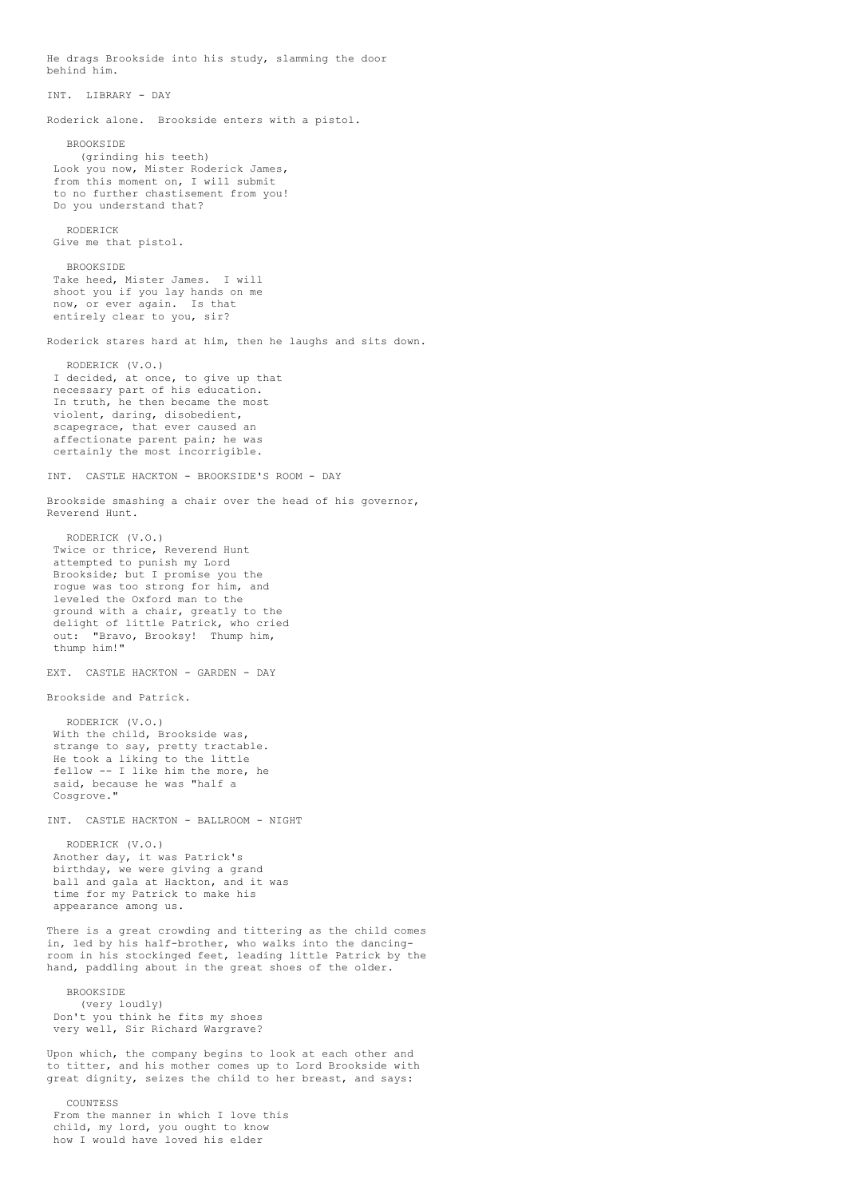He drags Brookside into his study, slamming the door behind him.

INT. LIBRARY - DAY

Roderick alone. Brookside enters with a pistol.

BROOKSIDE
(grinding his teeth)
Look you now, Mister Roderick James, from this moment on, I will submit to no further chastisement from you! Do you understand that?

RODERICK
Give me that pistol.

BROOKSIDE
Take heed, Mister James. I will shoot you if you lay hands on me now, or ever again. Is that entirely clear to you, sir?

Roderick stares hard at him, then he laughs and sits down.

RODERICK (V.O.)
I decided, at once, to give up that necessary part of his education. In truth, he then became the most violent, daring, disobedient, scapegrace, that ever caused an affectionate parent pain; he was certainly the most incorrigible.

INT. CASTLE HACKTON - BROOKSIDE'S ROOM - DAY

Brookside smashing a chair over the head of his governor, Reverend Hunt.

RODERICK (V.O.)
Twice or thrice, Reverend Hunt attempted to punish my Lord Brookside; but I promise you the rogue was too strong for him, and leveled the Oxford man to the ground with a chair, greatly to the delight of little Patrick, who cried out: "Bravo, Brooksy! Thump him, thump him!"

EXT. CASTLE HACKTON - GARDEN - DAY

Brookside and Patrick.

RODERICK (V.O.)
With the child, Brookside was, strange to say, pretty tractable. He took a liking to the little fellow -- I like him the more, he said, because he was "half a Cosgrove."

INT. CASTLE HACKTON - BALLROOM - NIGHT

RODERICK (V.O.)
Another day, it was Patrick's birthday, we were giving a grand ball and gala at Hackton, and it was time for my Patrick to make his appearance among us.

There is a great crowding and tittering as the child comes in, led by his half-brother, who walks into the dancing-room in his stockinged feet, leading little Patrick by the hand, paddling about in the great shoes of the older.

BROOKSIDE
(very loudly)
Don't you think he fits my shoes very well, Sir Richard Wargrave?

Upon which, the company begins to look at each other and to titter, and his mother comes up to Lord Brookside with great dignity, seizes the child to her breast, and says:

COUNTESS
From the manner in which I love this child, my lord, you ought to know how I would have loved his elder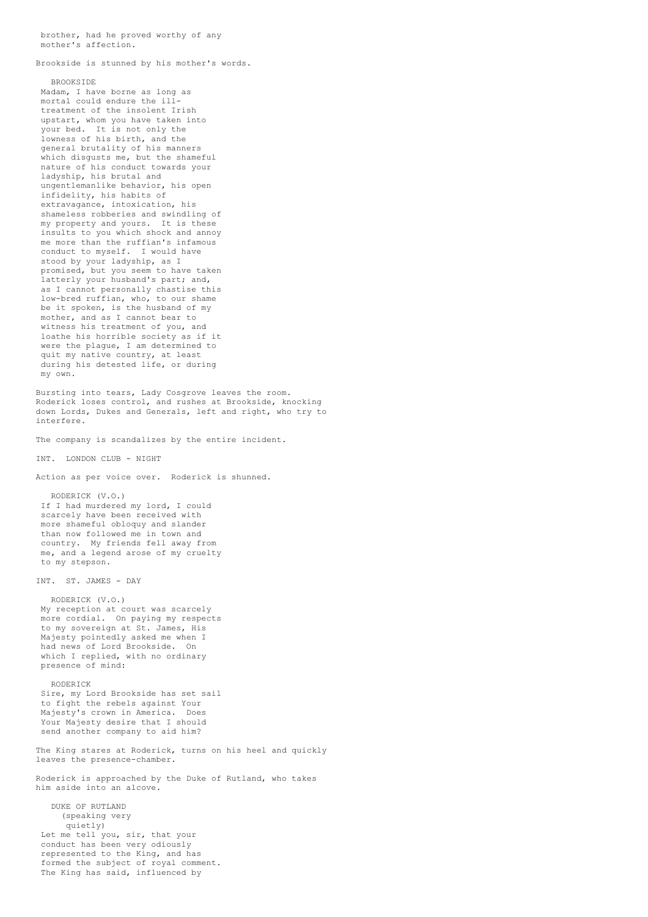brother, had he proved worthy of any
mother's affection.

Brookside is stunned by his mother's words.

BROOKSIDE
Madam, I have borne as long as
mortal could endure the ill-
treatment of the insolent Irish
upstart, whom you have taken into
your bed. It is not only the
lowness of his birth, and the
general brutality of his manners
which disgusts me, but the shameful
nature of his conduct towards your
ladyship, his brutal and
ungentlemanlike behavior, his open
infidelity, his habits of
extravagance, intoxication, his
shameless robberies and swindling of
my property and yours. It is these
insults to you which shock and annoy
me more than the ruffian's infamous
conduct to myself. I would have
stood by your ladyship, as I
promised, but you seem to have taken
latterly your husband's part; and,
as I cannot personally chastise this
low-bred ruffian, who, to our shame
be it spoken, is the husband of my
mother, and as I cannot bear to
witness his treatment of you, and
loathe his horrible society as if it
were the plague, I am determined to
quit my native country, at least
during his detested life, or during
my own.

Bursting into tears, Lady Cosgrove leaves the room.
Roderick loses control, and rushes at Brookside, knocking
down Lords, Dukes and Generals, left and right, who try to
interfere.

The company is scandalizes by the entire incident.

INT. LONDON CLUB - NIGHT

Action as per voice over. Roderick is shunned.

RODERICK (V.O.)
If I had murdered my lord, I could
scarcely have been received with
more shameful obloquy and slander
than now followed me in town and
country. My friends fell away from
me, and a legend arose of my cruelty
to my stepson.

INT. ST. JAMES - DAY

RODERICK (V.O.)
My reception at court was scarcely
more cordial. On paying my respects
to my sovereign at St. James, His
Majesty pointedly asked me when I
had news of Lord Brookside. On
which I replied, with no ordinary
presence of mind:

RODERICK
Sire, my Lord Brookside has set sail
to fight the rebels against Your
Majesty's crown in America. Does
Your Majesty desire that I should
send another company to aid him?

The King stares at Roderick, turns on his heel and quickly
leaves the presence-chamber.

Roderick is approached by the Duke of Rutland, who takes
him aside into an alcove.

DUKE OF RUTLAND
(speaking very
quietly)
Let me tell you, sir, that your
conduct has been very odiously
represented to the King, and has
formed the subject of royal comment.
The King has said, influenced by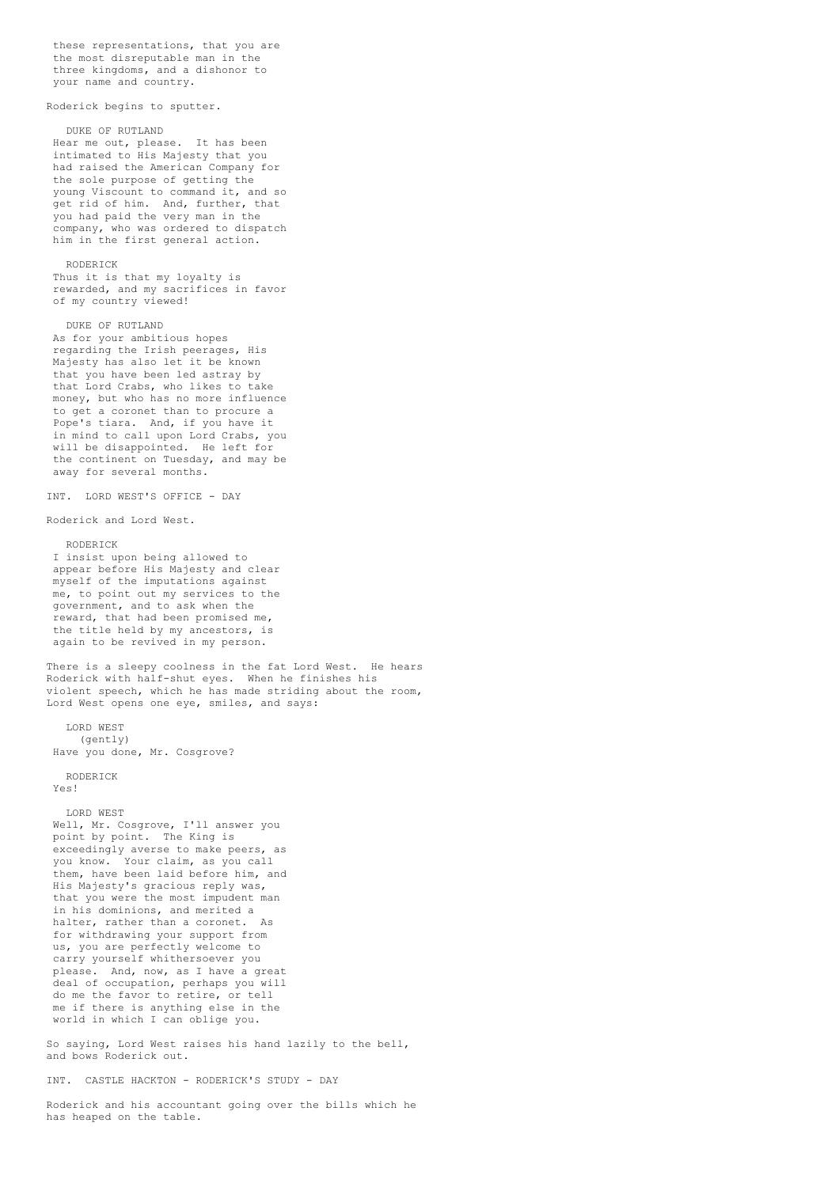these representations, that you are the most disreputable man in the three kingdoms, and a dishonor to your name and country.

Roderick begins to sputter.

DUKE OF RUTLAND
Hear me out, please. It has been intimated to His Majesty that you had raised the American Company for the sole purpose of getting the young Viscount to command it, and so get rid of him. And, further, that you had paid the very man in the company, who was ordered to dispatch him in the first general action.

RODERICK
Thus it is that my loyalty is rewarded, and my sacrifices in favor of my country viewed!

DUKE OF RUTLAND
As for your ambitious hopes regarding the Irish peerages, His Majesty has also let it be known that you have been led astray by that Lord Crabs, who likes to take money, but who has no more influence to get a coronet than to procure a Pope's tiara. And, if you have it in mind to call upon Lord Crabs, you will be disappointed. He left for the continent on Tuesday, and may be away for several months.

INT. LORD WEST'S OFFICE - DAY

Roderick and Lord West.

RODERICK
I insist upon being allowed to appear before His Majesty and clear myself of the imputations against me, to point out my services to the government, and to ask when the reward, that had been promised me, the title held by my ancestors, is again to be revived in my person.

There is a sleepy coolness in the fat Lord West. He hears Roderick with half-shut eyes. When he finishes his violent speech, which he has made striding about the room, Lord West opens one eye, smiles, and says:

LORD WEST
(gently)
Have you done, Mr. Cosgrove?

RODERICK
Yes!

LORD WEST
Well, Mr. Cosgrove, I'll answer you point by point. The King is exceedingly averse to make peers, as you know. Your claim, as you call them, have been laid before him, and His Majesty's gracious reply was, that you were the most impudent man in his dominions, and merited a halter, rather than a coronet. As for withdrawing your support from us, you are perfectly welcome to carry yourself whithersoever you please. And, now, as I have a great deal of occupation, perhaps you will do me the favor to retire, or tell me if there is anything else in the world in which I can oblige you.

So saying, Lord West raises his hand lazily to the bell, and bows Roderick out.

INT. CASTLE HACKTON - RODERICK'S STUDY - DAY

Roderick and his accountant going over the bills which he has heaped on the table.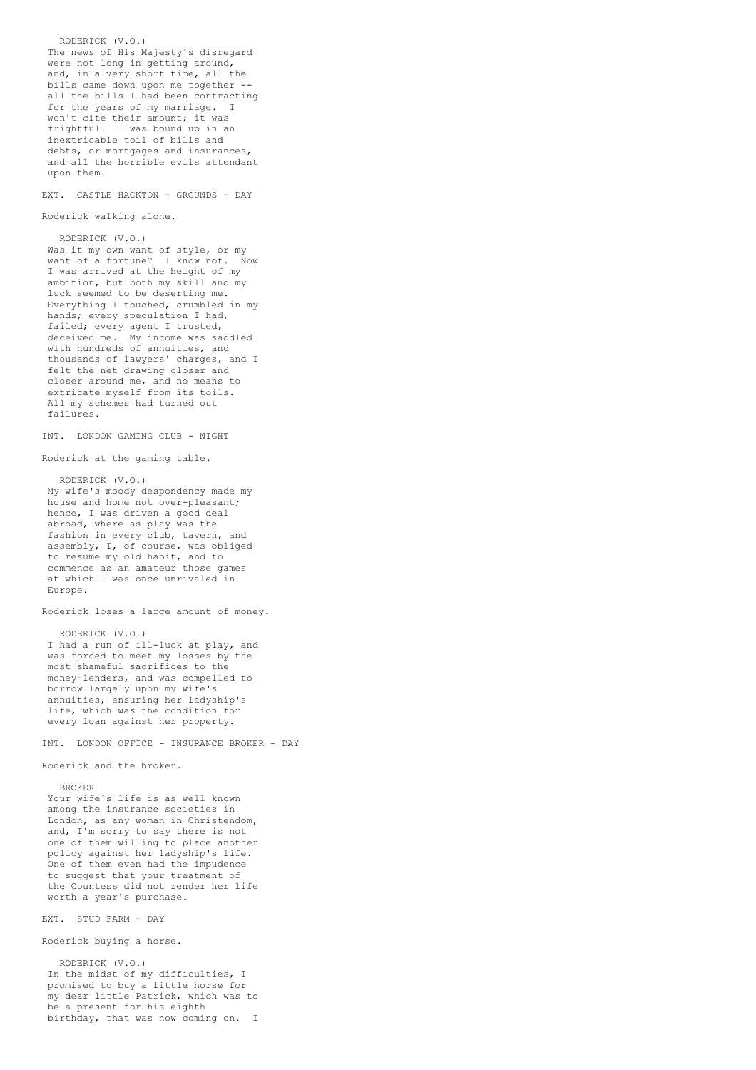RODERICK (V.O.)
The news of His Majesty's disregard were not long in getting around, and, in a very short time, all the bills came down upon me together -- all the bills I had been contracting for the years of my marriage. I won't cite their amount; it was frightful. I was bound up in an inextricable toil of bills and debts, or mortgages and insurances, and all the horrible evils attendant upon them.

EXT. CASTLE HACKTON - GROUNDS - DAY

Roderick walking alone.

RODERICK (V.O.)
Was it my own want of style, or my want of a fortune? I know not. Now I was arrived at the height of my ambition, but both my skill and my luck seemed to be deserting me. Everything I touched, crumbled in my hands; every speculation I had, failed; every agent I trusted, deceived me. My income was saddled with hundreds of annuities, and thousands of lawyers' charges, and I felt the net drawing closer and closer around me, and no means to extricate myself from its toils. All my schemes had turned out failures.

INT. LONDON GAMING CLUB - NIGHT

Roderick at the gaming table.

RODERICK (V.O.)
My wife's moody despondency made my house and home not over-pleasant; hence, I was driven a good deal abroad, where as play was the fashion in every club, tavern, and assembly, I, of course, was obliged to resume my old habit, and to commence as an amateur those games at which I was once unrivaled in Europe.

Roderick loses a large amount of money.

RODERICK (V.O.)
I had a run of ill-luck at play, and was forced to meet my losses by the most shameful sacrifices to the money-lenders, and was compelled to borrow largely upon my wife's annuities, ensuring her ladyship's life, which was the condition for every loan against her property.

INT. LONDON OFFICE - INSURANCE BROKER - DAY

Roderick and the broker.

BROKER
Your wife's life is as well known among the insurance societies in London, as any woman in Christendom, and, I'm sorry to say there is not one of them willing to place another policy against her ladyship's life. One of them even had the impudence to suggest that your treatment of the Countess did not render her life worth a year's purchase.

EXT. STUD FARM - DAY

Roderick buying a horse.

RODERICK (V.O.)
In the midst of my difficulties, I promised to buy a little horse for my dear little Patrick, which was to be a present for his eighth birthday, that was now coming on. I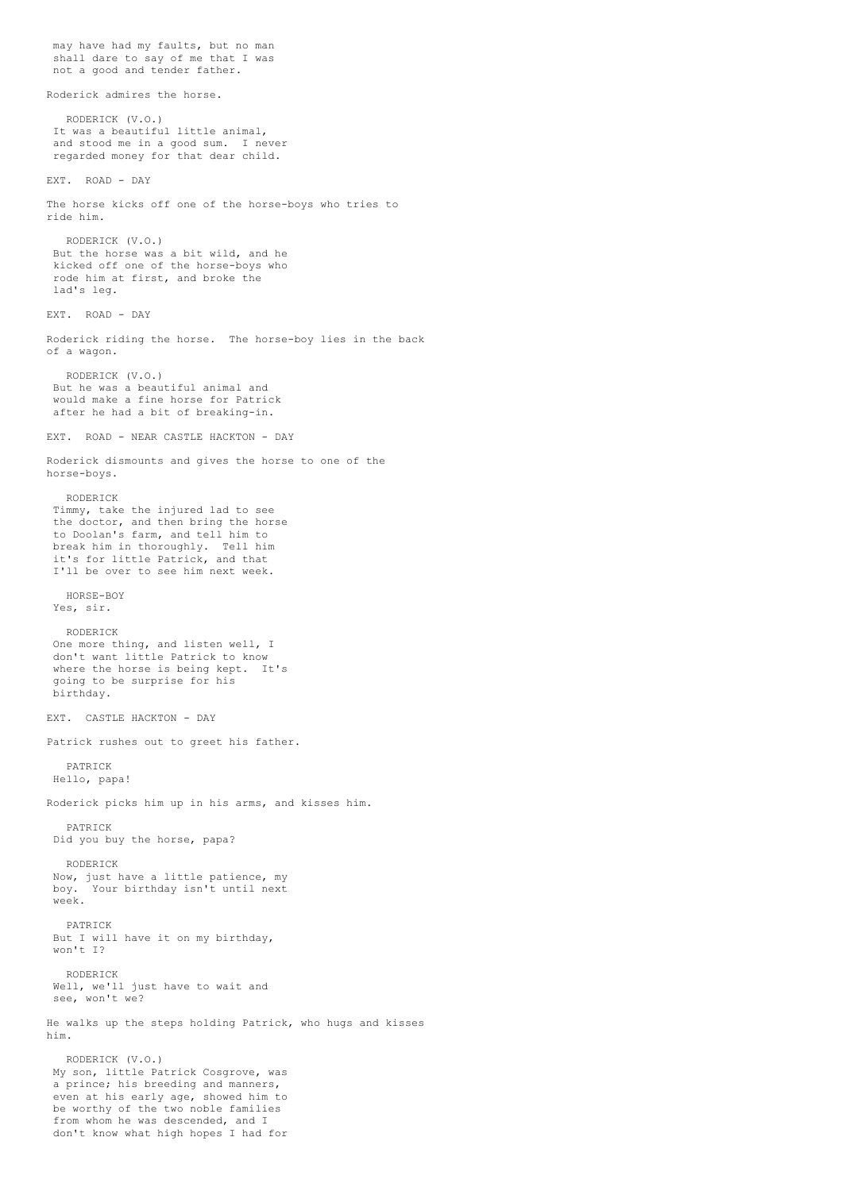may have had my faults, but no man shall dare to say of me that I was not a good and tender father.

Roderick admires the horse.

RODERICK (V.O.)
It was a beautiful little animal, and stood me in a good sum. I never regarded money for that dear child.

EXT. ROAD - DAY

The horse kicks off one of the horse-boys who tries to ride him.

RODERICK (V.O.)
But the horse was a bit wild, and he kicked off one of the horse-boys who rode him at first, and broke the lad's leg.

EXT. ROAD - DAY

Roderick riding the horse. The horse-boy lies in the back of a wagon.

RODERICK (V.O.)
But he was a beautiful animal and would make a fine horse for Patrick after he had a bit of breaking-in.

EXT. ROAD - NEAR CASTLE HACKTON - DAY

Roderick dismounts and gives the horse to one of the horse-boys.

RODERICK
Timmy, take the injured lad to see the doctor, and then bring the horse to Doolan's farm, and tell him to break him in thoroughly. Tell him it's for little Patrick, and that I'll be over to see him next week.

HORSE-BOY
Yes, sir.

RODERICK
One more thing, and listen well, I don't want little Patrick to know where the horse is being kept. It's going to be surprise for his birthday.

EXT. CASTLE HACKTON - DAY

Patrick rushes out to greet his father.

PATRICK
Hello, papa!

Roderick picks him up in his arms, and kisses him.

PATRICK
Did you buy the horse, papa?

RODERICK
Now, just have a little patience, my boy. Your birthday isn't until next week.

PATRICK
But I will have it on my birthday, won't I?

RODERICK
Well, we'll just have to wait and see, won't we?

He walks up the steps holding Patrick, who hugs and kisses him.

RODERICK (V.O.)
My son, little Patrick Cosgrove, was a prince; his breeding and manners, even at his early age, showed him to be worthy of the two noble families from whom he was descended, and I don't know what high hopes I had for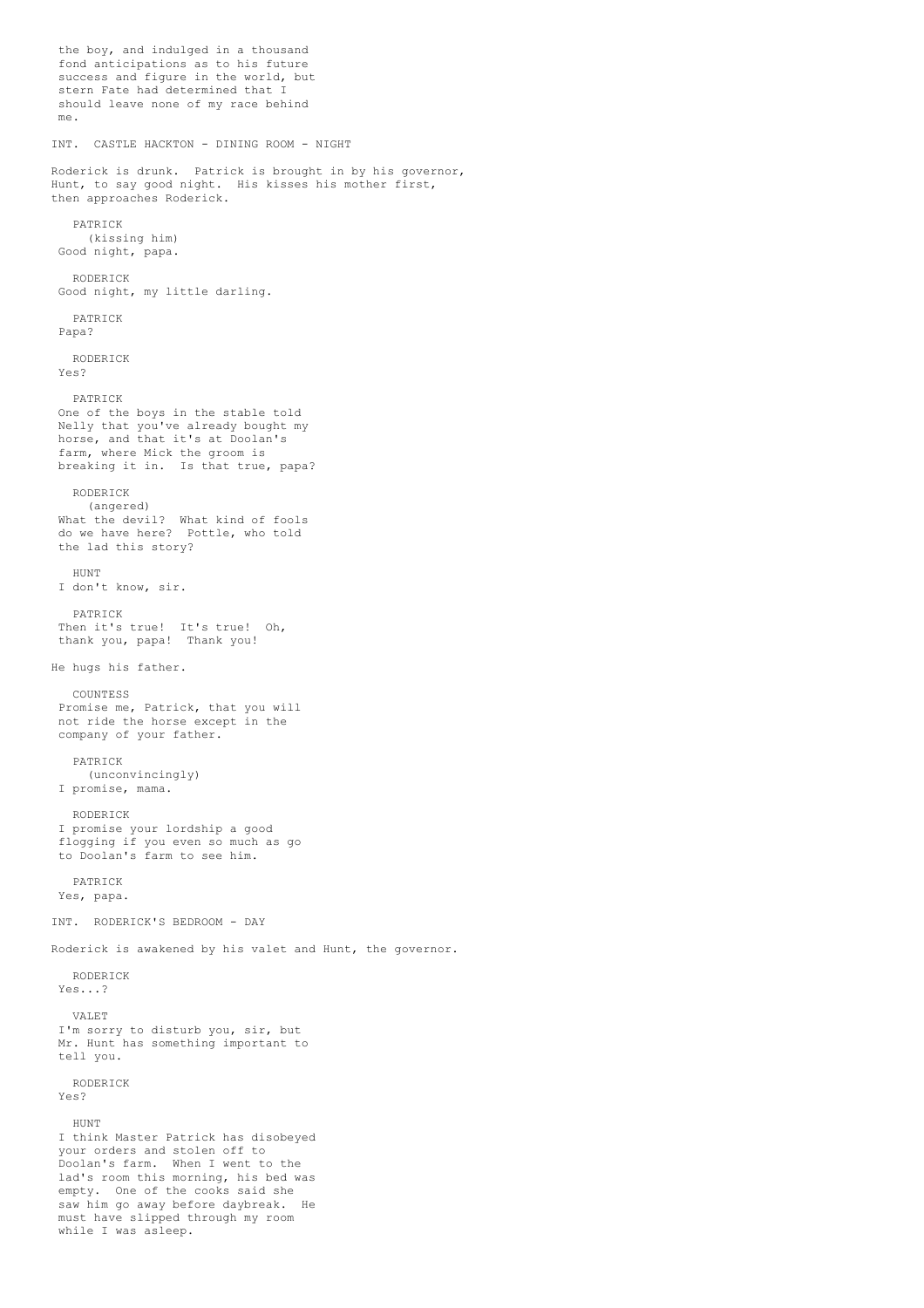the boy, and indulged in a thousand fond anticipations as to his future success and figure in the world, but stern Fate had determined that I should leave none of my race behind me.

INT. CASTLE HACKTON - DINING ROOM - NIGHT

Roderick is drunk. Patrick is brought in by his governor, Hunt, to say good night. His kisses his mother first, then approaches Roderick.

PATRICK
(kissing him)
Good night, papa.

RODERICK
Good night, my little darling.

PATRICK
Papa?

RODERICK
Yes?

PATRICK
One of the boys in the stable told Nelly that you've already bought my horse, and that it's at Doolan's farm, where Mick the groom is breaking it in. Is that true, papa?

RODERICK
(angered)
What the devil? What kind of fools do we have here? Pottle, who told the lad this story?

HUNT
I don't know, sir.

PATRICK
Then it's true! It's true! Oh, thank you, papa! Thank you!

He hugs his father.

COUNTESS
Promise me, Patrick, that you will not ride the horse except in the company of your father.

PATRICK
(unconvincingly)
I promise, mama.

RODERICK
I promise your lordship a good flogging if you even so much as go to Doolan's farm to see him.

PATRICK
Yes, papa.

INT. RODERICK'S BEDROOM - DAY

Roderick is awakened by his valet and Hunt, the governor.

RODERICK
Yes...?

VALET
I'm sorry to disturb you, sir, but Mr. Hunt has something important to tell you.

RODERICK
Yes?

HUNT
I think Master Patrick has disobeyed your orders and stolen off to Doolan's farm. When I went to the lad's room this morning, his bed was empty. One of the cooks said she saw him go away before daybreak. He must have slipped through my room while I was asleep.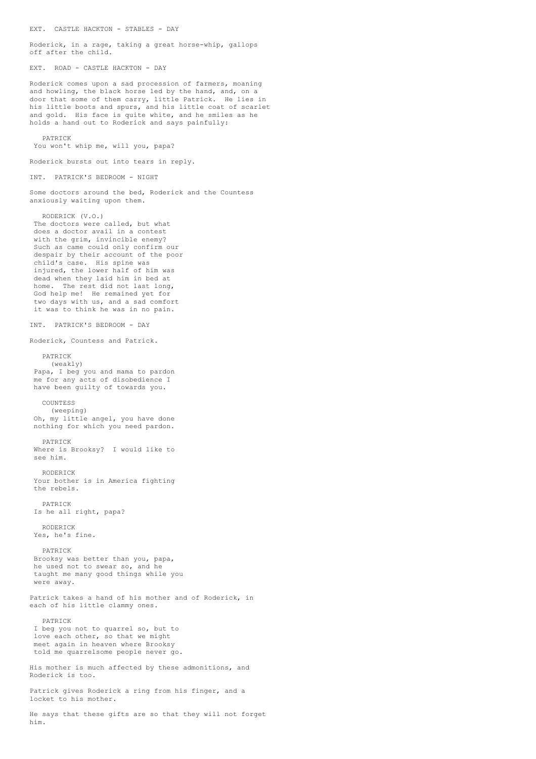EXT. CASTLE HACKTON - STABLES - DAY

Roderick, in a rage, taking a great horse-whip, gallops off after the child.

EXT. ROAD - CASTLE HACKTON - DAY

Roderick comes upon a sad procession of farmers, moaning and howling, the black horse led by the hand, and, on a door that some of them carry, little Patrick. He lies in his little boots and spurs, and his little coat of scarlet and gold. His face is quite white, and he smiles as he holds a hand out to Roderick and says painfully:

PATRICK
You won't whip me, will you, papa?

Roderick bursts out into tears in reply.

INT. PATRICK'S BEDROOM - NIGHT

Some doctors around the bed, Roderick and the Countess anxiously waiting upon them.

RODERICK (V.O.)
The doctors were called, but what does a doctor avail in a contest with the grim, invincible enemy? Such as came could only confirm our despair by their account of the poor child's case. His spine was injured, the lower half of him was dead when they laid him in bed at home. The rest did not last long, God help me! He remained yet for two days with us, and a sad comfort it was to think he was in no pain.

INT. PATRICK'S BEDROOM - DAY

Roderick, Countess and Patrick.

PATRICK
(weakly)
Papa, I beg you and mama to pardon me for any acts of disobedience I have been guilty of towards you.

COUNTESS
(weeping)
Oh, my little angel, you have done nothing for which you need pardon.

PATRICK
Where is Brooksy? I would like to see him.

RODERICK
Your bother is in America fighting the rebels.

PATRICK
Is he all right, papa?

RODERICK
Yes, he's fine.

PATRICK
Brooksy was better than you, papa, he used not to swear so, and he taught me many good things while you were away.

Patrick takes a hand of his mother and of Roderick, in each of his little clammy ones.

PATRICK
I beg you not to quarrel so, but to love each other, so that we might meet again in heaven where Brooksy told me quarrelsome people never go.

His mother is much affected by these admonitions, and Roderick is too.

Patrick gives Roderick a ring from his finger, and a locket to his mother.

He says that these gifts are so that they will not forget him.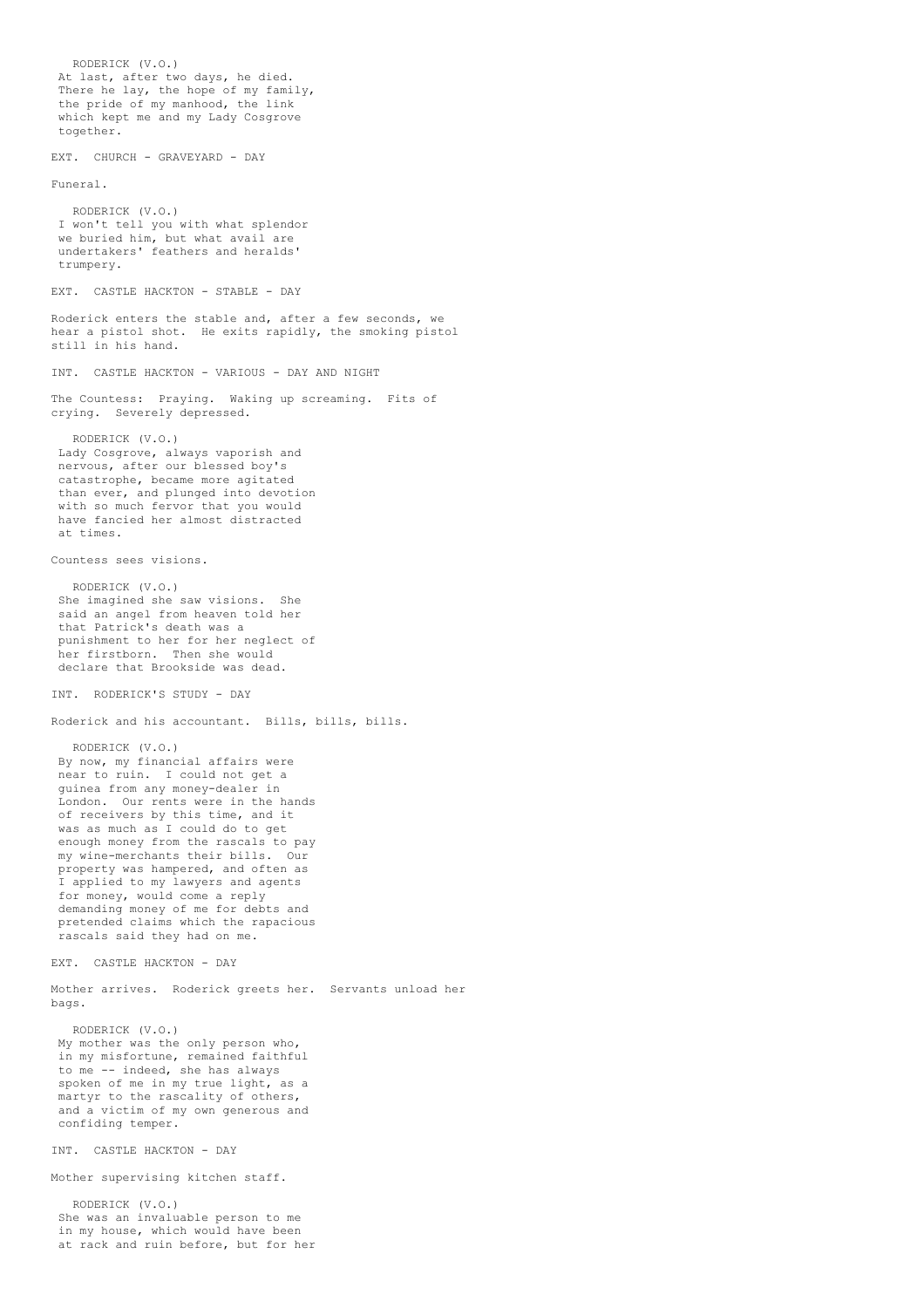RODERICK (V.O.)
At last, after two days, he died. There he lay, the hope of my family, the pride of my manhood, the link which kept me and my Lady Cosgrove together.

EXT. CHURCH - GRAVEYARD - DAY

Funeral.

RODERICK (V.O.)
I won't tell you with what splendor we buried him, but what avail are undertakers' feathers and heralds' trumpery.

EXT. CASTLE HACKTON - STABLE - DAY

Roderick enters the stable and, after a few seconds, we hear a pistol shot. He exits rapidly, the smoking pistol still in his hand.

INT. CASTLE HACKTON - VARIOUS - DAY AND NIGHT

The Countess: Praying. Waking up screaming. Fits of crying. Severely depressed.

RODERICK (V.O.)
Lady Cosgrove, always vaporish and nervous, after our blessed boy's catastrophe, became more agitated than ever, and plunged into devotion with so much fervor that you would have fancied her almost distracted at times.

Countess sees visions.

RODERICK (V.O.)
She imagined she saw visions. She said an angel from heaven told her that Patrick's death was a punishment to her for her neglect of her firstborn. Then she would declare that Brookside was dead.

INT. RODERICK'S STUDY - DAY

Roderick and his accountant. Bills, bills, bills.

RODERICK (V.O.)
By now, my financial affairs were near to ruin. I could not get a guinea from any money-dealer in London. Our rents were in the hands of receivers by this time, and it was as much as I could do to get enough money from the rascals to pay my wine-merchants their bills. Our property was hampered, and often as I applied to my lawyers and agents for money, would come a reply demanding money of me for debts and pretended claims which the rapacious rascals said they had on me.

EXT. CASTLE HACKTON - DAY

Mother arrives. Roderick greets her. Servants unload her bags.

RODERICK (V.O.)
My mother was the only person who, in my misfortune, remained faithful to me -- indeed, she has always spoken of me in my true light, as a martyr to the rascality of others, and a victim of my own generous and confiding temper.

INT. CASTLE HACKTON - DAY

Mother supervising kitchen staff.

RODERICK (V.O.)
She was an invaluable person to me in my house, which would have been at rack and ruin before, but for her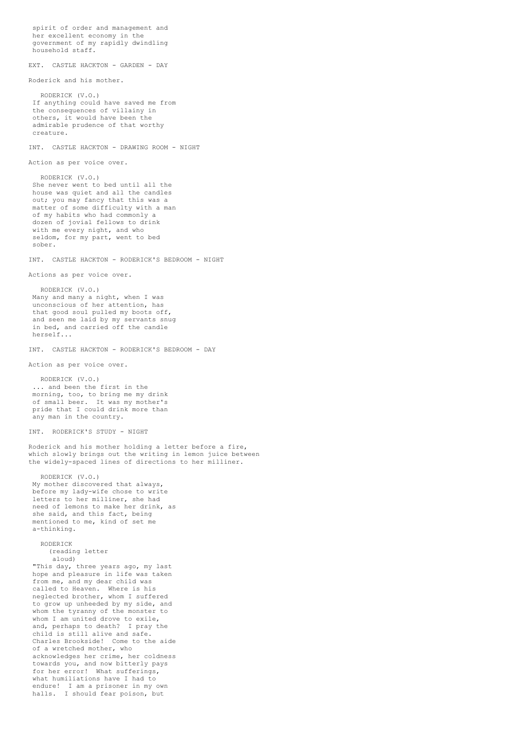spirit of order and management and her excellent economy in the government of my rapidly dwindling household staff.

EXT. CASTLE HACKTON - GARDEN - DAY

Roderick and his mother.

RODERICK (V.O.)
If anything could have saved me from the consequences of villainy in others, it would have been the admirable prudence of that worthy creature.

INT. CASTLE HACKTON - DRAWING ROOM - NIGHT

Action as per voice over.

RODERICK (V.O.)
She never went to bed until all the house was quiet and all the candles out; you may fancy that this was a matter of some difficulty with a man of my habits who had commonly a dozen of jovial fellows to drink with me every night, and who seldom, for my part, went to bed sober.

INT. CASTLE HACKTON - RODERICK'S BEDROOM - NIGHT

Actions as per voice over.

RODERICK (V.O.)
Many and many a night, when I was unconscious of her attention, has that good soul pulled my boots off, and seen me laid by my servants snug in bed, and carried off the candle herself...

INT. CASTLE HACKTON - RODERICK'S BEDROOM - DAY

Action as per voice over.

RODERICK (V.O.)
... and been the first in the morning, too, to bring me my drink of small beer. It was my mother's pride that I could drink more than any man in the country.

INT. RODERICK'S STUDY - NIGHT

Roderick and his mother holding a letter before a fire, which slowly brings out the writing in lemon juice between the widely-spaced lines of directions to her milliner.

RODERICK (V.O.)
My mother discovered that always, before my lady-wife chose to write letters to her milliner, she had need of lemons to make her drink, as she said, and this fact, being mentioned to me, kind of set me a-thinking.

RODERICK
(reading letter aloud)
"This day, three years ago, my last hope and pleasure in life was taken from me, and my dear child was called to Heaven. Where is his neglected brother, whom I suffered to grow up unheeded by my side, and whom the tyranny of the monster to whom I am united drove to exile, and, perhaps to death? I pray the child is still alive and safe. Charles Brookside! Come to the aide of a wretched mother, who acknowledges her crime, her coldness towards you, and now bitterly pays for her error! What sufferings, what humiliations have I had to endure! I am a prisoner in my own halls. I should fear poison, but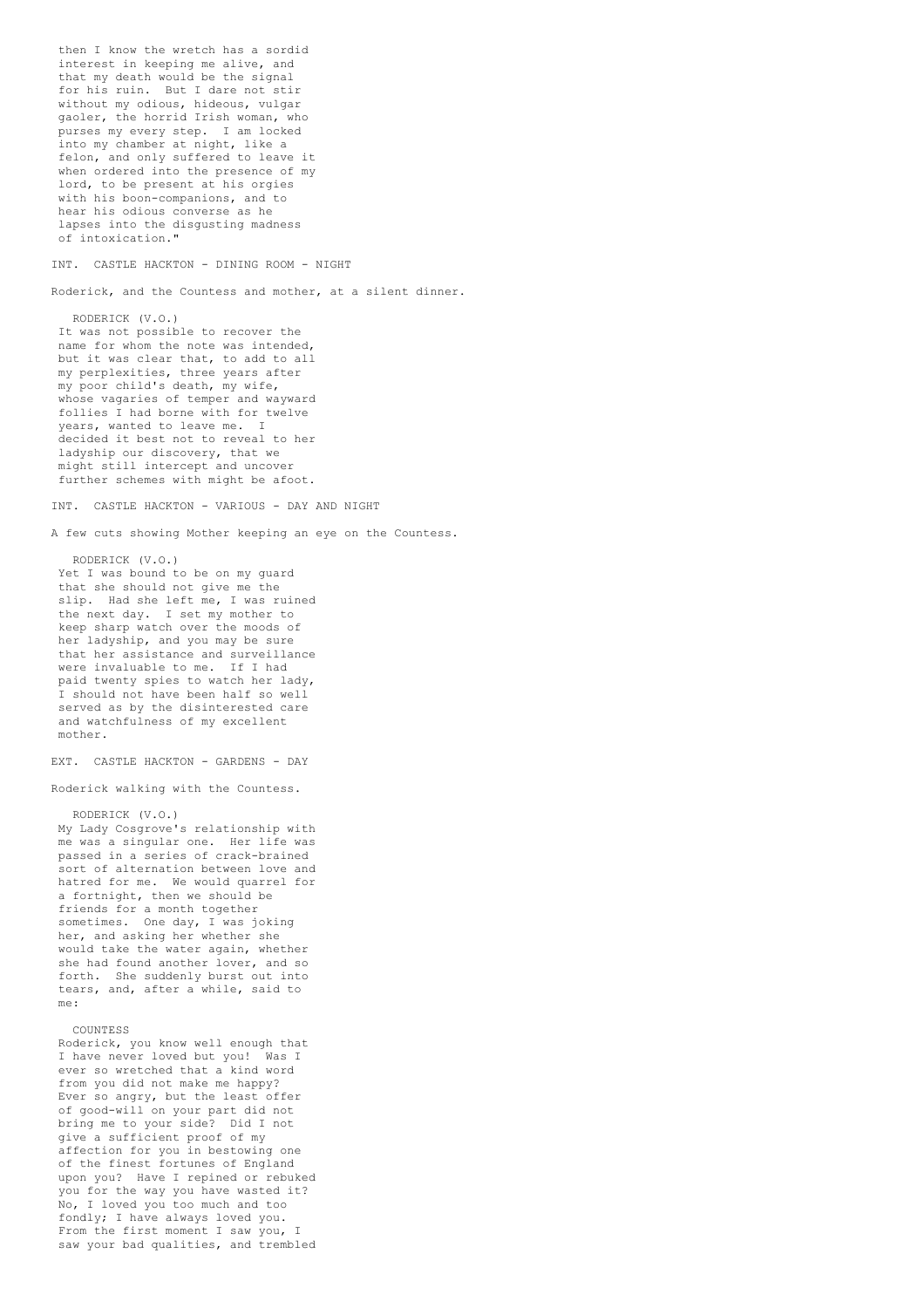then I know the wretch has a sordid interest in keeping me alive, and that my death would be the signal for his ruin. But I dare not stir without my odious, hideous, vulgar gaoler, the horrid Irish woman, who purses my every step. I am locked into my chamber at night, like a felon, and only suffered to leave it when ordered into the presence of my lord, to be present at his orgies with his boon-companions, and to hear his odious converse as he lapses into the disgusting madness of intoxication."

INT. CASTLE HACKTON - DINING ROOM - NIGHT

Roderick, and the Countess and mother, at a silent dinner.

RODERICK (V.O.)
It was not possible to recover the name for whom the note was intended, but it was clear that, to add to all my perplexities, three years after my poor child's death, my wife, whose vagaries of temper and wayward follies I had borne with for twelve years, wanted to leave me. I decided it best not to reveal to her ladyship our discovery, that we might still intercept and uncover further schemes with might be afoot.

INT. CASTLE HACKTON - VARIOUS - DAY AND NIGHT

A few cuts showing Mother keeping an eye on the Countess.

RODERICK (V.O.)
Yet I was bound to be on my guard that she should not give me the slip. Had she left me, I was ruined the next day. I set my mother to keep sharp watch over the moods of her ladyship, and you may be sure that her assistance and surveillance were invaluable to me. If I had paid twenty spies to watch her lady, I should not have been half so well served as by the disinterested care and watchfulness of my excellent mother.

EXT. CASTLE HACKTON - GARDENS - DAY

Roderick walking with the Countess.

RODERICK (V.O.)
My Lady Cosgrove's relationship with me was a singular one. Her life was passed in a series of crack-brained sort of alternation between love and hatred for me. We would quarrel for a fortnight, then we should be friends for a month together sometimes. One day, I was joking her, and asking her whether she would take the water again, whether she had found another lover, and so forth. She suddenly burst out into tears, and, after a while, said to me:

COUNTESS
Roderick, you know well enough that I have never loved but you! Was I ever so wretched that a kind word from you did not make me happy? Ever so angry, but the least offer of good-will on your part did not bring me to your side? Did I not give a sufficient proof of my affection for you in bestowing one of the finest fortunes of England upon you? Have I repined or rebuked you for the way you have wasted it? No, I loved you too much and too fondly; I have always loved you. From the first moment I saw you, I saw your bad qualities, and trembled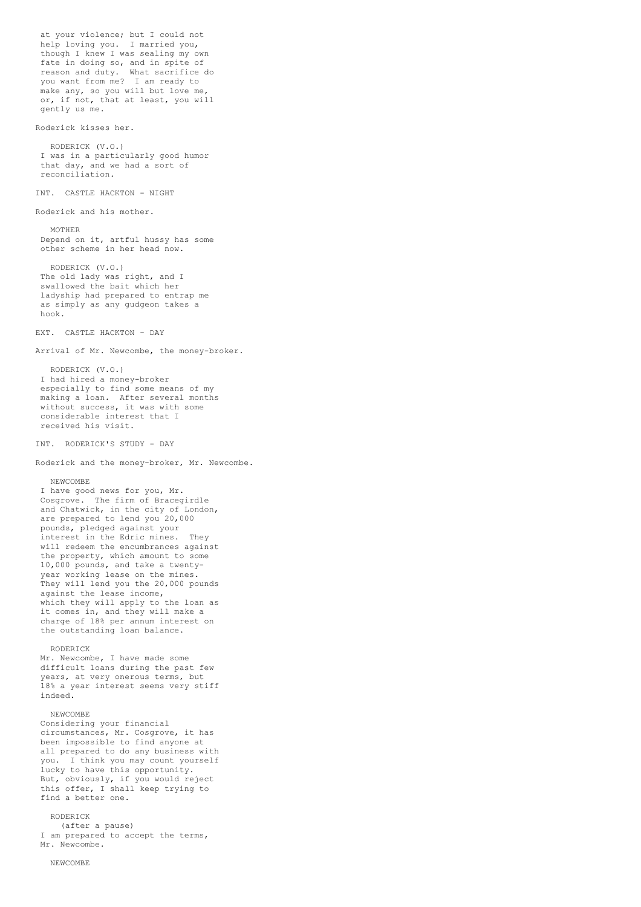at your violence; but I could not help loving you. I married you, though I knew I was sealing my own fate in doing so, and in spite of reason and duty. What sacrifice do you want from me? I am ready to make any, so you will but love me, or, if not, that at least, you will gently us me.

Roderick kisses her.

RODERICK (V.O.)
I was in a particularly good humor that day, and we had a sort of reconciliation.

INT. CASTLE HACKTON - NIGHT

Roderick and his mother.

MOTHER
Depend on it, artful hussy has some other scheme in her head now.

RODERICK (V.O.)
The old lady was right, and I swallowed the bait which her ladyship had prepared to entrap me as simply as any gudgeon takes a hook.

EXT. CASTLE HACKTON - DAY

Arrival of Mr. Newcombe, the money-broker.

RODERICK (V.O.)
I had hired a money-broker especially to find some means of my making a loan. After several months without success, it was with some considerable interest that I received his visit.

INT. RODERICK'S STUDY - DAY

Roderick and the money-broker, Mr. Newcombe.

NEWCOMBE
I have good news for you, Mr. Cosgrove. The firm of Bracegirdle and Chatwick, in the city of London, are prepared to lend you 20,000 pounds, pledged against your interest in the Edric mines. They will redeem the encumbrances against the property, which amount to some 10,000 pounds, and take a twenty-year working lease on the mines. They will lend you the 20,000 pounds against the lease income, which they will apply to the loan as it comes in, and they will make a charge of 18% per annum interest on the outstanding loan balance.

RODERICK
Mr. Newcombe, I have made some difficult loans during the past few years, at very onerous terms, but 18% a year interest seems very stiff indeed.

NEWCOMBE
Considering your financial circumstances, Mr. Cosgrove, it has been impossible to find anyone at all prepared to do any business with you. I think you may count yourself lucky to have this opportunity. But, obviously, if you would reject this offer, I shall keep trying to find a better one.

RODERICK
(after a pause)
I am prepared to accept the terms, Mr. Newcombe.

NEWCOMBE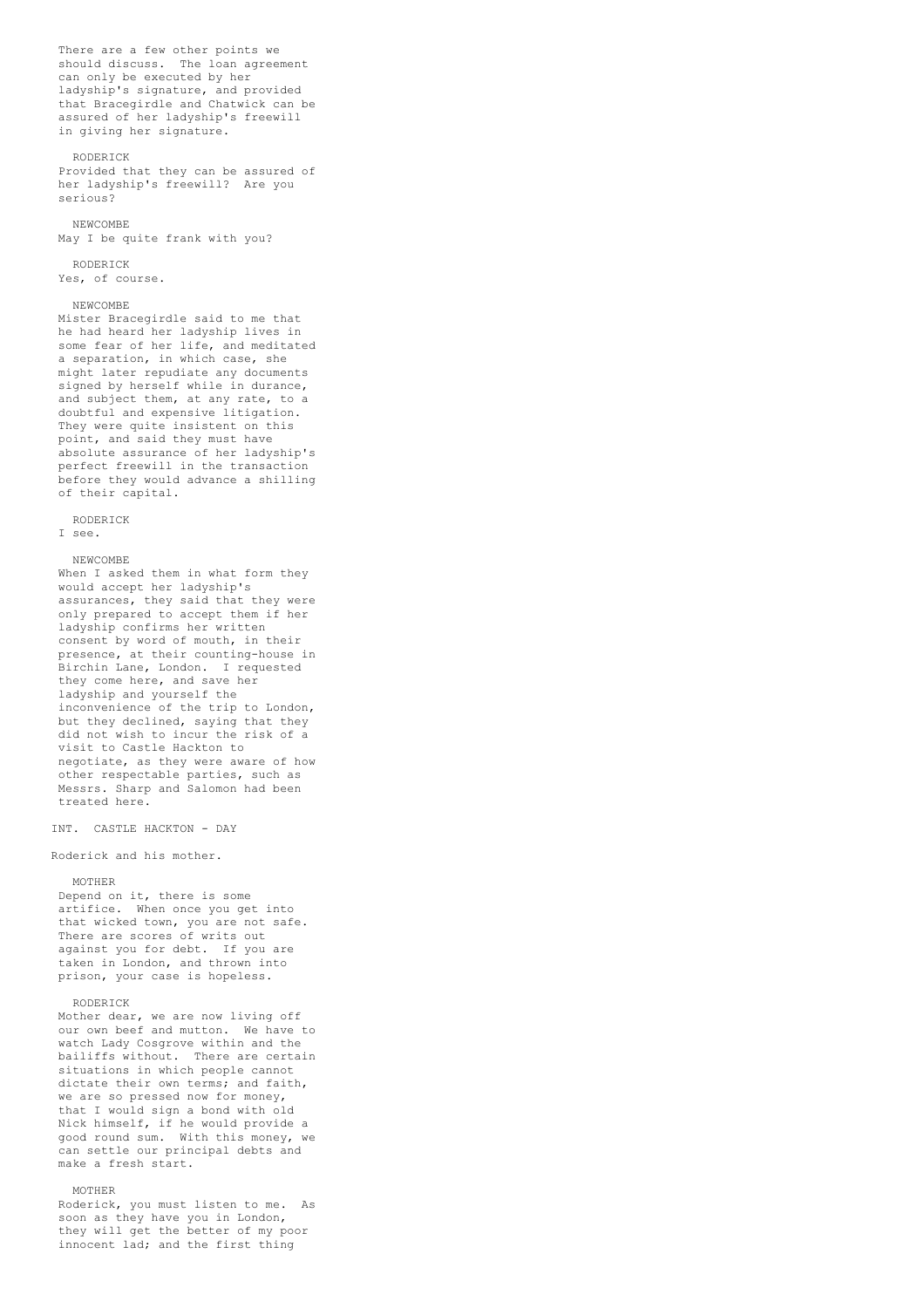There are a few other points we should discuss. The loan agreement can only be executed by her ladyship's signature, and provided that Bracegirdle and Chatwick can be assured of her ladyship's freewill in giving her signature.

RODERICK
Provided that they can be assured of her ladyship's freewill? Are you serious?

NEWCOMBE
May I be quite frank with you?

RODERICK
Yes, of course.

NEWCOMBE
Mister Bracegirdle said to me that he had heard her ladyship lives in some fear of her life, and meditated a separation, in which case, she might later repudiate any documents signed by herself while in durance, and subject them, at any rate, to a doubtful and expensive litigation. They were quite insistent on this point, and said they must have absolute assurance of her ladyship's perfect freewill in the transaction before they would advance a shilling of their capital.

RODERICK
I see.

NEWCOMBE
When I asked them in what form they would accept her ladyship's assurances, they said that they were only prepared to accept them if her ladyship confirms her written consent by word of mouth, in their presence, at their counting-house in Birchin Lane, London. I requested they come here, and save her ladyship and yourself the inconvenience of the trip to London, but they declined, saying that they did not wish to incur the risk of a visit to Castle Hackton to negotiate, as they were aware of how other respectable parties, such as Messrs. Sharp and Salomon had been treated here.

INT. CASTLE HACKTON - DAY

Roderick and his mother.

MOTHER
Depend on it, there is some artifice. When once you get into that wicked town, you are not safe. There are scores of writs out against you for debt. If you are taken in London, and thrown into prison, your case is hopeless.

RODERICK
Mother dear, we are now living off our own beef and mutton. We have to watch Lady Cosgrove within and the bailiffs without. There are certain situations in which people cannot dictate their own terms; and faith, we are so pressed now for money, that I would sign a bond with old Nick himself, if he would provide a good round sum. With this money, we can settle our principal debts and make a fresh start.

MOTHER
Roderick, you must listen to me. As soon as they have you in London, they will get the better of my poor innocent lad; and the first thing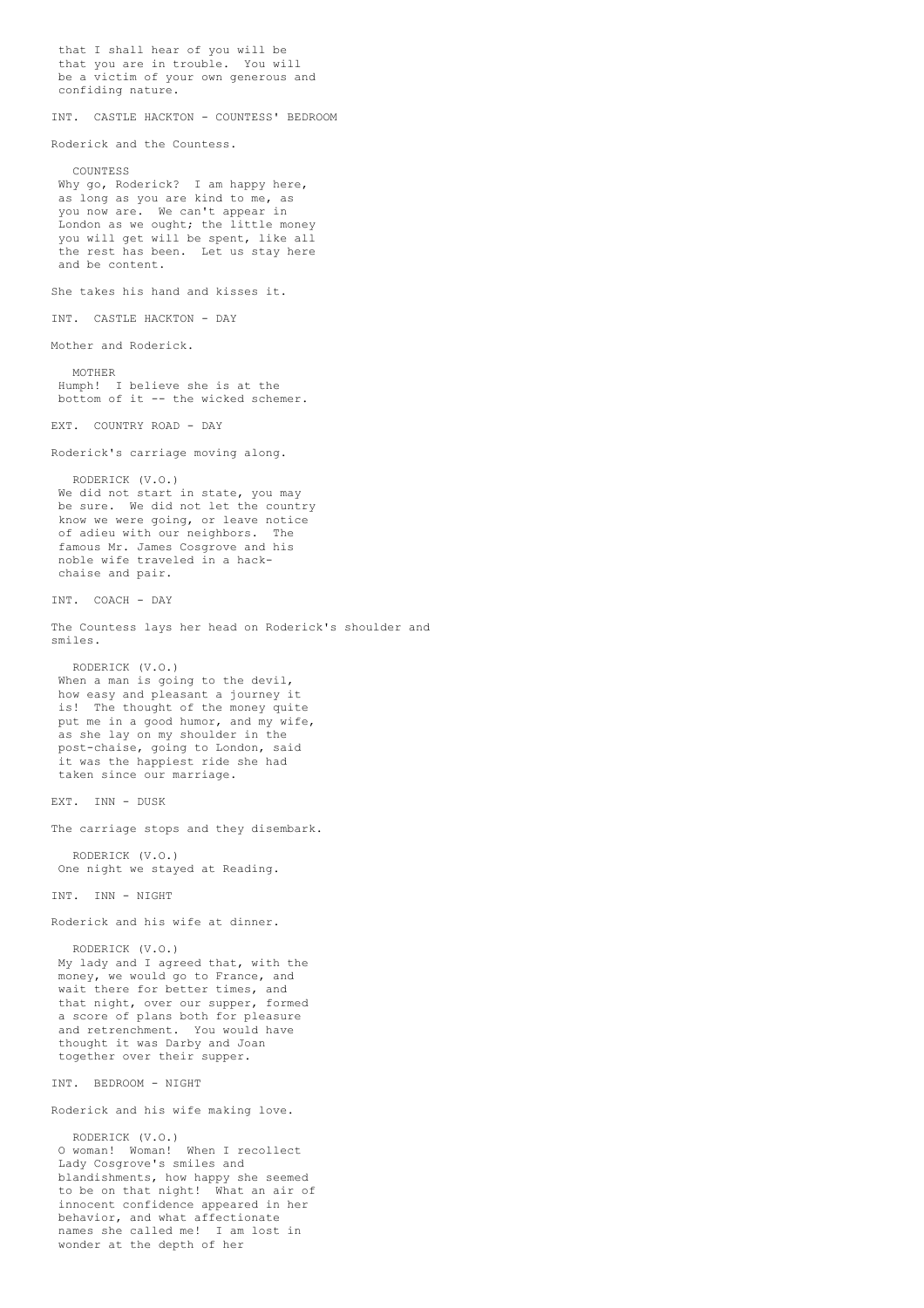that I shall hear of you will be
that you are in trouble. You will
be a victim of your own generous and
confiding nature.

INT. CASTLE HACKTON - COUNTESS' BEDROOM

Roderick and the Countess.

COUNTESS
Why go, Roderick? I am happy here,
as long as you are kind to me, as
you now are. We can't appear in
London as we ought; the little money
you will get will be spent, like all
the rest has been. Let us stay here
and be content.

She takes his hand and kisses it.

INT. CASTLE HACKTON - DAY

Mother and Roderick.

MOTHER
Humph! I believe she is at the
bottom of it -- the wicked schemer.

EXT. COUNTRY ROAD - DAY

Roderick's carriage moving along.

RODERICK (V.O.)
We did not start in state, you may
be sure. We did not let the country
know we were going, or leave notice
of adieu with our neighbors. The
famous Mr. James Cosgrove and his
noble wife traveled in a hack-
chaise and pair.

INT. COACH - DAY

The Countess lays her head on Roderick's shoulder and
smiles.

RODERICK (V.O.)
When a man is going to the devil,
how easy and pleasant a journey it
is! The thought of the money quite
put me in a good humor, and my wife,
as she lay on my shoulder in the
post-chaise, going to London, said
it was the happiest ride she had
taken since our marriage.

EXT. INN - DUSK

The carriage stops and they disembark.

RODERICK (V.O.)
One night we stayed at Reading.

INT. INN - NIGHT

Roderick and his wife at dinner.

RODERICK (V.O.)
My lady and I agreed that, with the
money, we would go to France, and
wait there for better times, and
that night, over our supper, formed
a score of plans both for pleasure
and retrenchment. You would have
thought it was Darby and Joan
together over their supper.

INT. BEDROOM - NIGHT

Roderick and his wife making love.

RODERICK (V.O.)
O woman! Woman! When I recollect
Lady Cosgrove's smiles and
blandishments, how happy she seemed
to be on that night! What an air of
innocent confidence appeared in her
behavior, and what affectionate
names she called me! I am lost in
wonder at the depth of her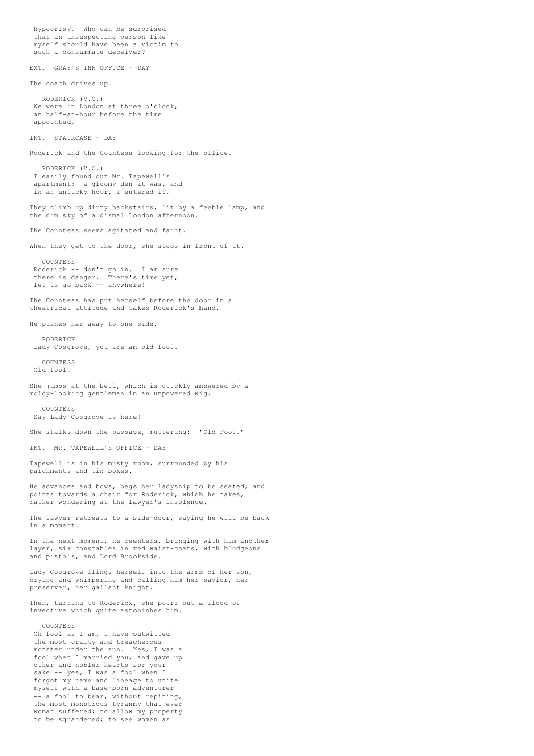hypocrisy. Who can be surprised that an unsuspecting person like myself should have been a victim to such a consummate deceiver?

EXT. GRAY'S INN OFFICE - DAY

The coach drives up.

RODERICK (V.O.)
We were in London at three o'clock, an half-an-hour before the time appointed.

INT. STAIRCASE - DAY

Roderick and the Countess looking for the office.

RODERICK (V.O.)
I easily found out Mr. Tapewell's apartment: a gloomy den it was, and in an unlucky hour, I entered it.

They climb up dirty backstairs, lit by a feeble lamp, and the dim sky of a dismal London afternoon.

The Countess seems agitated and faint.

When they get to the door, she stops in front of it.

COUNTESS
Roderick -- don't go in. I am sure there is danger. There's time yet, let us go back -- anywhere!

The Countess has put herself before the door in a theatrical attitude and takes Roderick's hand.

He pushes her away to one side.

RODERICK
Lady Cosgrove, you are an old fool.

COUNTESS
Old fool!

She jumps at the bell, which is quickly answered by a moldy-looking gentleman in an unpowered wig.

COUNTESS
Say Lady Cosgrove is here!

She stalks down the passage, muttering: "Old Fool."

INT. MR. TAPEWELL'S OFFICE - DAY

Tapewell is in his musty room, surrounded by his parchments and tin boxes.

He advances and bows, begs her ladyship to be seated, and points towards a chair for Roderick, which he takes, rather wondering at the lawyer's insolence.

The lawyer retreats to a side-door, saying he will be back in a moment.

In the next moment, he reenters, bringing with him another layer, six constables in red waist-coats, with bludgeons and pistols, and Lord Brookside.

Lady Cosgrove flings herself into the arms of her son, crying and whimpering and calling him her savior, her preserver, her gallant knight.

Then, turning to Roderick, she pours out a flood of invective which quite astonishes him.

COUNTESS
Oh fool as I am, I have outwitted the most crafty and treacherous monster under the sun. Yes, I was a fool when I married you, and gave up other and nobler hearts for your sake -- yes, I was a fool when I forgot my name and lineage to unite myself with a base-born adventurer -- a fool to bear, without repining, the most monstrous tyranny that ever woman suffered; to allow my property to be squandered; to see women as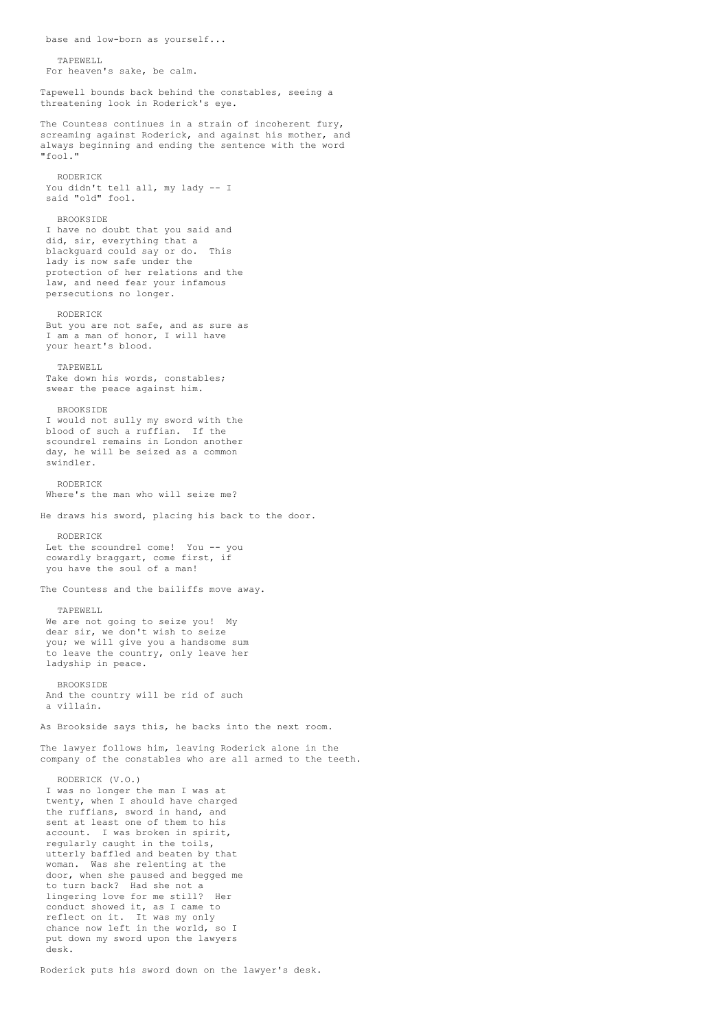base and low-born as yourself...

TAPEWELL
For heaven's sake, be calm.

Tapewell bounds back behind the constables, seeing a threatening look in Roderick's eye.

The Countess continues in a strain of incoherent fury, screaming against Roderick, and against his mother, and always beginning and ending the sentence with the word "fool."

RODERICK
You didn't tell all, my lady -- I said "old" fool.

BROOKSIDE
I have no doubt that you said and did, sir, everything that a blackguard could say or do. This lady is now safe under the protection of her relations and the law, and need fear your infamous persecutions no longer.

RODERICK
But you are not safe, and as sure as I am a man of honor, I will have your heart's blood.

TAPEWELL
Take down his words, constables; swear the peace against him.

BROOKSIDE
I would not sully my sword with the blood of such a ruffian. If the scoundrel remains in London another day, he will be seized as a common swindler.

RODERICK
Where's the man who will seize me?

He draws his sword, placing his back to the door.

RODERICK
Let the scoundrel come! You -- you cowardly braggart, come first, if you have the soul of a man!

The Countess and the bailiffs move away.

TAPEWELL
We are not going to seize you! My dear sir, we don't wish to seize you; we will give you a handsome sum to leave the country, only leave her ladyship in peace.

BROOKSIDE
And the country will be rid of such a villain.

As Brookside says this, he backs into the next room.

The lawyer follows him, leaving Roderick alone in the company of the constables who are all armed to the teeth.

RODERICK (V.O.)
I was no longer the man I was at twenty, when I should have charged the ruffians, sword in hand, and sent at least one of them to his account. I was broken in spirit, regularly caught in the toils, utterly baffled and beaten by that woman. Was she relenting at the door, when she paused and begged me to turn back? Had she not a lingering love for me still? Her conduct showed it, as I came to reflect on it. It was my only chance now left in the world, so I put down my sword upon the lawyers desk.

Roderick puts his sword down on the lawyer's desk.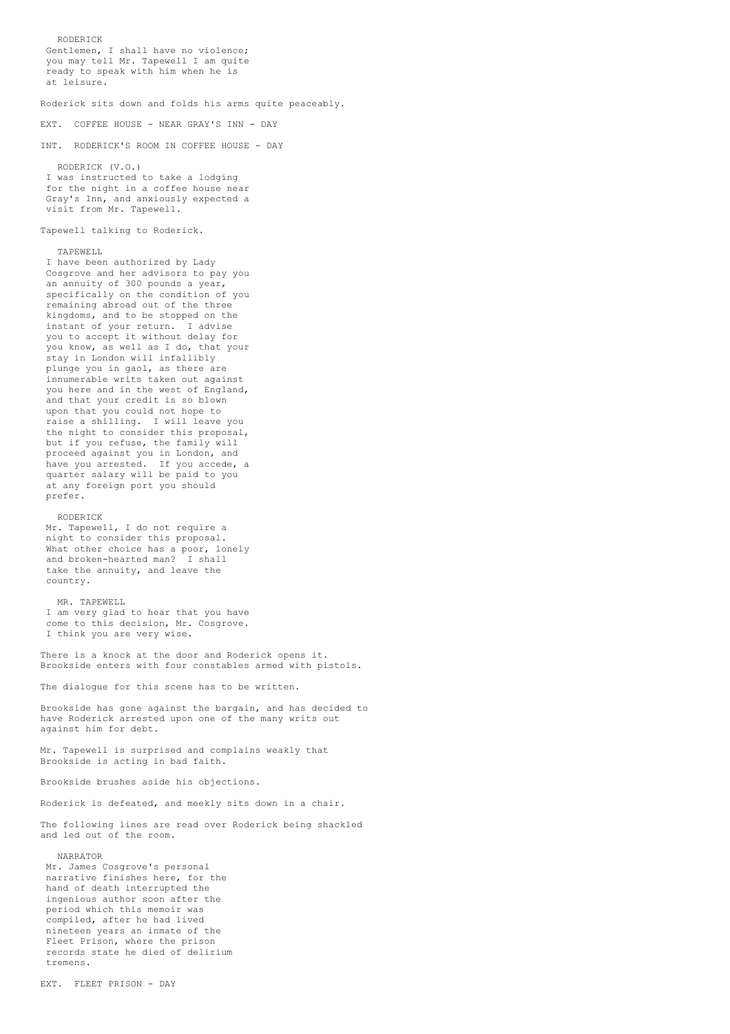RODERICK
Gentlemen, I shall have no violence; you may tell Mr. Tapewell I am quite ready to speak with him when he is at leisure.

Roderick sits down and folds his arms quite peaceably.

EXT. COFFEE HOUSE - NEAR GRAY'S INN - DAY

INT. RODERICK'S ROOM IN COFFEE HOUSE - DAY

RODERICK (V.O.)
I was instructed to take a lodging for the night in a coffee house near Gray's Inn, and anxiously expected a visit from Mr. Tapewell.

Tapewell talking to Roderick.

TAPEWELL
I have been authorized by Lady Cosgrove and her advisors to pay you an annuity of 300 pounds a year, specifically on the condition of you remaining abroad out of the three kingdoms, and to be stopped on the instant of your return. I advise you to accept it without delay for you know, as well as I do, that your stay in London will infallibly plunge you in gaol, as there are innumerable writs taken out against you here and in the west of England, and that your credit is so blown upon that you could not hope to raise a shilling. I will leave you the night to consider this proposal, but if you refuse, the family will proceed against you in London, and have you arrested. If you accede, a quarter salary will be paid to you at any foreign port you should prefer.

RODERICK
Mr. Tapewell, I do not require a night to consider this proposal. What other choice has a poor, lonely and broken-hearted man? I shall take the annuity, and leave the country.

MR. TAPEWELL
I am very glad to hear that you have come to this decision, Mr. Cosgrove. I think you are very wise.

There is a knock at the door and Roderick opens it. Brookside enters with four constables armed with pistols.

The dialogue for this scene has to be written.

Brookside has gone against the bargain, and has decided to have Roderick arrested upon one of the many writs out against him for debt.

Mr. Tapewell is surprised and complains weakly that Brookside is acting in bad faith.

Brookside brushes aside his objections.

Roderick is defeated, and meekly sits down in a chair.

The following lines are read over Roderick being shackled and led out of the room.

NARRATOR
Mr. James Cosgrove's personal narrative finishes here, for the hand of death interrupted the ingenious author soon after the period which this memoir was compiled, after he had lived nineteen years an inmate of the Fleet Prison, where the prison records state he died of delirium tremens.

EXT. FLEET PRISON - DAY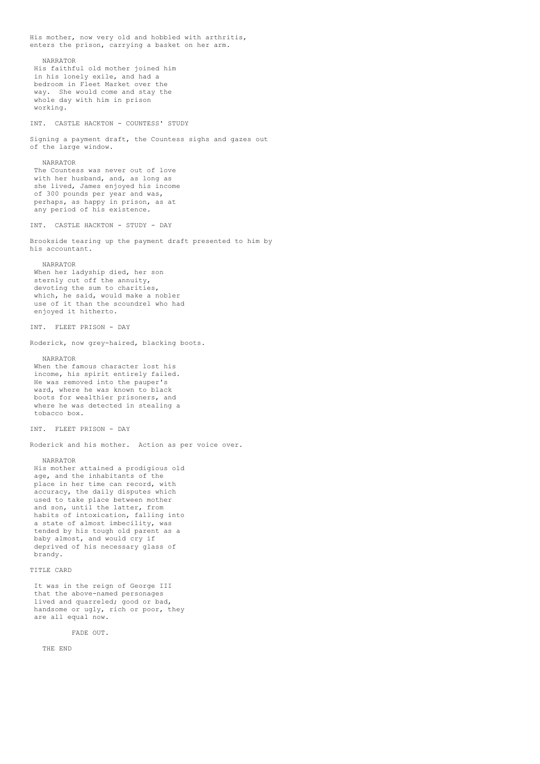His mother, now very old and hobbled with arthritis, enters the prison, carrying a basket on her arm.

NARRATOR
His faithful old mother joined him in his lonely exile, and had a bedroom in Fleet Market over the way. She would come and stay the whole day with him in prison working.

INT. CASTLE HACKTON - COUNTESS' STUDY

Signing a payment draft, the Countess sighs and gazes out of the large window.

NARRATOR
The Countess was never out of love with her husband, and, as long as she lived, James enjoyed his income of 300 pounds per year and was, perhaps, as happy in prison, as at any period of his existence.

INT. CASTLE HACKTON - STUDY - DAY

Brookside tearing up the payment draft presented to him by his accountant.

NARRATOR
When her ladyship died, her son sternly cut off the annuity, devoting the sum to charities, which, he said, would make a nobler use of it than the scoundrel who had enjoyed it hitherto.

INT. FLEET PRISON - DAY

Roderick, now grey-haired, blacking boots.

NARRATOR
When the famous character lost his income, his spirit entirely failed. He was removed into the pauper's ward, where he was known to black boots for wealthier prisoners, and where he was detected in stealing a tobacco box.

INT. FLEET PRISON - DAY

Roderick and his mother. Action as per voice over.

NARRATOR
His mother attained a prodigious old age, and the inhabitants of the place in her time can record, with accuracy, the daily disputes which used to take place between mother and son, until the latter, from habits of intoxication, falling into a state of almost imbecility, was tended by his tough old parent as a baby almost, and would cry if deprived of his necessary glass of brandy.

TITLE CARD

It was in the reign of George III that the above-named personages lived and quarreled; good or bad, handsome or ugly, rich or poor, they are all equal now.

FADE OUT.

THE END